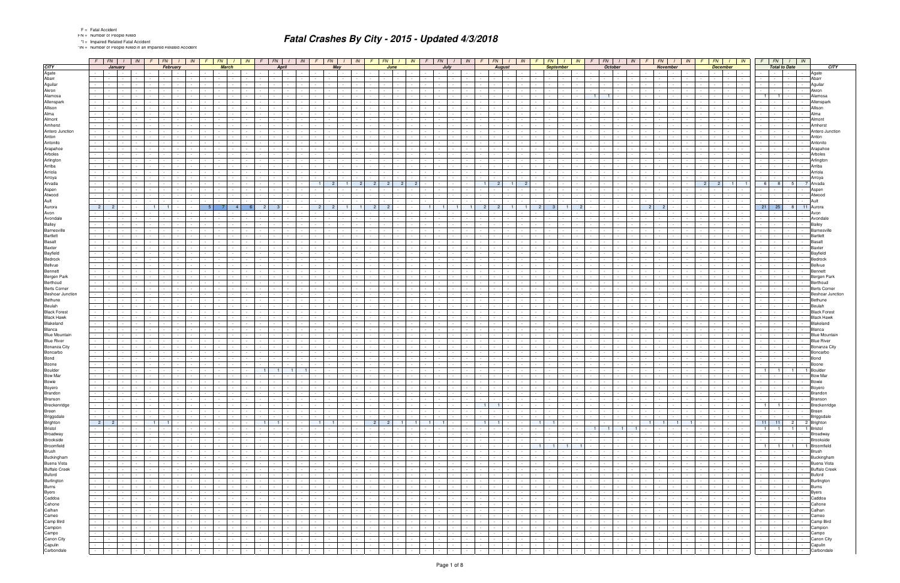F = Fatal Accident
FN = Number of People Killed
*I = Impaired Related Fatal Accident
*IN = Number of People Killed in an Impaired Related Accident

# Fatal Crashes By City - 2015 - Updated 4/3/2018

| CITY | January | | | | February | | | | March | | | | April | | | | May | | | | June | | | | July | | | | August | | | | September | | | | October | | | | November | | | | December | | | | Total to Date | | | | CITY |
|---|---|---|---|---|---|---|---|---|---|---|---|---|---|---|---|---|---|---|---|---|---|---|---|---|---|---|---|---|---|---|---|---|---|---|---|---|---|---|---|---|---|---|---|---|---|---|---|---|---|---|---|---|---|---|---|---|---|
| | F | FN | I | IN | F | FN | I | IN | F | FN | I | IN | F | FN | I | IN | F | FN | I | IN | F | FN | I | IN | F | FN | I | IN | F | FN | I | IN | F | FN | I | IN | F | FN | I | IN | F | FN | I | IN | F | FN | I | IN | F | FN | I | IN | |
| Agate | - | - | - | - | - | - | - | - | - | - | - | - | - | - | - | - | - | - | - | - | - | - | - | - | - | - | - | - | - | - | - | - | - | - | - | - | - | - | - | - | - | - | - | - | - | - | - | - | - | - | - | - | Agate |
| Abarr | - | - | - | - | - | - | - | - | - | - | - | - | - | - | - | - | - | - | - | - | - | - | - | - | - | - | - | - | - | - | - | - | - | - | - | - | - | - | - | - | - | - | - | - | - | - | - | - | - | - | - | - | Abarr |
| Aguilar | - | - | - | - | - | - | - | - | - | - | - | - | - | - | - | - | - | - | - | - | - | - | - | - | - | - | - | - | - | - | - | - | - | - | - | - | - | - | - | - | - | - | - | - | - | - | - | - | - | - | - | - | Aguilar |
| Akron | - | - | - | - | - | - | - | - | - | - | - | - | - | - | - | - | - | - | - | - | - | - | - | - | - | - | - | - | - | - | - | - | - | - | - | - | - | - | - | - | - | - | - | - | - | - | - | - | - | - | - | - | Akron |
| Alamosa | - | - | - | - | - | - | - | - | - | - | - | - | - | - | - | - | - | - | - | - | - | - | - | - | - | - | - | - | - | - | - | - | - | - | - | - | 1 | 1 | - | - | - | - | - | - | - | - | - | - | 1 | 1 | - | - | Alamosa |
| Allenspark | - | - | - | - | - | - | - | - | - | - | - | - | - | - | - | - | - | - | - | - | - | - | - | - | - | - | - | - | - | - | - | - | - | - | - | - | - | - | - | - | - | - | - | - | - | - | - | - | - | - | - | - | Allenspark |
| Allison | - | - | - | - | - | - | - | - | - | - | - | - | - | - | - | - | - | - | - | - | - | - | - | - | - | - | - | - | - | - | - | - | - | - | - | - | - | - | - | - | - | - | - | - | - | - | - | - | - | - | - | - | Allison |
| Alma | - | - | - | - | - | - | - | - | - | - | - | - | - | - | - | - | - | - | - | - | - | - | - | - | - | - | - | - | - | - | - | - | - | - | - | - | - | - | - | - | - | - | - | - | - | - | - | - | - | - | - | - | Alma |
| Almont | - | - | - | - | - | - | - | - | - | - | - | - | - | - | - | - | - | - | - | - | - | - | - | - | - | - | - | - | - | - | - | - | - | - | - | - | - | - | - | - | - | - | - | - | - | - | - | - | - | - | - | - | Almont |
| Amherst | - | - | - | - | - | - | - | - | - | - | - | - | - | - | - | - | - | - | - | - | - | - | - | - | - | - | - | - | - | - | - | - | - | - | - | - | - | - | - | - | - | - | - | - | - | - | - | - | - | - | - | - | Amherst |
| Antero Junction | - | - | - | - | - | - | - | - | - | - | - | - | - | - | - | - | - | - | - | - | - | - | - | - | - | - | - | - | - | - | - | - | - | - | - | - | - | - | - | - | - | - | - | - | - | - | - | - | - | - | - | - | Antero Junction |
| Anton | - | - | - | - | - | - | - | - | - | - | - | - | - | - | - | - | - | - | - | - | - | - | - | - | - | - | - | - | - | - | - | - | - | - | - | - | - | - | - | - | - | - | - | - | - | - | - | - | - | - | - | - | Anton |
| Antonito | - | - | - | - | - | - | - | - | - | - | - | - | - | - | - | - | - | - | - | - | - | - | - | - | - | - | - | - | - | - | - | - | - | - | - | - | - | - | - | - | - | - | - | - | - | - | - | - | - | - | - | - | Antonito |
| Arapahoe | - | - | - | - | - | - | - | - | - | - | - | - | - | - | - | - | - | - | - | - | - | - | - | - | - | - | - | - | - | - | - | - | - | - | - | - | - | - | - | - | - | - | - | - | - | - | - | - | - | - | - | - | Arapahoe |
| Arboles | - | - | - | - | - | - | - | - | - | - | - | - | - | - | - | - | - | - | - | - | - | - | - | - | - | - | - | - | - | - | - | - | - | - | - | - | - | - | - | - | - | - | - | - | - | - | - | - | - | - | - | - | Arboles |
| Arlington | - | - | - | - | - | - | - | - | - | - | - | - | - | - | - | - | - | - | - | - | - | - | - | - | - | - | - | - | - | - | - | - | - | - | - | - | - | - | - | - | - | - | - | - | - | - | - | - | - | - | - | - | Arlington |
| Arriba | - | - | - | - | - | - | - | - | - | - | - | - | - | - | - | - | - | - | - | - | - | - | - | - | - | - | - | - | - | - | - | - | - | - | - | - | - | - | - | - | - | - | - | - | - | - | - | - | - | - | - | - | Arriba |
| Arriola | - | - | - | - | - | - | - | - | - | - | - | - | - | - | - | - | - | - | - | - | - | - | - | - | - | - | - | - | - | - | - | - | - | - | - | - | - | - | - | - | - | - | - | - | - | - | - | - | - | - | - | - | Arriola |
| Arroya | - | - | - | - | - | - | - | - | - | - | - | - | - | - | - | - | - | - | - | - | - | - | - | - | - | - | - | - | - | - | - | - | - | - | - | - | - | - | - | - | - | - | - | - | - | - | - | - | - | - | - | - | Arroya |
| Arvada | - | - | - | - | - | - | - | - | - | - | - | - | - | - | - | - | 1 | 2 | 1 | 2 | 2 | 2 | 2 | 2 | - | - | - | - | 1 | 2 | 1 | 2 | - | - | - | - | - | - | - | - | - | - | - | - | 2 | 2 | 1 | 1 | 6 | 8 | 5 | 7 | Arvada |
| Aspen | - | - | - | - | - | - | - | - | - | - | - | - | - | - | - | - | - | - | - | - | - | - | - | - | - | - | - | - | - | - | - | - | - | - | - | - | - | - | - | - | - | - | - | - | - | - | - | - | - | - | - | - | Aspen |
| Atwood | - | - | - | - | - | - | - | - | - | - | - | - | - | - | - | - | - | - | - | - | - | - | - | - | - | - | - | - | - | - | - | - | - | - | - | - | - | - | - | - | - | - | - | - | - | - | - | - | - | - | - | - | Atwood |
| Ault | - | - | - | - | - | - | - | - | - | - | - | - | - | - | - | - | - | - | - | - | - | - | - | - | - | - | - | - | - | - | - | - | - | - | - | - | - | - | - | - | - | - | - | - | - | - | - | - | - | - | - | - | Ault |
| Aurora | 2 | 2 | - | - | 1 | 1 | - | - | 5 | 7 | 4 | 6 | 2 | 3 | - | - | 2 | 2 | 1 | 1 | 2 | 2 | - | - | 1 | 1 | 1 | 1 | 2 | 2 | 1 | 1 | 2 | 3 | 1 | 2 | - | - | - | - | 2 | 2 | - | - | - | - | - | - | 21 | 25 | 8 | 11 | Aurora |
| Avon | - | - | - | - | - | - | - | - | - | - | - | - | - | - | - | - | - | - | - | - | - | - | - | - | - | - | - | - | - | - | - | - | - | - | - | - | - | - | - | - | - | - | - | - | - | - | - | - | - | - | - | - | Avon |
| Avondale | - | - | - | - | - | - | - | - | - | - | - | - | - | - | - | - | - | - | - | - | - | - | - | - | - | - | - | - | - | - | - | - | - | - | - | - | - | - | - | - | - | - | - | - | - | - | - | - | - | - | - | - | Avondale |
| Bailey | - | - | - | - | - | - | - | - | - | - | - | - | - | - | - | - | - | - | - | - | - | - | - | - | - | - | - | - | - | - | - | - | - | - | - | - | - | - | - | - | - | - | - | - | - | - | - | - | - | - | - | - | Bailey |
| Barnesville | - | - | - | - | - | - | - | - | - | - | - | - | - | - | - | - | - | - | - | - | - | - | - | - | - | - | - | - | - | - | - | - | - | - | - | - | - | - | - | - | - | - | - | - | - | - | - | - | - | - | - | - | Barnesville |
| Bartlett | - | - | - | - | - | - | - | - | - | - | - | - | - | - | - | - | - | - | - | - | - | - | - | - | - | - | - | - | - | - | - | - | - | - | - | - | - | - | - | - | - | - | - | - | - | - | - | - | - | - | - | - | Bartlett |
| Basalt | - | - | - | - | - | - | - | - | - | - | - | - | - | - | - | - | - | - | - | - | - | - | - | - | - | - | - | - | - | - | - | - | - | - | - | - | - | - | - | - | - | - | - | - | - | - | - | - | - | - | - | - | Basalt |
| Baxter | - | - | - | - | - | - | - | - | - | - | - | - | - | - | - | - | - | - | - | - | - | - | - | - | - | - | - | - | - | - | - | - | - | - | - | - | - | - | - | - | - | - | - | - | - | - | - | - | - | - | - | - | Baxter |
| Bayfield | - | - | - | - | - | - | - | - | - | - | - | - | - | - | - | - | - | - | - | - | - | - | - | - | - | - | - | - | - | - | - | - | - | - | - | - | - | - | - | - | - | - | - | - | - | - | - | - | - | - | - | - | Bayfield |
| Bedrock | - | - | - | - | - | - | - | - | - | - | - | - | - | - | - | - | - | - | - | - | - | - | - | - | - | - | - | - | - | - | - | - | - | - | - | - | - | - | - | - | - | - | - | - | - | - | - | - | - | - | - | - | Bedrock |
| Bellvue | - | - | - | - | - | - | - | - | - | - | - | - | - | - | - | - | - | - | - | - | - | - | - | - | - | - | - | - | - | - | - | - | - | - | - | - | - | - | - | - | - | - | - | - | - | - | - | - | - | - | - | - | Bellvue |
| Bennett | - | - | - | - | - | - | - | - | - | - | - | - | - | - | - | - | - | - | - | - | - | - | - | - | - | - | - | - | - | - | - | - | - | - | - | - | - | - | - | - | - | - | - | - | - | - | - | - | - | - | - | - | Bennett |
| Bergen Park | - | - | - | - | - | - | - | - | - | - | - | - | - | - | - | - | - | - | - | - | - | - | - | - | - | - | - | - | - | - | - | - | - | - | - | - | - | - | - | - | - | - | - | - | - | - | - | - | - | - | - | - | Bergen Park |
| Berthoud | - | - | - | - | - | - | - | - | - | - | - | - | - | - | - | - | - | - | - | - | - | - | - | - | - | - | - | - | - | - | - | - | - | - | - | - | - | - | - | - | - | - | - | - | - | - | - | - | - | - | - | - | Berthoud |
| Berts Corner | - | - | - | - | - | - | - | - | - | - | - | - | - | - | - | - | - | - | - | - | - | - | - | - | - | - | - | - | - | - | - | - | - | - | - | - | - | - | - | - | - | - | - | - | - | - | - | - | - | - | - | - | Berts Corner |
| Beshoar Junction | - | - | - | - | - | - | - | - | - | - | - | - | - | - | - | - | - | - | - | - | - | - | - | - | - | - | - | - | - | - | - | - | - | - | - | - | - | - | - | - | - | - | - | - | - | - | - | - | - | - | - | - | Beshoar Junction |
| Bethune | - | - | - | - | - | - | - | - | - | - | - | - | - | - | - | - | - | - | - | - | - | - | - | - | - | - | - | - | - | - | - | - | - | - | - | - | - | - | - | - | - | - | - | - | - | - | - | - | - | - | - | - | Bethune |
| Beulah | - | - | - | - | - | - | - | - | - | - | - | - | - | - | - | - | - | - | - | - | - | - | - | - | - | - | - | - | - | - | - | - | - | - | - | - | - | - | - | - | - | - | - | - | - | - | - | - | - | - | - | - | Beulah |
| Black Forest | - | - | - | - | - | - | - | - | - | - | - | - | - | - | - | - | - | - | - | - | - | - | - | - | - | - | - | - | - | - | - | - | - | - | - | - | - | - | - | - | - | - | - | - | - | - | - | - | - | - | - | - | Black Forest |
| Black Hawk | - | - | - | - | - | - | - | - | - | - | - | - | - | - | - | - | - | - | - | - | - | - | - | - | - | - | - | - | - | - | - | - | - | - | - | - | - | - | - | - | - | - | - | - | - | - | - | - | - | - | - | - | Black Hawk |
| Blakeland | - | - | - | - | - | - | - | - | - | - | - | - | - | - | - | - | - | - | - | - | - | - | - | - | - | - | - | - | - | - | - | - | - | - | - | - | - | - | - | - | - | - | - | - | - | - | - | - | - | - | - | - | Blakeland |
| Blanca | - | - | - | - | - | - | - | - | - | - | - | - | - | - | - | - | - | - | - | - | - | - | - | - | - | - | - | - | - | - | - | - | - | - | - | - | - | - | - | - | - | - | - | - | - | - | - | - | - | - | - | - | Blanca |
| Blue Mountain | - | - | - | - | - | - | - | - | - | - | - | - | - | - | - | - | - | - | - | - | - | - | - | - | - | - | - | - | - | - | - | - | - | - | - | - | - | - | - | - | - | - | - | - | - | - | - | - | - | - | - | - | Blue Mountain |
| Blue River | - | - | - | - | - | - | - | - | - | - | - | - | - | - | - | - | - | - | - | - | - | - | - | - | - | - | - | - | - | - | - | - | - | - | - | - | - | - | - | - | - | - | - | - | - | - | - | - | - | - | - | - | Blue River |
| Bonanza City | - | - | - | - | - | - | - | - | - | - | - | - | - | - | - | - | - | - | - | - | - | - | - | - | - | - | - | - | - | - | - | - | - | - | - | - | - | - | - | - | - | - | - | - | - | - | - | - | - | - | - | - | Bonanza City |
| Boncarbo | - | - | - | - | - | - | - | - | - | - | - | - | - | - | - | - | - | - | - | - | - | - | - | - | - | - | - | - | - | - | - | - | - | - | - | - | - | - | - | - | - | - | - | - | - | - | - | - | - | - | - | - | Boncarbo |
| Bond | - | - | - | - | - | - | - | - | - | - | - | - | - | - | - | - | - | - | - | - | - | - | - | - | - | - | - | - | - | - | - | - | - | - | - | - | - | - | - | - | - | - | - | - | - | - | - | - | - | - | - | - | Bond |
| Boone | - | - | - | - | - | - | - | - | - | - | - | - | - | - | - | - | - | - | - | - | - | - | - | - | - | - | - | - | - | - | - | - | - | - | - | - | - | - | - | - | - | - | - | - | - | - | - | - | - | - | - | - | Boone |
| Boulder | - | - | - | - | - | - | - | - | - | - | - | - | 1 | 1 | 1 | 1 | - | - | - | - | - | - | - | - | - | - | - | - | - | - | - | - | - | - | - | - | - | - | - | - | - | - | - | - | - | - | - | - | 1 | 1 | 1 | 1 | Boulder |
| Bow Mar | - | - | - | - | - | - | - | - | - | - | - | - | - | - | - | - | - | - | - | - | - | - | - | - | - | - | - | - | - | - | - | - | - | - | - | - | - | - | - | - | - | - | - | - | - | - | - | - | - | - | - | - | Bow Mar |
| Bowie | - | - | - | - | - | - | - | - | - | - | - | - | - | - | - | - | - | - | - | - | - | - | - | - | - | - | - | - | - | - | - | - | - | - | - | - | - | - | - | - | - | - | - | - | - | - | - | - | - | - | - | - | Bowie |
| Boyero | - | - | - | - | - | - | - | - | - | - | - | - | - | - | - | - | - | - | - | - | - | - | - | - | - | - | - | - | - | - | - | - | - | - | - | - | - | - | - | - | - | - | - | - | - | - | - | - | - | - | - | - | Boyero |
| Brandon | - | - | - | - | - | - | - | - | - | - | - | - | - | - | - | - | - | - | - | - | - | - | - | - | - | - | - | - | - | - | - | - | - | - | - | - | - | - | - | - | - | - | - | - | - | - | - | - | - | - | - | - | Brandon |
| Branson | - | - | - | - | - | - | - | - | - | - | - | - | - | - | - | - | - | - | - | - | - | - | - | - | - | - | - | - | - | - | - | - | - | - | - | - | - | - | - | - | - | - | - | - | - | - | - | - | - | - | - | - | Branson |
| Breckenridge | - | - | - | - | - | - | - | - | - | - | - | - | - | - | - | - | - | - | - | - | - | - | - | - | - | - | - | - | 1 | 1 | - | - | - | - | - | - | - | - | - | - | - | - | - | - | - | - | - | - | 1 | 1 | - | - | Breckenridge |
| Breen | - | - | - | - | - | - | - | - | - | - | - | - | - | - | - | - | - | - | - | - | - | - | - | - | - | - | - | - | - | - | - | - | - | - | - | - | - | - | - | - | - | - | - | - | - | - | - | - | - | - | - | - | Breen |
| Briggsdale | - | - | - | - | - | - | - | - | - | - | - | - | - | - | - | - | - | - | - | - | - | - | - | - | - | - | - | - | - | - | - | - | - | - | - | - | - | - | - | - | - | - | - | - | - | - | - | - | - | - | - | - | Briggsdale |
| Brighton | 2 | 2 | - | - | 1 | 1 | - | - | - | - | - | - | 1 | 1 | - | - | 1 | 1 | - | - | 2 | 2 | 1 | 1 | 1 | 1 | - | - | 1 | 1 | - | - | 1 | 1 | - | - | - | - | - | - | 1 | 1 | 1 | 1 | - | - | - | - | 11 | 11 | 2 | 2 | Brighton |
| Bristol | - | - | - | - | - | - | - | - | - | - | - | - | - | - | - | - | - | - | - | - | - | - | - | - | - | - | - | - | - | - | - | - | - | - | - | - | 1 | 1 | 1 | 1 | - | - | - | - | - | - | - | - | 1 | 1 | 1 | 1 | Bristol |
| Broadway | - | - | - | - | - | - | - | - | - | - | - | - | - | - | - | - | - | - | - | - | - | - | - | - | - | - | - | - | - | - | - | - | - | - | - | - | - | - | - | - | - | - | - | - | - | - | - | - | - | - | - | - | Broadway |
| Brookside | - | - | - | - | - | - | - | - | - | - | - | - | - | - | - | - | - | - | - | - | - | - | - | - | - | - | - | - | - | - | - | - | - | - | - | - | - | - | - | - | - | - | - | - | - | - | - | - | - | - | - | - | Brookside |
| Broomfield | - | - | - | - | - | - | - | - | - | - | - | - | - | - | - | - | - | - | - | - | - | - | - | - | - | - | - | - | - | - | - | - | 1 | 1 | 1 | 1 | - | - | - | - | - | - | - | - | - | - | - | - | 1 | 1 | 1 | 1 | Broomfield |
| Brush | - | - | - | - | - | - | - | - | - | - | - | - | - | - | - | - | - | - | - | - | - | - | - | - | - | - | - | - | - | - | - | - | - | - | - | - | - | - | - | - | - | - | - | - | - | - | - | - | - | - | - | - | Brush |
| Buckingham | - | - | - | - | - | - | - | - | - | - | - | - | - | - | - | - | - | - | - | - | - | - | - | - | - | - | - | - | - | - | - | - | - | - | - | - | - | - | - | - | - | - | - | - | - | - | - | - | - | - | - | - | Buckingham |
| Buena Vista | - | - | - | - | - | - | - | - | - | - | - | - | - | - | - | - | - | - | - | - | - | - | - | - | - | - | - | - | - | - | - | - | - | - | - | - | - | - | - | - | - | - | - | - | - | - | - | - | - | - | - | - | Buena Vista |
| Buffalo Creek | - | - | - | - | - | - | - | - | - | - | - | - | - | - | - | - | - | - | - | - | - | - | - | - | - | - | - | - | - | - | - | - | - | - | - | - | - | - | - | - | - | - | - | - | - | - | - | - | - | - | - | - | Buffalo Creek |
| Buford | - | - | - | - | - | - | - | - | - | - | - | - | - | - | - | - | - | - | - | - | - | - | - | - | - | - | - | - | - | - | - | - | - | - | - | - | - | - | - | - | - | - | - | - | - | - | - | - | - | - | - | - | Buford |
| Burlington | - | - | - | - | - | - | - | - | - | - | - | - | - | - | - | - | - | - | - | - | - | - | - | - | - | - | - | - | - | - | - | - | - | - | - | - | - | - | - | - | - | - | - | - | - | - | - | - | - | - | - | - | Burlington |
| Burns | - | - | - | - | - | - | - | - | - | - | - | - | - | - | - | - | - | - | - | - | - | - | - | - | - | - | - | - | - | - | - | - | - | - | - | - | - | - | - | - | - | - | - | - | - | - | - | - | - | - | - | - | Burns |
| Byers | - | - | - | - | - | - | - | - | - | - | - | - | - | - | - | - | - | - | - | - | - | - | - | - | - | - | - | - | - | - | - | - | - | - | - | - | - | - | - | - | - | - | - | - | - | - | - | - | - | - | - | - | Byers |
| Caddoa | - | - | - | - | - | - | - | - | - | - | - | - | - | - | - | - | - | - | - | - | - | - | - | - | - | - | - | - | - | - | - | - | - | - | - | - | - | - | - | - | - | - | - | - | - | - | - | - | - | - | - | - | Caddoa |
| Cahone | - | - | - | - | - | - | - | - | - | - | - | - | - | - | - | - | - | - | - | - | - | - | - | - | - | - | - | - | - | - | - | - | - | - | - | - | - | - | - | - | - | - | - | - | - | - | - | - | - | - | - | - | Cahone |
| Calhan | - | - | - | - | - | - | - | - | - | - | - | - | - | - | - | - | - | - | - | - | - | - | - | - | - | - | - | - | - | - | - | - | - | - | - | - | - | - | - | - | - | - | - | - | - | - | - | - | - | - | - | - | Calhan |
| Cameo | - | - | - | - | - | - | - | - | - | - | - | - | - | - | - | - | - | - | - | - | - | - | - | - | - | - | - | - | - | - | - | - | - | - | - | - | - | - | - | - | - | - | - | - | - | - | - | - | - | - | - | - | Cameo |
| Camp Bird | - | - | - | - | - | - | - | - | - | - | - | - | - | - | - | - | - | - | - | - | - | - | - | - | - | - | - | - | - | - | - | - | - | - | - | - | - | - | - | - | - | - | - | - | - | - | - | - | - | - | - | - | Camp Bird |
| Campion | - | - | - | - | - | - | - | - | - | - | - | - | - | - | - | - | - | - | - | - | - | - | - | - | - | - | - | - | - | - | - | - | - | - | - | - | - | - | - | - | - | - | - | - | - | - | - | - | - | - | - | - | Campion |
| Campo | - | - | - | - | - | - | - | - | - | - | - | - | - | - | - | - | - | - | - | - | - | - | - | - | - | - | - | - | - | - | - | - | - | - | - | - | - | - | - | - | - | - | - | - | - | - | - | - | - | - | - | - | Campo |
| Canon City | - | - | - | - | - | - | - | - | - | - | - | - | - | - | - | - | - | - | - | - | - | - | - | - | - | - | - | - | - | - | - | - | - | - | - | - | - | - | - | - | - | - | - | - | - | - | - | - | - | - | - | - | Canon City |
| Capulin | - | - | - | - | - | - | - | - | - | - | - | - | - | - | - | - | - | - | - | - | - | - | - | - | - | - | - | - | - | - | - | - | - | - | - | - | - | - | - | - | - | - | - | - | - | - | - | - | - | - | - | - | Capulin |
| Carbondale | - | - | - | - | - | - | - | - | - | - | - | - | - | - | - | - | - | - | - | - | - | - | - | - | - | - | - | - | - | - | - | - | - | - | - | - | - | - | - | - | - | - | - | - | - | - | - | - | - | - | - | - | Carbondale |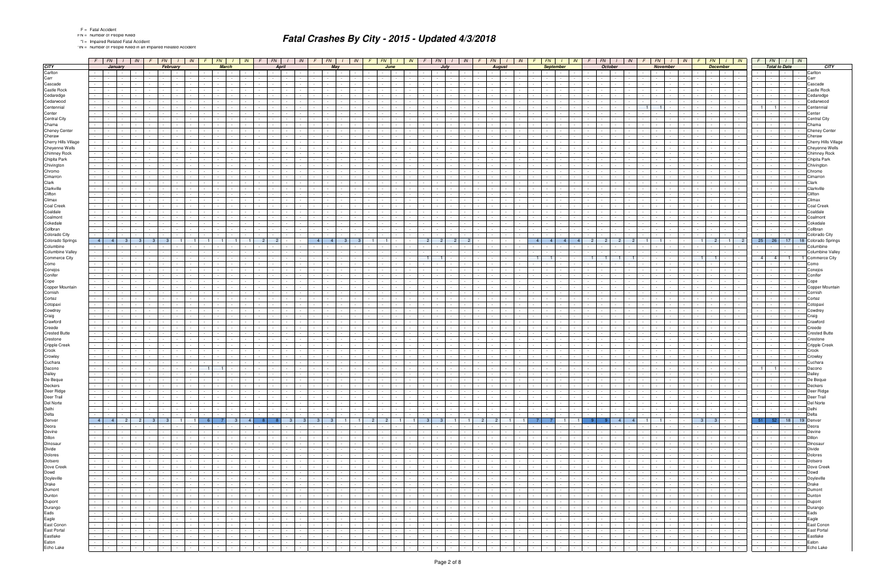F = Fatal Accident
FN = Number of People Killed
*I = Impaired Related Fatal Accident
*IN = Number of People Killed in an Impaired Related Accident

# Fatal Crashes By City - 2015 - Updated 4/3/2018

| CITY | January | | | | February | | | | March | | | | April | | | | May | | | | June | | | | July | | | | August | | | | September | | | | October | | | | November | | | | December | | | | Total to Date | | | | CITY |
|---|---|---|---|---|---|---|---|---|---|---|---|---|---|---|---|---|---|---|---|---|---|---|---|---|---|---|---|---|---|---|---|---|---|---|---|---|---|---|---|---|---|---|---|---|---|---|---|---|---|---|---|---|---|
| | F | FN | I | IN | F | FN | I | IN | F | FN | I | IN | F | FN | I | IN | F | FN | I | IN | F | FN | I | IN | F | FN | I | IN | F | FN | I | IN | F | FN | I | IN | F | FN | I | IN | F | FN | I | IN | F | FN | I | IN | F | FN | I | IN | |
| Carlton | - | - | - | - | - | - | - | - | - | - | - | - | - | - | - | - | - | - | - | - | - | - | - | - | - | - | - | - | - | - | - | - | - | - | - | - | - | - | - | - | - | - | - | - | - | - | - | - | - | - | - | - | Carlton |
| Carr | - | - | - | - | - | - | - | - | - | - | - | - | - | - | - | - | - | - | - | - | - | - | - | - | - | - | - | - | - | - | - | - | - | - | - | - | - | - | - | - | - | - | - | - | - | - | - | - | - | - | - | - | Carr |
| Cascade | - | - | - | - | - | - | - | - | - | - | - | - | - | - | - | - | - | - | - | - | - | - | - | - | - | - | - | - | - | - | - | - | - | - | - | - | - | - | - | - | - | - | - | - | - | - | - | - | - | - | - | - | Cascade |
| Castle Rock | - | - | - | - | - | - | - | - | - | - | - | - | - | - | - | - | - | - | - | - | - | - | - | - | - | - | - | - | - | - | - | - | - | - | - | - | - | - | - | - | - | - | - | - | - | - | - | - | - | - | - | - | Castle Rock |
| Cedaredge | - | - | - | - | - | - | - | - | - | - | - | - | - | - | - | - | - | - | - | - | - | - | - | - | - | - | - | - | - | - | - | - | - | - | - | - | - | - | - | - | - | - | - | - | - | - | - | - | - | - | - | - | Cedaredge |
| Cedarwood | - | - | - | - | - | - | - | - | - | - | - | - | - | - | - | - | - | - | - | - | - | - | - | - | - | - | - | - | - | - | - | - | - | - | - | - | - | - | - | - | - | - | - | - | - | - | - | - | - | - | - | - | Cedarwood |
| Centennial | - | - | - | - | - | - | - | - | - | - | - | - | - | - | - | - | - | - | - | - | - | - | - | - | - | - | - | - | - | - | - | - | - | - | - | - | - | - | - | - | 1 | 1 | - | - | - | - | - | - | 1 | 1 | - | - | Centennial |
| Center | - | - | - | - | - | - | - | - | - | - | - | - | - | - | - | - | - | - | - | - | - | - | - | - | - | - | - | - | - | - | - | - | - | - | - | - | - | - | - | - | - | - | - | - | - | - | - | - | - | - | - | - | Center |
| Central City | - | - | - | - | - | - | - | - | - | - | - | - | - | - | - | - | - | - | - | - | - | - | - | - | - | - | - | - | - | - | - | - | - | - | - | - | - | - | - | - | - | - | - | - | - | - | - | - | - | - | - | - | Central City |
| Chama | - | - | - | - | - | - | - | - | - | - | - | - | - | - | - | - | - | - | - | - | - | - | - | - | - | - | - | - | - | - | - | - | - | - | - | - | - | - | - | - | - | - | - | - | - | - | - | - | - | - | - | - | Chama |
| Cheney Center | - | - | - | - | - | - | - | - | - | - | - | - | - | - | - | - | - | - | - | - | - | - | - | - | - | - | - | - | - | - | - | - | - | - | - | - | - | - | - | - | - | - | - | - | - | - | - | - | - | - | - | - | Cheney Center |
| Cheraw | - | - | - | - | - | - | - | - | - | - | - | - | - | - | - | - | - | - | - | - | - | - | - | - | - | - | - | - | - | - | - | - | - | - | - | - | - | - | - | - | - | - | - | - | - | - | - | - | - | - | - | - | Cheraw |
| Cherry Hills Village | - | - | - | - | - | - | - | - | - | - | - | - | - | - | - | - | - | - | - | - | - | - | - | - | - | - | - | - | - | - | - | - | - | - | - | - | - | - | - | - | - | - | - | - | - | - | - | - | - | - | - | - | Cherry Hills Village |
| Cheyenne Wells | - | - | - | - | - | - | - | - | - | - | - | - | - | - | - | - | - | - | - | - | - | - | - | - | - | - | - | - | - | - | - | - | - | - | - | - | - | - | - | - | - | - | - | - | - | - | - | - | - | - | - | - | Cheyenne Wells |
| Chimney Rock | - | - | - | - | - | - | - | - | - | - | - | - | - | - | - | - | - | - | - | - | - | - | - | - | - | - | - | - | - | - | - | - | - | - | - | - | - | - | - | - | - | - | - | - | - | - | - | - | - | - | - | - | Chimney Rock |
| Chipita Park | - | - | - | - | - | - | - | - | - | - | - | - | - | - | - | - | - | - | - | - | - | - | - | - | - | - | - | - | - | - | - | - | - | - | - | - | - | - | - | - | - | - | - | - | - | - | - | - | - | - | - | - | Chipita Park |
| Chivington | - | - | - | - | - | - | - | - | - | - | - | - | - | - | - | - | - | - | - | - | - | - | - | - | - | - | - | - | - | - | - | - | - | - | - | - | - | - | - | - | - | - | - | - | - | - | - | - | - | - | - | - | Chivington |
| Chromo | - | - | - | - | - | - | - | - | - | - | - | - | - | - | - | - | - | - | - | - | - | - | - | - | - | - | - | - | - | - | - | - | - | - | - | - | - | - | - | - | - | - | - | - | - | - | - | - | - | - | - | - | Chromo |
| Cimarron | - | - | - | - | - | - | - | - | - | - | - | - | - | - | - | - | - | - | - | - | - | - | - | - | - | - | - | - | - | - | - | - | - | - | - | - | - | - | - | - | - | - | - | - | - | - | - | - | - | - | - | - | Cimarron |
| Clark | - | - | - | - | - | - | - | - | - | - | - | - | - | - | - | - | - | - | - | - | - | - | - | - | - | - | - | - | - | - | - | - | - | - | - | - | - | - | - | - | - | - | - | - | - | - | - | - | - | - | - | - | Clark |
| Clarkville | - | - | - | - | - | - | - | - | - | - | - | - | - | - | - | - | - | - | - | - | - | - | - | - | - | - | - | - | - | - | - | - | - | - | - | - | - | - | - | - | - | - | - | - | - | - | - | - | - | - | - | - | Clarkville |
| Clifton | - | - | - | - | - | - | - | - | - | - | - | - | - | - | - | - | - | - | - | - | - | - | - | - | - | - | - | - | - | - | - | - | - | - | - | - | - | - | - | - | - | - | - | - | - | - | - | - | - | - | - | - | Clifton |
| Climax | - | - | - | - | - | - | - | - | - | - | - | - | - | - | - | - | - | - | - | - | - | - | - | - | - | - | - | - | - | - | - | - | - | - | - | - | - | - | - | - | - | - | - | - | - | - | - | - | - | - | - | - | Climax |
| Coal Creek | - | - | - | - | - | - | - | - | - | - | - | - | - | - | - | - | - | - | - | - | - | - | - | - | - | - | - | - | - | - | - | - | - | - | - | - | - | - | - | - | - | - | - | - | - | - | - | - | - | - | - | - | Coal Creek |
| Coaldale | - | - | - | - | - | - | - | - | - | - | - | - | - | - | - | - | - | - | - | - | - | - | - | - | - | - | - | - | - | - | - | - | - | - | - | - | - | - | - | - | - | - | - | - | - | - | - | - | - | - | - | - | Coaldale |
| Coalmont | - | - | - | - | - | - | - | - | - | - | - | - | - | - | - | - | - | - | - | - | - | - | - | - | - | - | - | - | - | - | - | - | - | - | - | - | - | - | - | - | - | - | - | - | - | - | - | - | - | - | - | - | Coalmont |
| Cokedale | - | - | - | - | - | - | - | - | - | - | - | - | - | - | - | - | - | - | - | - | - | - | - | - | - | - | - | - | - | - | - | - | - | - | - | - | - | - | - | - | - | - | - | - | - | - | - | - | - | - | - | - | Cokedale |
| Collbran | - | - | - | - | - | - | - | - | - | - | - | - | - | - | - | - | - | - | - | - | - | - | - | - | - | - | - | - | - | - | - | - | - | - | - | - | - | - | - | - | - | - | - | - | - | - | - | - | - | - | - | - | Collbran |
| Colorado City | - | - | - | - | - | - | - | - | - | - | - | - | - | - | - | - | - | - | - | - | - | - | - | - | - | - | - | - | - | - | - | - | - | - | - | - | - | - | - | - | - | - | - | - | - | - | - | - | - | - | - | - | Colorado City |
| Colorado Springs | 4 | 4 | 3 | 3 | 3 | 3 | 1 | 1 | 1 | 1 | 1 | 1 | 2 | 2 | - | - | 4 | 4 | 3 | 3 | 1 | 1 | - | - | 2 | 2 | 2 | 2 | - | - | - | - | 4 | 4 | 4 | 4 | 2 | 2 | 2 | 2 | 1 | 1 | - | - | 1 | 2 | 1 | 2 | 25 | 26 | 17 | 18 | Colorado Springs |
| Columbine | - | - | - | - | - | - | - | - | - | - | - | - | - | - | - | - | - | - | - | - | - | - | - | - | - | - | - | - | - | - | - | - | - | - | - | - | - | - | - | - | - | - | - | - | - | - | - | - | - | - | - | - | Columbine |
| Columbine Valley | - | - | - | - | - | - | - | - | - | - | - | - | - | - | - | - | - | - | - | - | - | - | - | - | - | - | - | - | - | - | - | - | - | - | - | - | - | - | - | - | - | - | - | - | - | - | - | - | - | - | - | - | Columbine Valley |
| Commerce City | - | - | - | - | - | - | - | - | - | - | - | - | - | - | - | - | - | - | - | - | - | - | - | - | 1 | 1 | - | - | - | - | - | - | 1 | 1 | - | - | 1 | 1 | 1 | 1 | - | - | - | - | 1 | 1 | - | - | 4 | 4 | 1 | 1 | Commerce City |
| Como | - | - | - | - | - | - | - | - | - | - | - | - | - | - | - | - | - | - | - | - | - | - | - | - | - | - | - | - | - | - | - | - | - | - | - | - | - | - | - | - | - | - | - | - | - | - | - | - | - | - | - | - | Como |
| Conejos | - | - | - | - | - | - | - | - | - | - | - | - | - | - | - | - | - | - | - | - | - | - | - | - | - | - | - | - | - | - | - | - | - | - | - | - | - | - | - | - | - | - | - | - | - | - | - | - | - | - | - | - | Conejos |
| Conifer | - | - | - | - | - | - | - | - | - | - | - | - | - | - | - | - | - | - | - | - | - | - | - | - | - | - | - | - | - | - | - | - | - | - | - | - | - | - | - | - | - | - | - | - | - | - | - | - | - | - | - | - | Conifer |
| Cope | - | - | - | - | - | - | - | - | - | - | - | - | - | - | - | - | - | - | - | - | - | - | - | - | - | - | - | - | - | - | - | - | - | - | - | - | - | - | - | - | - | - | - | - | - | - | - | - | - | - | - | - | Cope |
| Copper Mountain | - | - | - | - | - | - | - | - | - | - | - | - | - | - | - | - | - | - | - | - | - | - | - | - | - | - | - | - | - | - | - | - | - | - | - | - | - | - | - | - | - | - | - | - | - | - | - | - | - | - | - | - | Copper Mountain |
| Cornish | - | - | - | - | - | - | - | - | - | - | - | - | - | - | - | - | - | - | - | - | - | - | - | - | - | - | - | - | - | - | - | - | - | - | - | - | - | - | - | - | - | - | - | - | - | - | - | - | - | - | - | - | Cornish |
| Cortez | - | - | - | - | - | - | - | - | - | - | - | - | - | - | - | - | - | - | - | - | - | - | - | - | - | - | - | - | - | - | - | - | - | - | - | - | - | - | - | - | - | - | - | - | - | - | - | - | - | - | - | - | Cortez |
| Cotopaxi | - | - | - | - | - | - | - | - | - | - | - | - | - | - | - | - | - | - | - | - | - | - | - | - | - | - | - | - | - | - | - | - | - | - | - | - | - | - | - | - | - | - | - | - | - | - | - | - | - | - | - | - | Cotopaxi |
| Cowdrey | - | - | - | - | - | - | - | - | - | - | - | - | - | - | - | - | - | - | - | - | - | - | - | - | - | - | - | - | - | - | - | - | - | - | - | - | - | - | - | - | - | - | - | - | - | - | - | - | - | - | - | - | Cowdrey |
| Craig | - | - | - | - | - | - | - | - | - | - | - | - | - | - | - | - | - | - | - | - | - | - | - | - | - | - | - | - | - | - | - | - | - | - | - | - | - | - | - | - | - | - | - | - | - | - | - | - | - | - | - | - | Craig |
| Crawford | - | - | - | - | - | - | - | - | - | - | - | - | - | - | - | - | - | - | - | - | - | - | - | - | - | - | - | - | - | - | - | - | - | - | - | - | - | - | - | - | - | - | - | - | - | - | - | - | - | - | - | - | Crawford |
| Creede | - | - | - | - | - | - | - | - | - | - | - | - | - | - | - | - | - | - | - | - | - | - | - | - | - | - | - | - | - | - | - | - | - | - | - | - | - | - | - | - | - | - | - | - | - | - | - | - | - | - | - | - | Creede |
| Crested Butte | - | - | - | - | - | - | - | - | - | - | - | - | - | - | - | - | - | - | - | - | - | - | - | - | - | - | - | - | - | - | - | - | - | - | - | - | - | - | - | - | - | - | - | - | - | - | - | - | - | - | - | - | Crested Butte |
| Crestone | - | - | - | - | - | - | - | - | - | - | - | - | - | - | - | - | - | - | - | - | - | - | - | - | - | - | - | - | - | - | - | - | - | - | - | - | - | - | - | - | - | - | - | - | - | - | - | - | - | - | - | - | Crestone |
| Cripple Creek | - | - | - | - | - | - | - | - | - | - | - | - | - | - | - | - | - | - | - | - | - | - | - | - | - | - | - | - | - | - | - | - | - | - | - | - | - | - | - | - | - | - | - | - | - | - | - | - | - | - | - | - | Cripple Creek |
| Crook | - | - | - | - | - | - | - | - | - | - | - | - | - | - | - | - | - | - | - | - | - | - | - | - | - | - | - | - | - | - | - | - | - | - | - | - | - | - | - | - | - | - | - | - | - | - | - | - | - | - | - | - | Crook |
| Crowley | - | - | - | - | - | - | - | - | - | - | - | - | - | - | - | - | - | - | - | - | - | - | - | - | - | - | - | - | - | - | - | - | - | - | - | - | - | - | - | - | - | - | - | - | - | - | - | - | - | - | - | - | Crowley |
| Cuchara | - | - | - | - | - | - | - | - | - | - | - | - | - | - | - | - | - | - | - | - | - | - | - | - | - | - | - | - | - | - | - | - | - | - | - | - | - | - | - | - | - | - | - | - | - | - | - | - | - | - | - | - | Cuchara |
| Dacono | - | - | - | - | - | - | - | - | 1 | 1 | - | - | - | - | - | - | - | - | - | - | - | - | - | - | - | - | - | - | - | - | - | - | - | - | - | - | - | - | - | - | - | - | - | - | - | - | - | - | 1 | 1 | - | - | Dacono |
| Dailey | - | - | - | - | - | - | - | - | - | - | - | - | - | - | - | - | - | - | - | - | - | - | - | - | - | - | - | - | - | - | - | - | - | - | - | - | - | - | - | - | - | - | - | - | - | - | - | - | - | - | - | - | Dailey |
| De Beque | - | - | - | - | - | - | - | - | - | - | - | - | - | - | - | - | - | - | - | - | - | - | - | - | - | - | - | - | - | - | - | - | - | - | - | - | - | - | - | - | - | - | - | - | - | - | - | - | - | - | - | - | De Beque |
| Deckers | - | - | - | - | - | - | - | - | - | - | - | - | - | - | - | - | - | - | - | - | - | - | - | - | - | - | - | - | - | - | - | - | - | - | - | - | - | - | - | - | - | - | - | - | - | - | - | - | - | - | - | - | Deckers |
| Deer Ridge | - | - | - | - | - | - | - | - | - | - | - | - | - | - | - | - | - | - | - | - | - | - | - | - | - | - | - | - | - | - | - | - | - | - | - | - | - | - | - | - | - | - | - | - | - | - | - | - | - | - | - | - | Deer Ridge |
| Deer Trail | - | - | - | - | - | - | - | - | - | - | - | - | - | - | - | - | - | - | - | - | - | - | - | - | - | - | - | - | - | - | - | - | - | - | - | - | - | - | - | - | - | - | - | - | - | - | - | - | - | - | - | - | Deer Trail |
| Del Norte | - | - | - | - | - | - | - | - | - | - | - | - | - | - | - | - | - | - | - | - | - | - | - | - | - | - | - | - | - | - | - | - | - | - | - | - | - | - | - | - | - | - | - | - | - | - | - | - | - | - | - | - | Del Norte |
| Delhi | - | - | - | - | - | - | - | - | - | - | - | - | - | - | - | - | - | - | - | - | - | - | - | - | - | - | - | - | - | - | - | - | - | - | - | - | - | - | - | - | - | - | - | - | - | - | - | - | - | - | - | - | Delhi |
| Delta | - | - | - | - | - | - | - | - | - | - | - | - | - | - | - | - | - | - | - | - | - | - | - | - | - | - | - | - | - | - | - | - | - | - | - | - | - | - | - | - | - | - | - | - | - | - | - | - | - | - | - | - | Delta |
| Denver | 4 | 4 | 2 | 2 | 3 | 3 | 1 | 1 | 6 | 7 | 3 | 4 | 8 | 8 | 3 | 3 | 3 | 3 | 1 | 1 | 2 | 2 | 1 | 1 | 3 | 3 | 1 | 1 | 2 | 2 | 1 | 1 | 7 | 7 | 1 | 1 | 9 | 9 | 4 | 4 | 1 | 1 | - | - | 3 | 3 | - | - | 51 | 52 | 18 | 19 | Denver |
| Deora | - | - | - | - | - | - | - | - | - | - | - | - | - | - | - | - | - | - | - | - | - | - | - | - | - | - | - | - | - | - | - | - | - | - | - | - | - | - | - | - | - | - | - | - | - | - | - | - | - | - | - | - | Deora |
| Devine | - | - | - | - | - | - | - | - | - | - | - | - | - | - | - | - | - | - | - | - | - | - | - | - | - | - | - | - | - | - | - | - | - | - | - | - | - | - | - | - | - | - | - | - | - | - | - | - | - | - | - | - | Devine |
| Dillon | - | - | - | - | - | - | - | - | - | - | - | - | - | - | - | - | - | - | - | - | - | - | - | - | - | - | - | - | - | - | - | - | - | - | - | - | - | - | - | - | - | - | - | - | - | - | - | - | - | - | - | - | Dillon |
| Dinosaur | - | - | - | - | - | - | - | - | - | - | - | - | - | - | - | - | - | - | - | - | - | - | - | - | - | - | - | - | - | - | - | - | - | - | - | - | - | - | - | - | - | - | - | - | - | - | - | - | - | - | - | - | Dinosaur |
| Divide | - | - | - | - | - | - | - | - | - | - | - | - | - | - | - | - | - | - | - | - | - | - | - | - | - | - | - | - | - | - | - | - | - | - | - | - | - | - | - | - | - | - | - | - | - | - | - | - | - | - | - | - | Divide |
| Dolores | - | - | - | - | - | - | - | - | - | - | - | - | - | - | - | - | - | - | - | - | - | - | - | - | - | - | - | - | - | - | - | - | - | - | - | - | - | - | - | - | - | - | - | - | - | - | - | - | - | - | - | - | Dolores |
| Dotsero | - | - | - | - | - | - | - | - | - | - | - | - | - | - | - | - | - | - | - | - | - | - | - | - | - | - | - | - | - | - | - | - | - | - | - | - | - | - | - | - | - | - | - | - | - | - | - | - | - | - | - | - | Dotsero |
| Dove Creek | - | - | - | - | - | - | - | - | - | - | - | - | - | - | - | - | - | - | - | - | - | - | - | - | - | - | - | - | - | - | - | - | - | - | - | - | - | - | - | - | - | - | - | - | - | - | - | - | - | - | - | - | Dove Creek |
| Dowd | - | - | - | - | - | - | - | - | - | - | - | - | - | - | - | - | - | - | - | - | - | - | - | - | - | - | - | - | - | - | - | - | - | - | - | - | - | - | - | - | - | - | - | - | - | - | - | - | - | - | - | - | Dowd |
| Doyleville | - | - | - | - | - | - | - | - | - | - | - | - | - | - | - | - | - | - | - | - | - | - | - | - | - | - | - | - | - | - | - | - | - | - | - | - | - | - | - | - | - | - | - | - | - | - | - | - | - | - | - | - | Doyleville |
| Drake | - | - | - | - | - | - | - | - | - | - | - | - | - | - | - | - | - | - | - | - | - | - | - | - | - | - | - | - | - | - | - | - | - | - | - | - | - | - | - | - | - | - | - | - | - | - | - | - | - | - | - | - | Drake |
| Dumont | - | - | - | - | - | - | - | - | - | - | - | - | - | - | - | - | - | - | - | - | - | - | - | - | - | - | - | - | - | - | - | - | - | - | - | - | - | - | - | - | - | - | - | - | - | - | - | - | - | - | - | - | Dumont |
| Dunton | - | - | - | - | - | - | - | - | - | - | - | - | - | - | - | - | - | - | - | - | - | - | - | - | - | - | - | - | - | - | - | - | - | - | - | - | - | - | - | - | - | - | - | - | - | - | - | - | - | - | - | - | Dunton |
| Dupont | - | - | - | - | - | - | - | - | - | - | - | - | - | - | - | - | - | - | - | - | - | - | - | - | - | - | - | - | - | - | - | - | - | - | - | - | - | - | - | - | - | - | - | - | - | - | - | - | - | - | - | - | Dupont |
| Durango | - | - | - | - | - | - | - | - | - | - | - | - | - | - | - | - | - | - | - | - | - | - | - | - | - | - | - | - | - | - | - | - | - | - | - | - | - | - | - | - | - | - | - | - | - | - | - | - | - | - | - | - | Durango |
| Eads | - | - | - | - | - | - | - | - | - | - | - | - | - | - | - | - | - | - | - | - | - | - | - | - | - | - | - | - | - | - | - | - | - | - | - | - | - | - | - | - | - | - | - | - | - | - | - | - | - | - | - | - | Eads |
| Eagle | - | - | - | - | - | - | - | - | - | - | - | - | - | - | - | - | - | - | - | - | - | - | - | - | - | - | - | - | - | - | - | - | - | - | - | - | - | - | - | - | - | - | - | - | - | - | - | - | - | - | - | - | Eagle |
| East Conon | - | - | - | - | - | - | - | - | - | - | - | - | - | - | - | - | - | - | - | - | - | - | - | - | - | - | - | - | - | - | - | - | - | - | - | - | - | - | - | - | - | - | - | - | - | - | - | - | - | - | - | - | East Conon |
| East Portal | - | - | - | - | - | - | - | - | - | - | - | - | - | - | - | - | - | - | - | - | - | - | - | - | - | - | - | - | - | - | - | - | - | - | - | - | - | - | - | - | - | - | - | - | - | - | - | - | - | - | - | - | East Portal |
| Eastlake | - | - | - | - | - | - | - | - | - | - | - | - | - | - | - | - | - | - | - | - | - | - | - | - | - | - | - | - | - | - | - | - | - | - | - | - | - | - | - | - | - | - | - | - | - | - | - | - | - | - | - | - | Eastlake |
| Eaton | - | - | - | - | - | - | - | - | - | - | - | - | - | - | - | - | - | - | - | - | - | - | - | - | - | - | - | - | - | - | - | - | - | - | - | - | - | - | - | - | - | - | - | - | - | - | - | - | - | - | - | - | Eaton |
| Echo Lake | - | - | - | - | - | - | - | - | - | - | - | - | - | - | - | - | - | - | - | - | - | - | - | - | - | - | - | - | - | - | - | - | - | - | - | - | - | - | - | - | - | - | - | - | - | - | - | - | - | - | - | - | Echo Lake |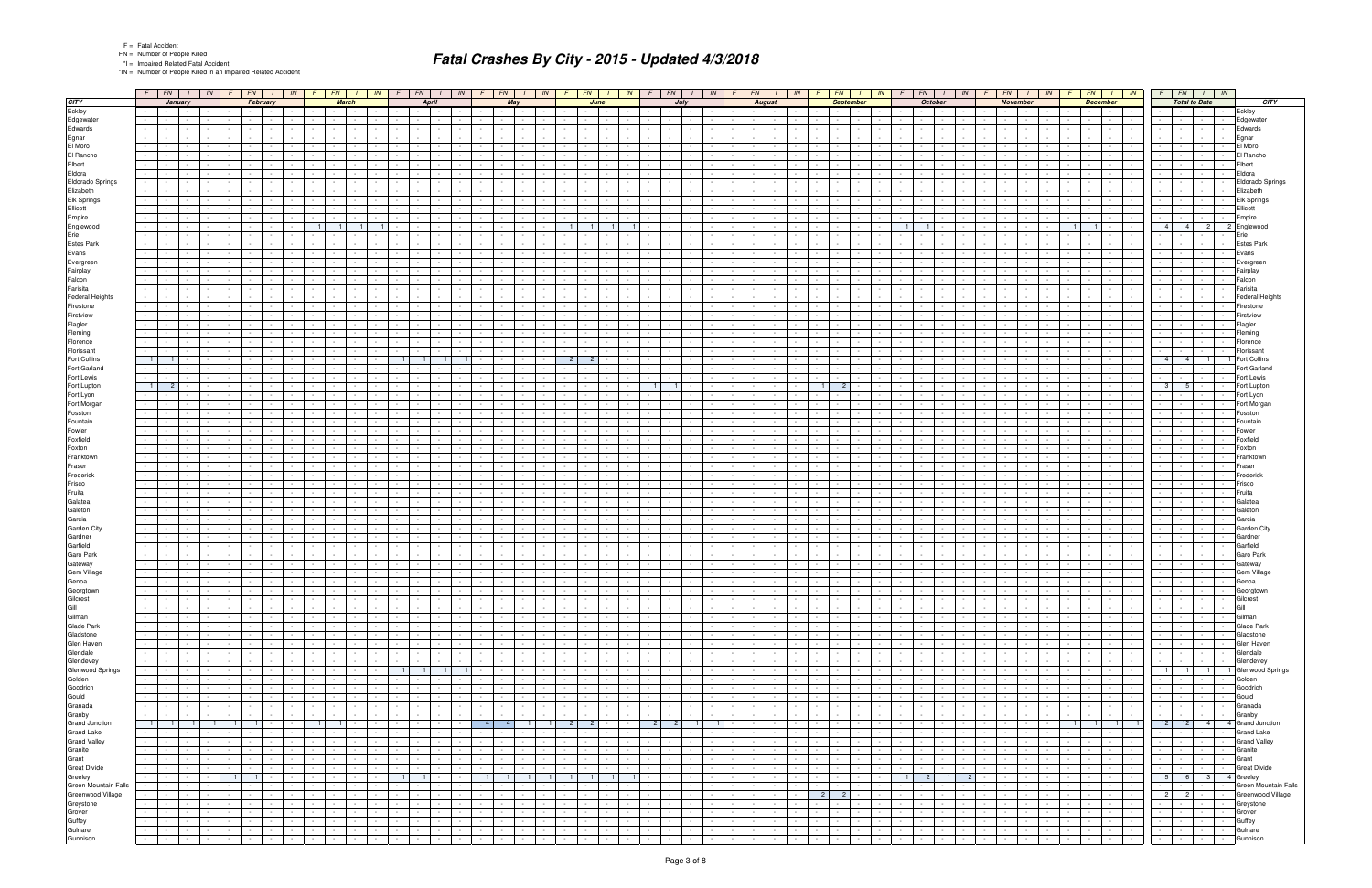F = Fatal Accident
FN = Number of People Killed
*I = Impaired Related Fatal Accident
*IN = Number of People Killed in an Impaired Related Accident

# Fatal Crashes By City - 2015 - Updated 4/3/2018

| CITY | January | | | | February | | | | March | | | | April | | | | May | | | | June | | | | July | | | | August | | | | September | | | | October | | | | November | | | | December | | | | Total to Date | | | | CITY |
|---|---|---|---|---|---|---|---|---|---|---|---|---|---|---|---|---|---|---|---|---|---|---|---|---|---|---|---|---|---|---|---|---|---|---|---|---|---|---|---|---|---|---|---|---|---|---|---|---|---|---|---|---|---|
| | F | FN | I | IN | F | FN | I | IN | F | FN | I | IN | F | FN | I | IN | F | FN | I | IN | F | FN | I | IN | F | FN | I | IN | F | FN | I | IN | F | FN | I | IN | F | FN | I | IN | F | FN | I | IN | F | FN | I | IN | F | FN | I | IN | |
| Eckley | - | - | - | - | - | - | - | - | - | - | - | - | - | - | - | - | - | - | - | - | - | - | - | - | - | - | - | - | - | - | - | - | - | - | - | - | - | - | - | - | - | - | - | - | - | - | - | - | - | - | - | - | Eckley |
| Edgewater | - | - | - | - | - | - | - | - | - | - | - | - | - | - | - | - | - | - | - | - | - | - | - | - | - | - | - | - | - | - | - | - | - | - | - | - | - | - | - | - | - | - | - | - | - | - | - | - | - | - | - | - | Edgewater |
| Edwards | - | - | - | - | - | - | - | - | - | - | - | - | - | - | - | - | - | - | - | - | - | - | - | - | - | - | - | - | - | - | - | - | - | - | - | - | - | - | - | - | - | - | - | - | - | - | - | - | - | - | - | - | Edwards |
| Egnar | - | - | - | - | - | - | - | - | - | - | - | - | - | - | - | - | - | - | - | - | - | - | - | - | - | - | - | - | - | - | - | - | - | - | - | - | - | - | - | - | - | - | - | - | - | - | - | - | - | - | - | - | Egnar |
| El Moro | - | - | - | - | - | - | - | - | - | - | - | - | - | - | - | - | - | - | - | - | - | - | - | - | - | - | - | - | - | - | - | - | - | - | - | - | - | - | - | - | - | - | - | - | - | - | - | - | - | - | - | - | El Moro |
| El Rancho | - | - | - | - | - | - | - | - | - | - | - | - | - | - | - | - | - | - | - | - | - | - | - | - | - | - | - | - | - | - | - | - | - | - | - | - | - | - | - | - | - | - | - | - | - | - | - | - | - | - | - | - | El Rancho |
| Elbert | - | - | - | - | - | - | - | - | - | - | - | - | - | - | - | - | - | - | - | - | - | - | - | - | - | - | - | - | - | - | - | - | - | - | - | - | - | - | - | - | - | - | - | - | - | - | - | - | - | - | - | - | Elbert |
| Eldora | - | - | - | - | - | - | - | - | - | - | - | - | - | - | - | - | - | - | - | - | - | - | - | - | - | - | - | - | - | - | - | - | - | - | - | - | - | - | - | - | - | - | - | - | - | - | - | - | - | - | - | - | Eldora |
| Eldorado Springs | - | - | - | - | - | - | - | - | - | - | - | - | - | - | - | - | - | - | - | - | - | - | - | - | - | - | - | - | - | - | - | - | - | - | - | - | - | - | - | - | - | - | - | - | - | - | - | - | - | - | - | - | Eldorado Springs |
| Elizabeth | - | - | - | - | - | - | - | - | - | - | - | - | - | - | - | - | - | - | - | - | - | - | - | - | - | - | - | - | - | - | - | - | - | - | - | - | - | - | - | - | - | - | - | - | - | - | - | - | - | - | - | - | Elizabeth |
| Elk Springs | - | - | - | - | - | - | - | - | - | - | - | - | - | - | - | - | - | - | - | - | - | - | - | - | - | - | - | - | - | - | - | - | - | - | - | - | - | - | - | - | - | - | - | - | - | - | - | - | - | - | - | - | Elk Springs |
| Ellicott | - | - | - | - | - | - | - | - | - | - | - | - | - | - | - | - | - | - | - | - | - | - | - | - | - | - | - | - | - | - | - | - | - | - | - | - | - | - | - | - | - | - | - | - | - | - | - | - | - | - | - | - | Ellicott |
| Empire | - | - | - | - | - | - | - | - | - | - | - | - | - | - | - | - | - | - | - | - | - | - | - | - | - | - | - | - | - | - | - | - | - | - | - | - | - | - | - | - | - | - | - | - | - | - | - | - | - | - | - | - | Empire |
| Englewood | - | - | - | - | - | - | - | - | 1 | 1 | 1 | 1 | - | - | - | - | - | - | - | - | 1 | 1 | 1 | 1 | - | - | - | - | - | - | - | - | - | - | - | - | 1 | 1 | - | - | - | - | - | - | 1 | 1 | - | - | 4 | 4 | 2 | 2 | Englewood |
| Erie | - | - | - | - | - | - | - | - | - | - | - | - | - | - | - | - | - | - | - | - | - | - | - | - | - | - | - | - | - | - | - | - | - | - | - | - | - | - | - | - | - | - | - | - | - | - | - | - | - | - | - | - | Erie |
| Estes Park | - | - | - | - | - | - | - | - | - | - | - | - | - | - | - | - | - | - | - | - | - | - | - | - | - | - | - | - | - | - | - | - | - | - | - | - | - | - | - | - | - | - | - | - | - | - | - | - | - | - | - | - | Estes Park |
| Evans | - | - | - | - | - | - | - | - | - | - | - | - | - | - | - | - | - | - | - | - | - | - | - | - | - | - | - | - | - | - | - | - | - | - | - | - | - | - | - | - | - | - | - | - | - | - | - | - | - | - | - | - | Evans |
| Evergreen | - | - | - | - | - | - | - | - | - | - | - | - | - | - | - | - | - | - | - | - | - | - | - | - | - | - | - | - | - | - | - | - | - | - | - | - | - | - | - | - | - | - | - | - | - | - | - | - | - | - | - | - | Evergreen |
| Fairplay | - | - | - | - | - | - | - | - | - | - | - | - | - | - | - | - | - | - | - | - | - | - | - | - | - | - | - | - | - | - | - | - | - | - | - | - | - | - | - | - | - | - | - | - | - | - | - | - | - | - | - | - | Fairplay |
| Falcon | - | - | - | - | - | - | - | - | - | - | - | - | - | - | - | - | - | - | - | - | - | - | - | - | - | - | - | - | - | - | - | - | - | - | - | - | - | - | - | - | - | - | - | - | - | - | - | - | - | - | - | - | Falcon |
| Farisita | - | - | - | - | - | - | - | - | - | - | - | - | - | - | - | - | - | - | - | - | - | - | - | - | - | - | - | - | - | - | - | - | - | - | - | - | - | - | - | - | - | - | - | - | - | - | - | - | - | - | - | - | Farisita |
| Federal Heights | - | - | - | - | - | - | - | - | - | - | - | - | - | - | - | - | - | - | - | - | - | - | - | - | - | - | - | - | - | - | - | - | - | - | - | - | - | - | - | - | - | - | - | - | - | - | - | - | - | - | - | - | Federal Heights |
| Firestone | - | - | - | - | - | - | - | - | - | - | - | - | - | - | - | - | - | - | - | - | - | - | - | - | - | - | - | - | - | - | - | - | - | - | - | - | - | - | - | - | - | - | - | - | - | - | - | - | - | - | - | - | Firestone |
| Firstview | - | - | - | - | - | - | - | - | - | - | - | - | - | - | - | - | - | - | - | - | - | - | - | - | - | - | - | - | - | - | - | - | - | - | - | - | - | - | - | - | - | - | - | - | - | - | - | - | - | - | - | - | Firstview |
| Flagler | - | - | - | - | - | - | - | - | - | - | - | - | - | - | - | - | - | - | - | - | - | - | - | - | - | - | - | - | - | - | - | - | - | - | - | - | - | - | - | - | - | - | - | - | - | - | - | - | - | - | - | - | Flagler |
| Fleming | - | - | - | - | - | - | - | - | - | - | - | - | - | - | - | - | - | - | - | - | - | - | - | - | - | - | - | - | - | - | - | - | - | - | - | - | - | - | - | - | - | - | - | - | - | - | - | - | - | - | - | - | Fleming |
| Florence | - | - | - | - | - | - | - | - | - | - | - | - | - | - | - | - | - | - | - | - | - | - | - | - | - | - | - | - | - | - | - | - | - | - | - | - | - | - | - | - | - | - | - | - | - | - | - | - | - | - | - | - | Florence |
| Florissant | - | - | - | - | - | - | - | - | - | - | - | - | - | - | - | - | - | - | - | - | - | - | - | - | - | - | - | - | - | - | - | - | - | - | - | - | - | - | - | - | - | - | - | - | - | - | - | - | - | - | - | - | Florissant |
| Fort Collins | 1 | 1 | - | - | - | - | - | - | - | - | - | - | 1 | 1 | 1 | 1 | - | - | - | - | 2 | 2 | - | - | - | - | - | - | - | - | - | - | - | - | - | - | - | - | - | - | - | - | - | - | - | - | - | - | 4 | 4 | 1 | 1 | Fort Collins |
| Fort Garland | - | - | - | - | - | - | - | - | - | - | - | - | - | - | - | - | - | - | - | - | - | - | - | - | - | - | - | - | - | - | - | - | - | - | - | - | - | - | - | - | - | - | - | - | - | - | - | - | - | - | - | - | Fort Garland |
| Fort Lewis | - | - | - | - | - | - | - | - | - | - | - | - | - | - | - | - | - | - | - | - | - | - | - | - | - | - | - | - | - | - | - | - | - | - | - | - | - | - | - | - | - | - | - | - | - | - | - | - | - | - | - | - | Fort Lewis |
| Fort Lupton | 1 | 2 | - | - | - | - | - | - | - | - | - | - | - | - | - | - | - | - | - | - | - | - | - | - | 1 | 1 | - | - | - | - | - | - | 1 | 2 | - | - | - | - | - | - | - | - | - | - | - | - | - | - | 3 | 5 | - | - | Fort Lupton |
| Fort Lyon | - | - | - | - | - | - | - | - | - | - | - | - | - | - | - | - | - | - | - | - | - | - | - | - | - | - | - | - | - | - | - | - | - | - | - | - | - | - | - | - | - | - | - | - | - | - | - | - | - | - | - | - | Fort Lyon |
| Fort Morgan | - | - | - | - | - | - | - | - | - | - | - | - | - | - | - | - | - | - | - | - | - | - | - | - | - | - | - | - | - | - | - | - | - | - | - | - | - | - | - | - | - | - | - | - | - | - | - | - | - | - | - | - | Fort Morgan |
| Fosston | - | - | - | - | - | - | - | - | - | - | - | - | - | - | - | - | - | - | - | - | - | - | - | - | - | - | - | - | - | - | - | - | - | - | - | - | - | - | - | - | - | - | - | - | - | - | - | - | - | - | - | - | Fosston |
| Fountain | - | - | - | - | - | - | - | - | - | - | - | - | - | - | - | - | - | - | - | - | - | - | - | - | - | - | - | - | - | - | - | - | - | - | - | - | - | - | - | - | - | - | - | - | - | - | - | - | - | - | - | - | Fountain |
| Fowler | - | - | - | - | - | - | - | - | - | - | - | - | - | - | - | - | - | - | - | - | - | - | - | - | - | - | - | - | - | - | - | - | - | - | - | - | - | - | - | - | - | - | - | - | - | - | - | - | - | - | - | - | Fowler |
| Foxfield | - | - | - | - | - | - | - | - | - | - | - | - | - | - | - | - | - | - | - | - | - | - | - | - | - | - | - | - | - | - | - | - | - | - | - | - | - | - | - | - | - | - | - | - | - | - | - | - | - | - | - | - | Foxfield |
| Foxton | - | - | - | - | - | - | - | - | - | - | - | - | - | - | - | - | - | - | - | - | - | - | - | - | - | - | - | - | - | - | - | - | - | - | - | - | - | - | - | - | - | - | - | - | - | - | - | - | - | - | - | - | Foxton |
| Franktown | - | - | - | - | - | - | - | - | - | - | - | - | - | - | - | - | - | - | - | - | - | - | - | - | - | - | - | - | - | - | - | - | - | - | - | - | - | - | - | - | - | - | - | - | - | - | - | - | - | - | - | - | Franktown |
| Fraser | - | - | - | - | - | - | - | - | - | - | - | - | - | - | - | - | - | - | - | - | - | - | - | - | - | - | - | - | - | - | - | - | - | - | - | - | - | - | - | - | - | - | - | - | - | - | - | - | - | - | - | - | Fraser |
| Frederick | - | - | - | - | - | - | - | - | - | - | - | - | - | - | - | - | - | - | - | - | - | - | - | - | - | - | - | - | - | - | - | - | - | - | - | - | - | - | - | - | - | - | - | - | - | - | - | - | - | - | - | - | Frederick |
| Frisco | - | - | - | - | - | - | - | - | - | - | - | - | - | - | - | - | - | - | - | - | - | - | - | - | - | - | - | - | - | - | - | - | - | - | - | - | - | - | - | - | - | - | - | - | - | - | - | - | - | - | - | - | Frisco |
| Fruita | - | - | - | - | - | - | - | - | - | - | - | - | - | - | - | - | - | - | - | - | - | - | - | - | - | - | - | - | - | - | - | - | - | - | - | - | - | - | - | - | - | - | - | - | - | - | - | - | - | - | - | - | Fruita |
| Galatea | - | - | - | - | - | - | - | - | - | - | - | - | - | - | - | - | - | - | - | - | - | - | - | - | - | - | - | - | - | - | - | - | - | - | - | - | - | - | - | - | - | - | - | - | - | - | - | - | - | - | - | - | Galatea |
| Galeton | - | - | - | - | - | - | - | - | - | - | - | - | - | - | - | - | - | - | - | - | - | - | - | - | - | - | - | - | - | - | - | - | - | - | - | - | - | - | - | - | - | - | - | - | - | - | - | - | - | - | - | - | Galeton |
| Garcia | - | - | - | - | - | - | - | - | - | - | - | - | - | - | - | - | - | - | - | - | - | - | - | - | - | - | - | - | - | - | - | - | - | - | - | - | - | - | - | - | - | - | - | - | - | - | - | - | - | - | - | - | Garcia |
| Garden City | - | - | - | - | - | - | - | - | - | - | - | - | - | - | - | - | - | - | - | - | - | - | - | - | - | - | - | - | - | - | - | - | - | - | - | - | - | - | - | - | - | - | - | - | - | - | - | - | - | - | - | - | Garden City |
| Gardner | - | - | - | - | - | - | - | - | - | - | - | - | - | - | - | - | - | - | - | - | - | - | - | - | - | - | - | - | - | - | - | - | - | - | - | - | - | - | - | - | - | - | - | - | - | - | - | - | - | - | - | - | Gardner |
| Garfield | - | - | - | - | - | - | - | - | - | - | - | - | - | - | - | - | - | - | - | - | - | - | - | - | - | - | - | - | - | - | - | - | - | - | - | - | - | - | - | - | - | - | - | - | - | - | - | - | - | - | - | - | Garfield |
| Garo Park | - | - | - | - | - | - | - | - | - | - | - | - | - | - | - | - | - | - | - | - | - | - | - | - | - | - | - | - | - | - | - | - | - | - | - | - | - | - | - | - | - | - | - | - | - | - | - | - | - | - | - | - | Garo Park |
| Gateway | - | - | - | - | - | - | - | - | - | - | - | - | - | - | - | - | - | - | - | - | - | - | - | - | - | - | - | - | - | - | - | - | - | - | - | - | - | - | - | - | - | - | - | - | - | - | - | - | - | - | - | - | Gateway |
| Gem Village | - | - | - | - | - | - | - | - | - | - | - | - | - | - | - | - | - | - | - | - | - | - | - | - | - | - | - | - | - | - | - | - | - | - | - | - | - | - | - | - | - | - | - | - | - | - | - | - | - | - | - | - | Gem Village |
| Genoa | - | - | - | - | - | - | - | - | - | - | - | - | - | - | - | - | - | - | - | - | - | - | - | - | - | - | - | - | - | - | - | - | - | - | - | - | - | - | - | - | - | - | - | - | - | - | - | - | - | - | - | - | Genoa |
| Georgtown | - | - | - | - | - | - | - | - | - | - | - | - | - | - | - | - | - | - | - | - | - | - | - | - | - | - | - | - | - | - | - | - | - | - | - | - | - | - | - | - | - | - | - | - | - | - | - | - | - | - | - | - | Georgtown |
| Gilcrest | - | - | - | - | - | - | - | - | - | - | - | - | - | - | - | - | - | - | - | - | - | - | - | - | - | - | - | - | - | - | - | - | - | - | - | - | - | - | - | - | - | - | - | - | - | - | - | - | - | - | - | - | Gilcrest |
| Gill | - | - | - | - | - | - | - | - | - | - | - | - | - | - | - | - | - | - | - | - | - | - | - | - | - | - | - | - | - | - | - | - | - | - | - | - | - | - | - | - | - | - | - | - | - | - | - | - | - | - | - | - | Gill |
| Gilman | - | - | - | - | - | - | - | - | - | - | - | - | - | - | - | - | - | - | - | - | - | - | - | - | - | - | - | - | - | - | - | - | - | - | - | - | - | - | - | - | - | - | - | - | - | - | - | - | - | - | - | - | Gilman |
| Glade Park | - | - | - | - | - | - | - | - | - | - | - | - | - | - | - | - | - | - | - | - | - | - | - | - | - | - | - | - | - | - | - | - | - | - | - | - | - | - | - | - | - | - | - | - | - | - | - | - | - | - | - | - | Glade Park |
| Gladstone | - | - | - | - | - | - | - | - | - | - | - | - | - | - | - | - | - | - | - | - | - | - | - | - | - | - | - | - | - | - | - | - | - | - | - | - | - | - | - | - | - | - | - | - | - | - | - | - | - | - | - | - | Gladstone |
| Glen Haven | - | - | - | - | - | - | - | - | - | - | - | - | - | - | - | - | - | - | - | - | - | - | - | - | - | - | - | - | - | - | - | - | - | - | - | - | - | - | - | - | - | - | - | - | - | - | - | - | - | - | - | - | Glen Haven |
| Glendale | - | - | - | - | - | - | - | - | - | - | - | - | - | - | - | - | - | - | - | - | - | - | - | - | - | - | - | - | - | - | - | - | - | - | - | - | - | - | - | - | - | - | - | - | - | - | - | - | - | - | - | - | Glendale |
| Glendevey | - | - | - | - | - | - | - | - | - | - | - | - | - | - | - | - | - | - | - | - | - | - | - | - | - | - | - | - | - | - | - | - | - | - | - | - | - | - | - | - | - | - | - | - | - | - | - | - | - | - | - | - | Glendevey |
| Glenwood Springs | - | - | - | - | - | - | - | - | - | - | - | - | 1 | 1 | 1 | 1 | - | - | - | - | - | - | - | - | - | - | - | - | - | - | - | - | - | - | - | - | - | - | - | - | - | - | - | - | - | - | - | - | 1 | 1 | 1 | 1 | Glenwood Springs |
| Golden | - | - | - | - | - | - | - | - | - | - | - | - | - | - | - | - | - | - | - | - | - | - | - | - | - | - | - | - | - | - | - | - | - | - | - | - | - | - | - | - | - | - | - | - | - | - | - | - | - | - | - | - | Golden |
| Goodrich | - | - | - | - | - | - | - | - | - | - | - | - | - | - | - | - | - | - | - | - | - | - | - | - | - | - | - | - | - | - | - | - | - | - | - | - | - | - | - | - | - | - | - | - | - | - | - | - | - | - | - | - | Goodrich |
| Gould | - | - | - | - | - | - | - | - | - | - | - | - | - | - | - | - | - | - | - | - | - | - | - | - | - | - | - | - | - | - | - | - | - | - | - | - | - | - | - | - | - | - | - | - | - | - | - | - | - | - | - | - | Gould |
| Granada | - | - | - | - | - | - | - | - | - | - | - | - | - | - | - | - | - | - | - | - | - | - | - | - | - | - | - | - | - | - | - | - | - | - | - | - | - | - | - | - | - | - | - | - | - | - | - | - | - | - | - | - | Granada |
| Granby | - | - | - | - | - | - | - | - | - | - | - | - | - | - | - | - | - | - | - | - | - | - | - | - | - | - | - | - | - | - | - | - | - | - | - | - | - | - | - | - | - | - | - | - | - | - | - | - | - | - | - | - | Granby |
| Grand Junction | 1 | 1 | 1 | 1 | 1 | 1 | - | - | 1 | 1 | - | - | - | - | - | - | 4 | 4 | 1 | 1 | 2 | 2 | - | - | 2 | 2 | 1 | 1 | - | - | - | - | - | - | - | - | - | - | - | - | - | - | - | - | 1 | 1 | 1 | 1 | 12 | 12 | 4 | 4 | Grand Junction |
| Grand Lake | - | - | - | - | - | - | - | - | - | - | - | - | - | - | - | - | - | - | - | - | - | - | - | - | - | - | - | - | - | - | - | - | - | - | - | - | - | - | - | - | - | - | - | - | - | - | - | - | - | - | - | - | Grand Lake |
| Grand Valley | - | - | - | - | - | - | - | - | - | - | - | - | - | - | - | - | - | - | - | - | - | - | - | - | - | - | - | - | - | - | - | - | - | - | - | - | - | - | - | - | - | - | - | - | - | - | - | - | - | - | - | - | Grand Valley |
| Granite | - | - | - | - | - | - | - | - | - | - | - | - | - | - | - | - | - | - | - | - | - | - | - | - | - | - | - | - | - | - | - | - | - | - | - | - | - | - | - | - | - | - | - | - | - | - | - | - | - | - | - | - | Granite |
| Grant | - | - | - | - | - | - | - | - | - | - | - | - | - | - | - | - | - | - | - | - | - | - | - | - | - | - | - | - | - | - | - | - | - | - | - | - | - | - | - | - | - | - | - | - | - | - | - | - | - | - | - | - | Grant |
| Great Divide | - | - | - | - | - | - | - | - | - | - | - | - | - | - | - | - | - | - | - | - | - | - | - | - | - | - | - | - | - | - | - | - | - | - | - | - | - | - | - | - | - | - | - | - | - | - | - | - | - | - | - | - | Great Divide |
| Greeley | - | - | - | - | 1 | 1 | - | - | - | - | - | - | 1 | 1 | - | - | 1 | 1 | 1 | 1 | 1 | 1 | 1 | 1 | - | - | - | - | - | - | - | - | - | - | - | - | 1 | 2 | 1 | 2 | - | - | - | - | - | - | - | - | 5 | 6 | 3 | 4 | Greeley |
| Green Mountain Falls | - | - | - | - | - | - | - | - | - | - | - | - | - | - | - | - | - | - | - | - | - | - | - | - | - | - | - | - | - | - | - | - | - | - | - | - | - | - | - | - | - | - | - | - | - | - | - | - | - | - | - | - | Green Mountain Falls |
| Greenwood Village | - | - | - | - | - | - | - | - | - | - | - | - | - | - | - | - | - | - | - | - | - | - | - | - | - | - | - | - | - | - | - | - | 2 | 2 | - | - | - | - | - | - | - | - | - | - | - | - | - | - | 2 | 2 | - | - | Greenwood Village |
| Greystone | - | - | - | - | - | - | - | - | - | - | - | - | - | - | - | - | - | - | - | - | - | - | - | - | - | - | - | - | - | - | - | - | - | - | - | - | - | - | - | - | - | - | - | - | - | - | - | - | - | - | - | - | Greystone |
| Grover | - | - | - | - | - | - | - | - | - | - | - | - | - | - | - | - | - | - | - | - | - | - | - | - | - | - | - | - | - | - | - | - | - | - | - | - | - | - | - | - | - | - | - | - | - | - | - | - | - | - | - | - | Grover |
| Guffey | - | - | - | - | - | - | - | - | - | - | - | - | - | - | - | - | - | - | - | - | - | - | - | - | - | - | - | - | - | - | - | - | - | - | - | - | - | - | - | - | - | - | - | - | - | - | - | - | - | - | - | - | Guffey |
| Gulnare | - | - | - | - | - | - | - | - | - | - | - | - | - | - | - | - | - | - | - | - | - | - | - | - | - | - | - | - | - | - | - | - | - | - | - | - | - | - | - | - | - | - | - | - | - | - | - | - | - | - | - | - | Gulnare |
| Gunnison | - | - | - | - | - | - | - | - | - | - | - | - | - | - | - | - | - | - | - | - | - | - | - | - | - | - | - | - | - | - | - | - | - | - | - | - | - | - | - | - | - | - | - | - | - | - | - | - | - | - | - | - | Gunnison |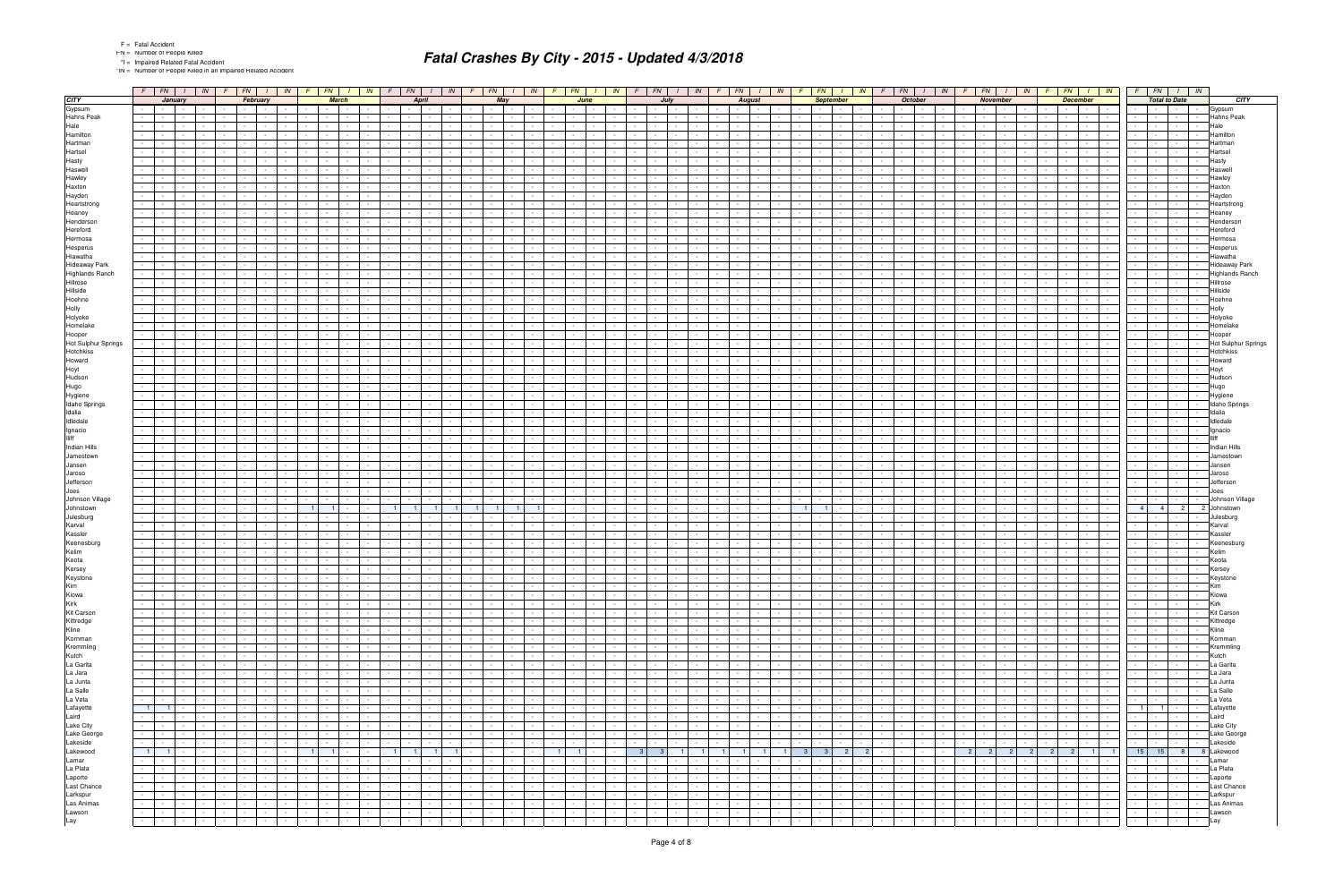F = Fatal Accident
FN = Number of People Killed
*I = Impaired Related Fatal Accident
*IN = Number of People Killed in an Impaired Related Accident

# Fatal Crashes By City - 2015 - Updated 4/3/2018

| CITY | January | | | | February | | | | March | | | | April | | | | May | | | | June | | | | July | | | | August | | | | September | | | | October | | | | November | | | | December | | | | Total to Date | | | | CITY |
|---|---|---|---|---|---|---|---|---|---|---|---|---|---|---|---|---|---|---|---|---|---|---|---|---|---|---|---|---|---|---|---|---|---|---|---|---|---|---|---|---|---|---|---|---|---|---|---|---|---|---|---|---|---|
| | F | FN | I | IN | F | FN | I | IN | F | FN | I | IN | F | FN | I | IN | F | FN | I | IN | F | FN | I | IN | F | FN | I | IN | F | FN | I | IN | F | FN | I | IN | F | FN | I | IN | F | FN | I | IN | F | FN | I | IN | F | FN | I | IN | |
| Gypsum | - | - | - | - | - | - | - | - | - | - | - | - | - | - | - | - | - | - | - | - | - | - | - | - | - | - | - | - | - | - | - | - | - | - | - | - | - | - | - | - | - | - | - | - | - | - | - | - | - | - | - | - | Gypsum |
| Hahns Peak | - | - | - | - | - | - | - | - | - | - | - | - | - | - | - | - | - | - | - | - | - | - | - | - | - | - | - | - | - | - | - | - | - | - | - | - | - | - | - | - | - | - | - | - | - | - | - | - | - | - | - | - | Hahns Peak |
| Hale | - | - | - | - | - | - | - | - | - | - | - | - | - | - | - | - | - | - | - | - | - | - | - | - | - | - | - | - | - | - | - | - | - | - | - | - | - | - | - | - | - | - | - | - | - | - | - | - | - | - | - | - | Hale |
| Hamilton | - | - | - | - | - | - | - | - | - | - | - | - | - | - | - | - | - | - | - | - | - | - | - | - | - | - | - | - | - | - | - | - | - | - | - | - | - | - | - | - | - | - | - | - | - | - | - | - | - | - | - | - | Hamilton |
| Hartman | - | - | - | - | - | - | - | - | - | - | - | - | - | - | - | - | - | - | - | - | - | - | - | - | - | - | - | - | - | - | - | - | - | - | - | - | - | - | - | - | - | - | - | - | - | - | - | - | - | - | - | - | Hartman |
| Hartsel | - | - | - | - | - | - | - | - | - | - | - | - | - | - | - | - | - | - | - | - | - | - | - | - | - | - | - | - | - | - | - | - | - | - | - | - | - | - | - | - | - | - | - | - | - | - | - | - | - | - | - | - | Hartsel |
| Hasty | - | - | - | - | - | - | - | - | - | - | - | - | - | - | - | - | - | - | - | - | - | - | - | - | - | - | - | - | - | - | - | - | - | - | - | - | - | - | - | - | - | - | - | - | - | - | - | - | - | - | - | - | Hasty |
| Haswell | - | - | - | - | - | - | - | - | - | - | - | - | - | - | - | - | - | - | - | - | - | - | - | - | - | - | - | - | - | - | - | - | - | - | - | - | - | - | - | - | - | - | - | - | - | - | - | - | - | - | - | - | Haswell |
| Hawley | - | - | - | - | - | - | - | - | - | - | - | - | - | - | - | - | - | - | - | - | - | - | - | - | - | - | - | - | - | - | - | - | - | - | - | - | - | - | - | - | - | - | - | - | - | - | - | - | - | - | - | - | Hawley |
| Haxton | - | - | - | - | - | - | - | - | - | - | - | - | - | - | - | - | - | - | - | - | - | - | - | - | - | - | - | - | - | - | - | - | - | - | - | - | - | - | - | - | - | - | - | - | - | - | - | - | - | - | - | - | Haxton |
| Hayden | - | - | - | - | - | - | - | - | - | - | - | - | - | - | - | - | - | - | - | - | - | - | - | - | - | - | - | - | - | - | - | - | - | - | - | - | - | - | - | - | - | - | - | - | - | - | - | - | - | - | - | - | Hayden |
| Heartstrong | - | - | - | - | - | - | - | - | - | - | - | - | - | - | - | - | - | - | - | - | - | - | - | - | - | - | - | - | - | - | - | - | - | - | - | - | - | - | - | - | - | - | - | - | - | - | - | - | - | - | - | - | Heartstrong |
| Heaney | - | - | - | - | - | - | - | - | - | - | - | - | - | - | - | - | - | - | - | - | - | - | - | - | - | - | - | - | - | - | - | - | - | - | - | - | - | - | - | - | - | - | - | - | - | - | - | - | - | - | - | - | Heaney |
| Henderson | - | - | - | - | - | - | - | - | - | - | - | - | - | - | - | - | - | - | - | - | - | - | - | - | - | - | - | - | - | - | - | - | - | - | - | - | - | - | - | - | - | - | - | - | - | - | - | - | - | - | - | - | Henderson |
| Hereford | - | - | - | - | - | - | - | - | - | - | - | - | - | - | - | - | - | - | - | - | - | - | - | - | - | - | - | - | - | - | - | - | - | - | - | - | - | - | - | - | - | - | - | - | - | - | - | - | - | - | - | - | Hereford |
| Hermosa | - | - | - | - | - | - | - | - | - | - | - | - | - | - | - | - | - | - | - | - | - | - | - | - | - | - | - | - | - | - | - | - | - | - | - | - | - | - | - | - | - | - | - | - | - | - | - | - | - | - | - | - | Hermosa |
| Hesperus | - | - | - | - | - | - | - | - | - | - | - | - | - | - | - | - | - | - | - | - | - | - | - | - | - | - | - | - | - | - | - | - | - | - | - | - | - | - | - | - | - | - | - | - | - | - | - | - | - | - | - | - | Hesperus |
| Hiawatha | - | - | - | - | - | - | - | - | - | - | - | - | - | - | - | - | - | - | - | - | - | - | - | - | - | - | - | - | - | - | - | - | - | - | - | - | - | - | - | - | - | - | - | - | - | - | - | - | - | - | - | - | Hiawatha |
| Hideaway Park | - | - | - | - | - | - | - | - | - | - | - | - | - | - | - | - | - | - | - | - | - | - | - | - | - | - | - | - | - | - | - | - | - | - | - | - | - | - | - | - | - | - | - | - | - | - | - | - | - | - | - | - | Hideaway Park |
| Highlands Ranch | - | - | - | - | - | - | - | - | - | - | - | - | - | - | - | - | - | - | - | - | - | - | - | - | - | - | - | - | - | - | - | - | - | - | - | - | - | - | - | - | - | - | - | - | - | - | - | - | - | - | - | - | Highlands Ranch |
| Hillrose | - | - | - | - | - | - | - | - | - | - | - | - | - | - | - | - | - | - | - | - | - | - | - | - | - | - | - | - | - | - | - | - | - | - | - | - | - | - | - | - | - | - | - | - | - | - | - | - | - | - | - | - | Hillrose |
| Hillside | - | - | - | - | - | - | - | - | - | - | - | - | - | - | - | - | - | - | - | - | - | - | - | - | - | - | - | - | - | - | - | - | - | - | - | - | - | - | - | - | - | - | - | - | - | - | - | - | - | - | - | - | Hillside |
| Hoehne | - | - | - | - | - | - | - | - | - | - | - | - | - | - | - | - | - | - | - | - | - | - | - | - | - | - | - | - | - | - | - | - | - | - | - | - | - | - | - | - | - | - | - | - | - | - | - | - | - | - | - | - | Hoehne |
| Holly | - | - | - | - | - | - | - | - | - | - | - | - | - | - | - | - | - | - | - | - | - | - | - | - | - | - | - | - | - | - | - | - | - | - | - | - | - | - | - | - | - | - | - | - | - | - | - | - | - | - | - | - | Holly |
| Holyoke | - | - | - | - | - | - | - | - | - | - | - | - | - | - | - | - | - | - | - | - | - | - | - | - | - | - | - | - | - | - | - | - | - | - | - | - | - | - | - | - | - | - | - | - | - | - | - | - | - | - | - | - | Holyoke |
| Homelake | - | - | - | - | - | - | - | - | - | - | - | - | - | - | - | - | - | - | - | - | - | - | - | - | - | - | - | - | - | - | - | - | - | - | - | - | - | - | - | - | - | - | - | - | - | - | - | - | - | - | - | - | Homelake |
| Hooper | - | - | - | - | - | - | - | - | - | - | - | - | - | - | - | - | - | - | - | - | - | - | - | - | - | - | - | - | - | - | - | - | - | - | - | - | - | - | - | - | - | - | - | - | - | - | - | - | - | - | - | - | Hooper |
| Hot Sulphur Springs | - | - | - | - | - | - | - | - | - | - | - | - | - | - | - | - | - | - | - | - | - | - | - | - | - | - | - | - | - | - | - | - | - | - | - | - | - | - | - | - | - | - | - | - | - | - | - | - | - | - | - | - | Hot Sulphur Springs |
| Hotchkiss | - | - | - | - | - | - | - | - | - | - | - | - | - | - | - | - | - | - | - | - | - | - | - | - | - | - | - | - | - | - | - | - | - | - | - | - | - | - | - | - | - | - | - | - | - | - | - | - | - | - | - | - | Hotchkiss |
| Howard | - | - | - | - | - | - | - | - | - | - | - | - | - | - | - | - | - | - | - | - | - | - | - | - | - | - | - | - | - | - | - | - | - | - | - | - | - | - | - | - | - | - | - | - | - | - | - | - | - | - | - | - | Howard |
| Hoyt | - | - | - | - | - | - | - | - | - | - | - | - | - | - | - | - | - | - | - | - | - | - | - | - | - | - | - | - | - | - | - | - | - | - | - | - | - | - | - | - | - | - | - | - | - | - | - | - | - | - | - | - | Hoyt |
| Hudson | - | - | - | - | - | - | - | - | - | - | - | - | - | - | - | - | - | - | - | - | - | - | - | - | - | - | - | - | - | - | - | - | - | - | - | - | - | - | - | - | - | - | - | - | - | - | - | - | - | - | - | - | Hudson |
| Hugo | - | - | - | - | - | - | - | - | - | - | - | - | - | - | - | - | - | - | - | - | - | - | - | - | - | - | - | - | - | - | - | - | - | - | - | - | - | - | - | - | - | - | - | - | - | - | - | - | - | - | - | - | Hugo |
| Hygiene | - | - | - | - | - | - | - | - | - | - | - | - | - | - | - | - | - | - | - | - | - | - | - | - | - | - | - | - | - | - | - | - | - | - | - | - | - | - | - | - | - | - | - | - | - | - | - | - | - | - | - | - | Hygiene |
| Idaho Springs | - | - | - | - | - | - | - | - | - | - | - | - | - | - | - | - | - | - | - | - | - | - | - | - | - | - | - | - | - | - | - | - | - | - | - | - | - | - | - | - | - | - | - | - | - | - | - | - | - | - | - | - | Idaho Springs |
| Idalia | - | - | - | - | - | - | - | - | - | - | - | - | - | - | - | - | - | - | - | - | - | - | - | - | - | - | - | - | - | - | - | - | - | - | - | - | - | - | - | - | - | - | - | - | - | - | - | - | - | - | - | - | Idalia |
| Idledale | - | - | - | - | - | - | - | - | - | - | - | - | - | - | - | - | - | - | - | - | - | - | - | - | - | - | - | - | - | - | - | - | - | - | - | - | - | - | - | - | - | - | - | - | - | - | - | - | - | - | - | - | Idledale |
| Ignacio | - | - | - | - | - | - | - | - | - | - | - | - | - | - | - | - | - | - | - | - | - | - | - | - | - | - | - | - | - | - | - | - | - | - | - | - | - | - | - | - | - | - | - | - | - | - | - | - | - | - | - | - | Ignacio |
| Iliff | - | - | - | - | - | - | - | - | - | - | - | - | - | - | - | - | - | - | - | - | - | - | - | - | - | - | - | - | - | - | - | - | - | - | - | - | - | - | - | - | - | - | - | - | - | - | - | - | - | - | - | - | Iliff |
| Indian Hills | - | - | - | - | - | - | - | - | - | - | - | - | - | - | - | - | - | - | - | - | - | - | - | - | - | - | - | - | - | - | - | - | - | - | - | - | - | - | - | - | - | - | - | - | - | - | - | - | - | - | - | - | Indian Hills |
| Jamestown | - | - | - | - | - | - | - | - | - | - | - | - | - | - | - | - | - | - | - | - | - | - | - | - | - | - | - | - | - | - | - | - | - | - | - | - | - | - | - | - | - | - | - | - | - | - | - | - | - | - | - | - | Jamestown |
| Jansen | - | - | - | - | - | - | - | - | - | - | - | - | - | - | - | - | - | - | - | - | - | - | - | - | - | - | - | - | - | - | - | - | - | - | - | - | - | - | - | - | - | - | - | - | - | - | - | - | - | - | - | - | Jansen |
| Jaroso | - | - | - | - | - | - | - | - | - | - | - | - | - | - | - | - | - | - | - | - | - | - | - | - | - | - | - | - | - | - | - | - | - | - | - | - | - | - | - | - | - | - | - | - | - | - | - | - | - | - | - | - | Jaroso |
| Jefferson | - | - | - | - | - | - | - | - | - | - | - | - | - | - | - | - | - | - | - | - | - | - | - | - | - | - | - | - | - | - | - | - | - | - | - | - | - | - | - | - | - | - | - | - | - | - | - | - | - | - | - | - | Jefferson |
| Joes | - | - | - | - | - | - | - | - | - | - | - | - | - | - | - | - | - | - | - | - | - | - | - | - | - | - | - | - | - | - | - | - | - | - | - | - | - | - | - | - | - | - | - | - | - | - | - | - | - | - | - | - | Joes |
| Johnson Village | - | - | - | - | - | - | - | - | - | - | - | - | - | - | - | - | - | - | - | - | - | - | - | - | - | - | - | - | - | - | - | - | - | - | - | - | - | - | - | - | - | - | - | - | - | - | - | - | - | - | - | - | Johnson Village |
| Johnstown | - | - | - | - | - | - | - | - | 1 | 1 | - | - | 1 | 1 | 1 | 1 | 1 | 1 | 1 | 1 | - | - | - | - | - | - | - | - | - | - | - | - | 1 | 1 | - | - | - | - | - | - | - | - | - | - | - | - | - | - | 4 | 4 | 2 | 2 | Johnstown |
| Julesburg | - | - | - | - | - | - | - | - | - | - | - | - | - | - | - | - | - | - | - | - | - | - | - | - | - | - | - | - | - | - | - | - | - | - | - | - | - | - | - | - | - | - | - | - | - | - | - | - | - | - | - | - | Julesburg |
| Karval | - | - | - | - | - | - | - | - | - | - | - | - | - | - | - | - | - | - | - | - | - | - | - | - | - | - | - | - | - | - | - | - | - | - | - | - | - | - | - | - | - | - | - | - | - | - | - | - | - | - | - | - | Karval |
| Kassler | - | - | - | - | - | - | - | - | - | - | - | - | - | - | - | - | - | - | - | - | - | - | - | - | - | - | - | - | - | - | - | - | - | - | - | - | - | - | - | - | - | - | - | - | - | - | - | - | - | - | - | - | Kassler |
| Keenesburg | - | - | - | - | - | - | - | - | - | - | - | - | - | - | - | - | - | - | - | - | - | - | - | - | - | - | - | - | - | - | - | - | - | - | - | - | - | - | - | - | - | - | - | - | - | - | - | - | - | - | - | - | Keenesburg |
| Kelim | - | - | - | - | - | - | - | - | - | - | - | - | - | - | - | - | - | - | - | - | - | - | - | - | - | - | - | - | - | - | - | - | - | - | - | - | - | - | - | - | - | - | - | - | - | - | - | - | - | - | - | - | Kelim |
| Keota | - | - | - | - | - | - | - | - | - | - | - | - | - | - | - | - | - | - | - | - | - | - | - | - | - | - | - | - | - | - | - | - | - | - | - | - | - | - | - | - | - | - | - | - | - | - | - | - | - | - | - | - | Keota |
| Kersey | - | - | - | - | - | - | - | - | - | - | - | - | - | - | - | - | - | - | - | - | - | - | - | - | - | - | - | - | - | - | - | - | - | - | - | - | - | - | - | - | - | - | - | - | - | - | - | - | - | - | - | - | Kersey |
| Keystone | - | - | - | - | - | - | - | - | - | - | - | - | - | - | - | - | - | - | - | - | - | - | - | - | - | - | - | - | - | - | - | - | - | - | - | - | - | - | - | - | - | - | - | - | - | - | - | - | - | - | - | - | Keystone |
| Kim | - | - | - | - | - | - | - | - | - | - | - | - | - | - | - | - | - | - | - | - | - | - | - | - | - | - | - | - | - | - | - | - | - | - | - | - | - | - | - | - | - | - | - | - | - | - | - | - | - | - | - | - | Kim |
| Kiowa | - | - | - | - | - | - | - | - | - | - | - | - | - | - | - | - | - | - | - | - | - | - | - | - | - | - | - | - | - | - | - | - | - | - | - | - | - | - | - | - | - | - | - | - | - | - | - | - | - | - | - | - | Kiowa |
| Kirk | - | - | - | - | - | - | - | - | - | - | - | - | - | - | - | - | - | - | - | - | - | - | - | - | - | - | - | - | - | - | - | - | - | - | - | - | - | - | - | - | - | - | - | - | - | - | - | - | - | - | - | - | Kirk |
| Kit Carson | - | - | - | - | - | - | - | - | - | - | - | - | - | - | - | - | - | - | - | - | - | - | - | - | - | - | - | - | - | - | - | - | - | - | - | - | - | - | - | - | - | - | - | - | - | - | - | - | - | - | - | - | Kit Carson |
| Kittredge | - | - | - | - | - | - | - | - | - | - | - | - | - | - | - | - | - | - | - | - | - | - | - | - | - | - | - | - | - | - | - | - | - | - | - | - | - | - | - | - | - | - | - | - | - | - | - | - | - | - | - | - | Kittredge |
| Kline | - | - | - | - | - | - | - | - | - | - | - | - | - | - | - | - | - | - | - | - | - | - | - | - | - | - | - | - | - | - | - | - | - | - | - | - | - | - | - | - | - | - | - | - | - | - | - | - | - | - | - | - | Kline |
| Kornman | - | - | - | - | - | - | - | - | - | - | - | - | - | - | - | - | - | - | - | - | - | - | - | - | - | - | - | - | - | - | - | - | - | - | - | - | - | - | - | - | - | - | - | - | - | - | - | - | - | - | - | - | Kornman |
| Kremmling | - | - | - | - | - | - | - | - | - | - | - | - | - | - | - | - | - | - | - | - | - | - | - | - | - | - | - | - | - | - | - | - | - | - | - | - | - | - | - | - | - | - | - | - | - | - | - | - | - | - | - | - | Kremmling |
| Kutch | - | - | - | - | - | - | - | - | - | - | - | - | - | - | - | - | - | - | - | - | - | - | - | - | - | - | - | - | - | - | - | - | - | - | - | - | - | - | - | - | - | - | - | - | - | - | - | - | - | - | - | - | Kutch |
| La Garita | - | - | - | - | - | - | - | - | - | - | - | - | - | - | - | - | - | - | - | - | - | - | - | - | - | - | - | - | - | - | - | - | - | - | - | - | - | - | - | - | - | - | - | - | - | - | - | - | - | - | - | - | La Garita |
| La Jara | - | - | - | - | - | - | - | - | - | - | - | - | - | - | - | - | - | - | - | - | - | - | - | - | - | - | - | - | - | - | - | - | - | - | - | - | - | - | - | - | - | - | - | - | - | - | - | - | - | - | - | - | La Jara |
| La Junta | - | - | - | - | - | - | - | - | - | - | - | - | - | - | - | - | - | - | - | - | - | - | - | - | - | - | - | - | - | - | - | - | - | - | - | - | - | - | - | - | - | - | - | - | - | - | - | - | - | - | - | - | La Junta |
| La Salle | - | - | - | - | - | - | - | - | - | - | - | - | - | - | - | - | - | - | - | - | - | - | - | - | - | - | - | - | - | - | - | - | - | - | - | - | - | - | - | - | - | - | - | - | - | - | - | - | - | - | - | - | La Salle |
| La Veta | - | - | - | - | - | - | - | - | - | - | - | - | - | - | - | - | - | - | - | - | - | - | - | - | - | - | - | - | - | - | - | - | - | - | - | - | - | - | - | - | - | - | - | - | - | - | - | - | - | - | - | - | La Veta |
| Lafayette | 1 | 1 | - | - | - | - | - | - | - | - | - | - | - | - | - | - | - | - | - | - | - | - | - | - | - | - | - | - | - | - | - | - | - | - | - | - | - | - | - | - | - | - | - | - | - | - | - | - | 1 | 1 | - | - | Lafayette |
| Laird | - | - | - | - | - | - | - | - | - | - | - | - | - | - | - | - | - | - | - | - | - | - | - | - | - | - | - | - | - | - | - | - | - | - | - | - | - | - | - | - | - | - | - | - | - | - | - | - | - | - | - | - | Laird |
| Lake City | - | - | - | - | - | - | - | - | - | - | - | - | - | - | - | - | - | - | - | - | - | - | - | - | - | - | - | - | - | - | - | - | - | - | - | - | - | - | - | - | - | - | - | - | - | - | - | - | - | - | - | - | Lake City |
| Lake George | - | - | - | - | - | - | - | - | - | - | - | - | - | - | - | - | - | - | - | - | - | - | - | - | - | - | - | - | - | - | - | - | - | - | - | - | - | - | - | - | - | - | - | - | - | - | - | - | - | - | - | - | Lake George |
| Lakeside | - | - | - | - | - | - | - | - | - | - | - | - | - | - | - | - | - | - | - | - | - | - | - | - | - | - | - | - | - | - | - | - | - | - | - | - | - | - | - | - | - | - | - | - | - | - | - | - | - | - | - | - | Lakeside |
| Lakewood | 1 | 1 | - | - | - | - | - | - | 1 | 1 | - | - | 1 | 1 | 1 | 1 | - | - | - | - | 1 | 1 | - | - | 3 | 3 | 1 | 1 | 1 | 1 | 1 | 1 | 3 | 3 | 2 | 2 | - | - | - | - | 2 | 2 | 2 | 2 | 2 | 2 | 1 | 1 | 15 | 15 | 8 | 8 | Lakewood |
| Lamar | - | - | - | - | - | - | - | - | - | - | - | - | - | - | - | - | - | - | - | - | - | - | - | - | - | - | - | - | - | - | - | - | - | - | - | - | - | - | - | - | - | - | - | - | - | - | - | - | - | - | - | - | Lamar |
| La Plata | - | - | - | - | - | - | - | - | - | - | - | - | - | - | - | - | - | - | - | - | - | - | - | - | - | - | - | - | - | - | - | - | - | - | - | - | - | - | - | - | - | - | - | - | - | - | - | - | - | - | - | - | La Plata |
| Laporte | - | - | - | - | - | - | - | - | - | - | - | - | - | - | - | - | - | - | - | - | - | - | - | - | - | - | - | - | - | - | - | - | - | - | - | - | - | - | - | - | - | - | - | - | - | - | - | - | - | - | - | - | Laporte |
| Last Chance | - | - | - | - | - | - | - | - | - | - | - | - | - | - | - | - | - | - | - | - | - | - | - | - | - | - | - | - | - | - | - | - | - | - | - | - | - | - | - | - | - | - | - | - | - | - | - | - | - | - | - | - | Last Chance |
| Larkspur | - | - | - | - | - | - | - | - | - | - | - | - | - | - | - | - | - | - | - | - | - | - | - | - | - | - | - | - | - | - | - | - | - | - | - | - | - | - | - | - | - | - | - | - | - | - | - | - | - | - | - | - | Larkspur |
| Las Animas | - | - | - | - | - | - | - | - | - | - | - | - | - | - | - | - | - | - | - | - | - | - | - | - | - | - | - | - | - | - | - | - | - | - | - | - | - | - | - | - | - | - | - | - | - | - | - | - | - | - | - | - | Las Animas |
| Lawson | - | - | - | - | - | - | - | - | - | - | - | - | - | - | - | - | - | - | - | - | - | - | - | - | - | - | - | - | - | - | - | - | - | - | - | - | - | - | - | - | - | - | - | - | - | - | - | - | - | - | - | - | Lawson |
| Lay | - | - | - | - | - | - | - | - | - | - | - | - | - | - | - | - | - | - | - | - | - | - | - | - | - | - | - | - | - | - | - | - | - | - | - | - | - | - | - | - | - | - | - | - | - | - | - | - | - | - | - | - | Lay |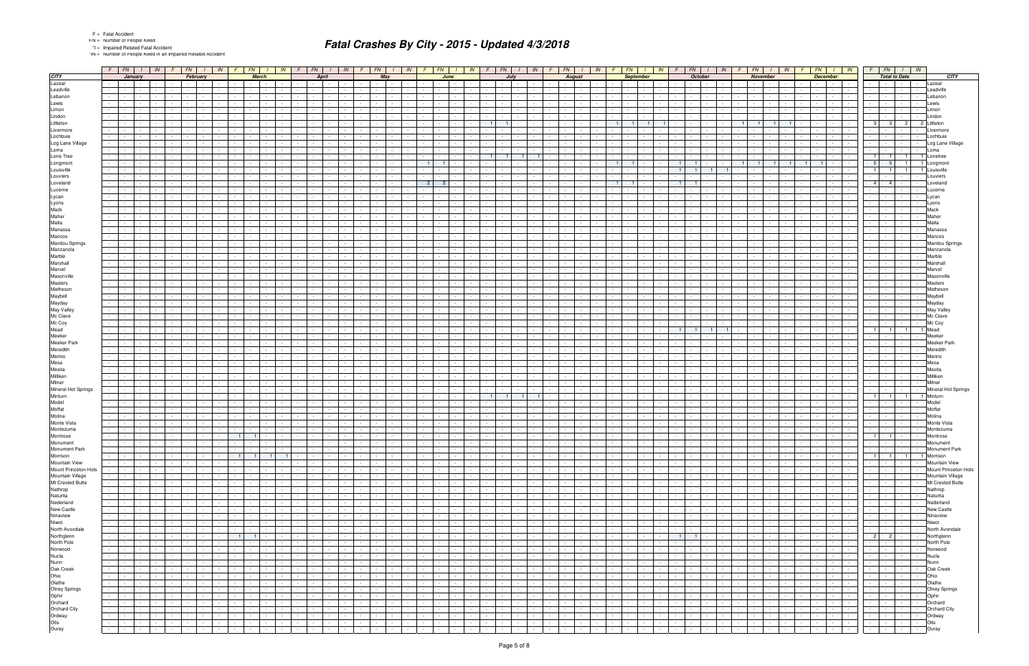F = Fatal Accident
FN = Number of People Killed
*I = Impaired Related Fatal Accident
*IN = Number of People Killed in an Impaired Related Accident

# Fatal Crashes By City - 2015 - Updated 4/3/2018

| CITY | January | | | | February | | | | March | | | | April | | | | May | | | | June | | | | July | | | | August | | | | September | | | | October | | | | November | | | | December | | | | Total to Date | | | | CITY |
|---|---|---|---|---|---|---|---|---|---|---|---|---|---|---|---|---|---|---|---|---|---|---|---|---|---|---|---|---|---|---|---|---|---|---|---|---|---|---|---|---|---|---|---|---|---|---|---|---|---|---|---|---|---|
| | F | FN | I | IN | F | FN | I | IN | F | FN | I | IN | F | FN | I | IN | F | FN | I | IN | F | FN | I | IN | F | FN | I | IN | F | FN | I | IN | F | FN | I | IN | F | FN | I | IN | F | FN | I | IN | F | FN | I | IN | F | FN | I | IN | |
| Lazear | - | - | - | - | - | - | - | - | - | - | - | - | - | - | - | - | - | - | - | - | - | - | - | - | - | - | - | - | - | - | - | - | - | - | - | - | - | - | - | - | - | - | - | - | - | - | - | - | - | - | - | - | Lazear |
| Leadville | - | - | - | - | - | - | - | - | - | - | - | - | - | - | - | - | - | - | - | - | - | - | - | - | - | - | - | - | - | - | - | - | - | - | - | - | - | - | - | - | - | - | - | - | - | - | - | - | - | - | - | - | Leadville |
| Lebanon | - | - | - | - | - | - | - | - | - | - | - | - | - | - | - | - | - | - | - | - | - | - | - | - | - | - | - | - | - | - | - | - | - | - | - | - | - | - | - | - | - | - | - | - | - | - | - | - | - | - | - | - | Lebanon |
| Lewis | - | - | - | - | - | - | - | - | - | - | - | - | - | - | - | - | - | - | - | - | - | - | - | - | - | - | - | - | - | - | - | - | - | - | - | - | - | - | - | - | - | - | - | - | - | - | - | - | - | - | - | - | Lewis |
| Limon | - | - | - | - | - | - | - | - | - | - | - | - | - | - | - | - | - | - | - | - | - | - | - | - | - | - | - | - | - | - | - | - | - | - | - | - | - | - | - | - | - | - | - | - | - | - | - | - | - | - | - | - | Limon |
| Lindon | - | - | - | - | - | - | - | - | - | - | - | - | - | - | - | - | - | - | - | - | - | - | - | - | - | - | - | - | - | - | - | - | - | - | - | - | - | - | - | - | - | - | - | - | - | - | - | - | - | - | - | - | Lindon |
| Littleton | - | - | - | - | - | - | - | - | - | - | - | - | - | - | - | - | - | - | - | - | - | - | - | - | 1 | 1 | - | - | - | - | - | - | 1 | 1 | 1 | 1 | - | - | - | - | 1 | 1 | 1 | 1 | - | - | - | - | 3 | 3 | 2 | 2 | Littleton |
| Livermore | - | - | - | - | - | - | - | - | - | - | - | - | - | - | - | - | - | - | - | - | - | - | - | - | - | - | - | - | - | - | - | - | - | - | - | - | - | - | - | - | - | - | - | - | - | - | - | - | - | - | - | - | Livermore |
| Lochbuie | - | - | - | - | - | - | - | - | - | - | - | - | - | - | - | - | - | - | - | - | - | - | - | - | - | - | - | - | - | - | - | - | - | - | - | - | - | - | - | - | - | - | - | - | - | - | - | - | - | - | - | - | Lochbuie |
| Log Lane Village | - | - | - | - | - | - | - | - | - | - | - | - | - | - | - | - | - | - | - | - | - | - | - | - | - | - | - | - | - | - | - | - | - | - | - | - | - | - | - | - | - | - | - | - | - | - | - | - | - | - | - | - | Log Lane Village |
| Loma | - | - | - | - | - | - | - | - | - | - | - | - | - | - | - | - | - | - | - | - | - | - | - | - | - | - | - | - | - | - | - | - | - | - | - | - | - | - | - | - | - | - | - | - | - | - | - | - | - | - | - | - | Loma |
| Lone Tree | - | - | - | - | - | - | - | - | - | - | - | - | - | - | - | - | - | - | - | - | - | - | - | - | 1 | 1 | 1 | 1 | - | - | - | - | - | - | - | - | - | - | - | - | - | - | - | - | - | - | - | - | 1 | 1 | 1 | 1 | Lonetree |
| Longmont | - | - | - | - | - | - | - | - | - | - | - | - | - | - | - | - | - | - | - | - | 1 | 1 | - | - | - | - | - | - | - | - | - | - | 1 | 1 | - | - | 1 | 1 | - | - | 1 | 1 | 1 | 1 | 1 | 1 | - | - | 5 | 5 | 1 | 1 | Longmont |
| Louisville | - | - | - | - | - | - | - | - | - | - | - | - | - | - | - | - | - | - | - | - | - | - | - | - | - | - | - | - | - | - | - | - | - | - | - | - | 1 | 1 | 1 | 1 | - | - | - | - | - | - | - | - | 1 | 1 | 1 | 1 | Louisville |
| Louviers | - | - | - | - | - | - | - | - | - | - | - | - | - | - | - | - | - | - | - | - | - | - | - | - | - | - | - | - | - | - | - | - | - | - | - | - | - | - | - | - | - | - | - | - | - | - | - | - | - | - | - | - | Louviers |
| Loveland | - | - | - | - | - | - | - | - | - | - | - | - | - | - | - | - | - | - | - | - | 2 | 2 | - | - | - | - | - | - | - | - | - | - | 1 | 1 | - | - | 1 | 1 | - | - | - | - | - | - | - | - | - | - | 4 | 4 | - | - | Loveland |
| Lucerne | - | - | - | - | - | - | - | - | - | - | - | - | - | - | - | - | - | - | - | - | - | - | - | - | - | - | - | - | - | - | - | - | - | - | - | - | - | - | - | - | - | - | - | - | - | - | - | - | - | - | - | - | Lucerne |
| Lycan | - | - | - | - | - | - | - | - | - | - | - | - | - | - | - | - | - | - | - | - | - | - | - | - | - | - | - | - | - | - | - | - | - | - | - | - | - | - | - | - | - | - | - | - | - | - | - | - | - | - | - | - | Lycan |
| Lyons | - | - | - | - | - | - | - | - | - | - | - | - | - | - | - | - | - | - | - | - | - | - | - | - | - | - | - | - | - | - | - | - | - | - | - | - | - | - | - | - | - | - | - | - | - | - | - | - | - | - | - | - | Lyons |
| Mack | - | - | - | - | - | - | - | - | - | - | - | - | - | - | - | - | - | - | - | - | - | - | - | - | - | - | - | - | - | - | - | - | - | - | - | - | - | - | - | - | - | - | - | - | - | - | - | - | - | - | - | - | Mack |
| Maher | - | - | - | - | - | - | - | - | - | - | - | - | - | - | - | - | - | - | - | - | - | - | - | - | - | - | - | - | - | - | - | - | - | - | - | - | - | - | - | - | - | - | - | - | - | - | - | - | - | - | - | - | Maher |
| Malta | - | - | - | - | - | - | - | - | - | - | - | - | - | - | - | - | - | - | - | - | - | - | - | - | - | - | - | - | - | - | - | - | - | - | - | - | - | - | - | - | - | - | - | - | - | - | - | - | - | - | - | - | Malta |
| Manassa | - | - | - | - | - | - | - | - | - | - | - | - | - | - | - | - | - | - | - | - | - | - | - | - | - | - | - | - | - | - | - | - | - | - | - | - | - | - | - | - | - | - | - | - | - | - | - | - | - | - | - | - | Manassa |
| Mancos | - | - | - | - | - | - | - | - | - | - | - | - | - | - | - | - | - | - | - | - | - | - | - | - | - | - | - | - | - | - | - | - | - | - | - | - | - | - | - | - | - | - | - | - | - | - | - | - | - | - | - | - | Mancos |
| Manitou Springs | - | - | - | - | - | - | - | - | - | - | - | - | - | - | - | - | - | - | - | - | - | - | - | - | - | - | - | - | - | - | - | - | - | - | - | - | - | - | - | - | - | - | - | - | - | - | - | - | - | - | - | - | Manitou Springs |
| Manzanola | - | - | - | - | - | - | - | - | - | - | - | - | - | - | - | - | - | - | - | - | - | - | - | - | - | - | - | - | - | - | - | - | - | - | - | - | - | - | - | - | - | - | - | - | - | - | - | - | - | - | - | - | Manzanola |
| Marble | - | - | - | - | - | - | - | - | - | - | - | - | - | - | - | - | - | - | - | - | - | - | - | - | - | - | - | - | - | - | - | - | - | - | - | - | - | - | - | - | - | - | - | - | - | - | - | - | - | - | - | - | Marble |
| Marshall | - | - | - | - | - | - | - | - | - | - | - | - | - | - | - | - | - | - | - | - | - | - | - | - | - | - | - | - | - | - | - | - | - | - | - | - | - | - | - | - | - | - | - | - | - | - | - | - | - | - | - | - | Marshall |
| Marvel | - | - | - | - | - | - | - | - | - | - | - | - | - | - | - | - | - | - | - | - | - | - | - | - | - | - | - | - | - | - | - | - | - | - | - | - | - | - | - | - | - | - | - | - | - | - | - | - | - | - | - | - | Marvel |
| Masonville | - | - | - | - | - | - | - | - | - | - | - | - | - | - | - | - | - | - | - | - | - | - | - | - | - | - | - | - | - | - | - | - | - | - | - | - | - | - | - | - | - | - | - | - | - | - | - | - | - | - | - | - | Masonville |
| Masters | - | - | - | - | - | - | - | - | - | - | - | - | - | - | - | - | - | - | - | - | - | - | - | - | - | - | - | - | - | - | - | - | - | - | - | - | - | - | - | - | - | - | - | - | - | - | - | - | - | - | - | - | Masters |
| Matheson | - | - | - | - | - | - | - | - | - | - | - | - | - | - | - | - | - | - | - | - | - | - | - | - | - | - | - | - | - | - | - | - | - | - | - | - | - | - | - | - | - | - | - | - | - | - | - | - | - | - | - | - | Matheson |
| Maybell | - | - | - | - | - | - | - | - | - | - | - | - | - | - | - | - | - | - | - | - | - | - | - | - | - | - | - | - | - | - | - | - | - | - | - | - | - | - | - | - | - | - | - | - | - | - | - | - | - | - | - | - | Maybell |
| Mayday | - | - | - | - | - | - | - | - | - | - | - | - | - | - | - | - | - | - | - | - | - | - | - | - | - | - | - | - | - | - | - | - | - | - | - | - | - | - | - | - | - | - | - | - | - | - | - | - | - | - | - | - | Mayday |
| May Valley | - | - | - | - | - | - | - | - | - | - | - | - | - | - | - | - | - | - | - | - | - | - | - | - | - | - | - | - | - | - | - | - | - | - | - | - | - | - | - | - | - | - | - | - | - | - | - | - | - | - | - | - | May Valley |
| Mc Clave | - | - | - | - | - | - | - | - | - | - | - | - | - | - | - | - | - | - | - | - | - | - | - | - | - | - | - | - | - | - | - | - | - | - | - | - | - | - | - | - | - | - | - | - | - | - | - | - | - | - | - | - | Mc Clave |
| Mc Coy | - | - | - | - | - | - | - | - | - | - | - | - | - | - | - | - | - | - | - | - | - | - | - | - | - | - | - | - | - | - | - | - | - | - | - | - | - | - | - | - | - | - | - | - | - | - | - | - | - | - | - | - | Mc Coy |
| Mead | - | - | - | - | - | - | - | - | - | - | - | - | - | - | - | - | - | - | - | - | - | - | - | - | - | - | - | - | - | - | - | - | - | - | - | - | 1 | 1 | 1 | 1 | - | - | - | - | - | - | - | - | 1 | 1 | 1 | 1 | Mead |
| Meeker | - | - | - | - | - | - | - | - | - | - | - | - | - | - | - | - | - | - | - | - | - | - | - | - | - | - | - | - | - | - | - | - | - | - | - | - | - | - | - | - | - | - | - | - | - | - | - | - | - | - | - | - | Meeker |
| Meeker Park | - | - | - | - | - | - | - | - | - | - | - | - | - | - | - | - | - | - | - | - | - | - | - | - | - | - | - | - | - | - | - | - | - | - | - | - | - | - | - | - | - | - | - | - | - | - | - | - | - | - | - | - | Meeker Park |
| Meredith | - | - | - | - | - | - | - | - | - | - | - | - | - | - | - | - | - | - | - | - | - | - | - | - | - | - | - | - | - | - | - | - | - | - | - | - | - | - | - | - | - | - | - | - | - | - | - | - | - | - | - | - | Meredith |
| Merino | - | - | - | - | - | - | - | - | - | - | - | - | - | - | - | - | - | - | - | - | - | - | - | - | - | - | - | - | - | - | - | - | - | - | - | - | - | - | - | - | - | - | - | - | - | - | - | - | - | - | - | - | Merino |
| Mesa | - | - | - | - | - | - | - | - | - | - | - | - | - | - | - | - | - | - | - | - | - | - | - | - | - | - | - | - | - | - | - | - | - | - | - | - | - | - | - | - | - | - | - | - | - | - | - | - | - | - | - | - | Mesa |
| Mesita | - | - | - | - | - | - | - | - | - | - | - | - | - | - | - | - | - | - | - | - | - | - | - | - | - | - | - | - | - | - | - | - | - | - | - | - | - | - | - | - | - | - | - | - | - | - | - | - | - | - | - | - | Mesita |
| Milliken | - | - | - | - | - | - | - | - | - | - | - | - | - | - | - | - | - | - | - | - | - | - | - | - | - | - | - | - | - | - | - | - | - | - | - | - | - | - | - | - | - | - | - | - | - | - | - | - | - | - | - | - | Milliken |
| Milner | - | - | - | - | - | - | - | - | - | - | - | - | - | - | - | - | - | - | - | - | - | - | - | - | - | - | - | - | - | - | - | - | - | - | - | - | - | - | - | - | - | - | - | - | - | - | - | - | - | - | - | - | Milner |
| Mineral Hot Springs | - | - | - | - | - | - | - | - | - | - | - | - | - | - | - | - | - | - | - | - | - | - | - | - | - | - | - | - | - | - | - | - | - | - | - | - | - | - | - | - | - | - | - | - | - | - | - | - | - | - | - | - | Mineral Hot Springs |
| Minturn | - | - | - | - | - | - | - | - | - | - | - | - | - | - | - | - | - | - | - | - | - | - | - | - | 1 | 1 | 1 | 1 | - | - | - | - | - | - | - | - | - | - | - | - | - | - | - | - | - | - | - | - | 1 | 1 | 1 | 1 | Minturn |
| Model | - | - | - | - | - | - | - | - | - | - | - | - | - | - | - | - | - | - | - | - | - | - | - | - | - | - | - | - | - | - | - | - | - | - | - | - | - | - | - | - | - | - | - | - | - | - | - | - | - | - | - | - | Model |
| Moffat | - | - | - | - | - | - | - | - | - | - | - | - | - | - | - | - | - | - | - | - | - | - | - | - | - | - | - | - | - | - | - | - | - | - | - | - | - | - | - | - | - | - | - | - | - | - | - | - | - | - | - | - | Moffat |
| Molina | - | - | - | - | - | - | - | - | - | - | - | - | - | - | - | - | - | - | - | - | - | - | - | - | - | - | - | - | - | - | - | - | - | - | - | - | - | - | - | - | - | - | - | - | - | - | - | - | - | - | - | - | Molina |
| Monte Vista | - | - | - | - | - | - | - | - | - | - | - | - | - | - | - | - | - | - | - | - | - | - | - | - | - | - | - | - | - | - | - | - | - | - | - | - | - | - | - | - | - | - | - | - | - | - | - | - | - | - | - | - | Monte Vista |
| Montezuma | - | - | - | - | - | - | - | - | - | - | - | - | - | - | - | - | - | - | - | - | - | - | - | - | - | - | - | - | - | - | - | - | - | - | - | - | - | - | - | - | - | - | - | - | - | - | - | - | - | - | - | - | Montezuma |
| Montrose | - | - | - | - | - | - | - | - | 1 | 1 | - | - | - | - | - | - | - | - | - | - | - | - | - | - | - | - | - | - | - | - | - | - | - | - | - | - | - | - | - | - | - | - | - | - | - | - | - | - | 1 | 1 | - | - | Montrose |
| Monument | - | - | - | - | - | - | - | - | - | - | - | - | - | - | - | - | - | - | - | - | - | - | - | - | - | - | - | - | - | - | - | - | - | - | - | - | - | - | - | - | - | - | - | - | - | - | - | - | - | - | - | - | Monument |
| Monument Park | - | - | - | - | - | - | - | - | - | - | - | - | - | - | - | - | - | - | - | - | - | - | - | - | - | - | - | - | - | - | - | - | - | - | - | - | - | - | - | - | - | - | - | - | - | - | - | - | - | - | - | - | Monument Park |
| Morrison | - | - | - | - | - | - | - | - | 1 | 1 | 1 | 1 | - | - | - | - | - | - | - | - | - | - | - | - | - | - | - | - | - | - | - | - | - | - | - | - | - | - | - | - | - | - | - | - | - | - | - | - | 1 | 1 | 1 | 1 | Morrison |
| Mountain View | - | - | - | - | - | - | - | - | - | - | - | - | - | - | - | - | - | - | - | - | - | - | - | - | - | - | - | - | - | - | - | - | - | - | - | - | - | - | - | - | - | - | - | - | - | - | - | - | - | - | - | - | Mountain View |
| Mount Princeton Hots | - | - | - | - | - | - | - | - | - | - | - | - | - | - | - | - | - | - | - | - | - | - | - | - | - | - | - | - | - | - | - | - | - | - | - | - | - | - | - | - | - | - | - | - | - | - | - | - | - | - | - | - | Mount Princeton Hots |
| Mountain Village | - | - | - | - | - | - | - | - | - | - | - | - | - | - | - | - | - | - | - | - | - | - | - | - | - | - | - | - | - | - | - | - | - | - | - | - | - | - | - | - | - | - | - | - | - | - | - | - | - | - | - | - | Mountain Village |
| Mt Crested Butte | - | - | - | - | - | - | - | - | - | - | - | - | - | - | - | - | - | - | - | - | - | - | - | - | - | - | - | - | - | - | - | - | - | - | - | - | - | - | - | - | - | - | - | - | - | - | - | - | - | - | - | - | Mt Crested Butte |
| Nathrop | - | - | - | - | - | - | - | - | - | - | - | - | - | - | - | - | - | - | - | - | - | - | - | - | - | - | - | - | - | - | - | - | - | - | - | - | - | - | - | - | - | - | - | - | - | - | - | - | - | - | - | - | Nathrop |
| Naturita | - | - | - | - | - | - | - | - | - | - | - | - | - | - | - | - | - | - | - | - | - | - | - | - | - | - | - | - | - | - | - | - | - | - | - | - | - | - | - | - | - | - | - | - | - | - | - | - | - | - | - | - | Naturita |
| Nederland | - | - | - | - | - | - | - | - | - | - | - | - | - | - | - | - | - | - | - | - | - | - | - | - | - | - | - | - | - | - | - | - | - | - | - | - | - | - | - | - | - | - | - | - | - | - | - | - | - | - | - | - | Nederland |
| New Castle | - | - | - | - | - | - | - | - | - | - | - | - | - | - | - | - | - | - | - | - | - | - | - | - | - | - | - | - | - | - | - | - | - | - | - | - | - | - | - | - | - | - | - | - | - | - | - | - | - | - | - | - | New Castle |
| Ninaview | - | - | - | - | - | - | - | - | - | - | - | - | - | - | - | - | - | - | - | - | - | - | - | - | - | - | - | - | - | - | - | - | - | - | - | - | - | - | - | - | - | - | - | - | - | - | - | - | - | - | - | - | Ninaview |
| Niwot | - | - | - | - | - | - | - | - | - | - | - | - | - | - | - | - | - | - | - | - | - | - | - | - | - | - | - | - | - | - | - | - | - | - | - | - | - | - | - | - | - | - | - | - | - | - | - | - | - | - | - | - | Niwot |
| North Avondale | - | - | - | - | - | - | - | - | - | - | - | - | - | - | - | - | - | - | - | - | - | - | - | - | - | - | - | - | - | - | - | - | - | - | - | - | - | - | - | - | - | - | - | - | - | - | - | - | - | - | - | - | North Avondale |
| Northglenn | - | - | - | - | - | - | - | - | 1 | 1 | - | - | - | - | - | - | - | - | - | - | - | - | - | - | - | - | - | - | - | - | - | - | - | - | - | - | 1 | 1 | - | - | - | - | - | - | - | - | - | - | 2 | 2 | - | - | Northglenn |
| North Pole | - | - | - | - | - | - | - | - | - | - | - | - | - | - | - | - | - | - | - | - | - | - | - | - | - | - | - | - | - | - | - | - | - | - | - | - | - | - | - | - | - | - | - | - | - | - | - | - | - | - | - | - | North Pole |
| Norwood | - | - | - | - | - | - | - | - | - | - | - | - | - | - | - | - | - | - | - | - | - | - | - | - | - | - | - | - | - | - | - | - | - | - | - | - | - | - | - | - | - | - | - | - | - | - | - | - | - | - | - | - | Norwood |
| Nucla | - | - | - | - | - | - | - | - | - | - | - | - | - | - | - | - | - | - | - | - | - | - | - | - | - | - | - | - | - | - | - | - | - | - | - | - | - | - | - | - | - | - | - | - | - | - | - | - | - | - | - | - | Nucla |
| Nunn | - | - | - | - | - | - | - | - | - | - | - | - | - | - | - | - | - | - | - | - | - | - | - | - | - | - | - | - | - | - | - | - | - | - | - | - | - | - | - | - | - | - | - | - | - | - | - | - | - | - | - | - | Nunn |
| Oak Creek | - | - | - | - | - | - | - | - | - | - | - | - | - | - | - | - | - | - | - | - | - | - | - | - | - | - | - | - | - | - | - | - | - | - | - | - | - | - | - | - | - | - | - | - | - | - | - | - | - | - | - | - | Oak Creek |
| Ohio | - | - | - | - | - | - | - | - | - | - | - | - | - | - | - | - | - | - | - | - | - | - | - | - | - | - | - | - | - | - | - | - | - | - | - | - | - | - | - | - | - | - | - | - | - | - | - | - | - | - | - | - | Ohio |
| Olathe | - | - | - | - | - | - | - | - | - | - | - | - | - | - | - | - | - | - | - | - | - | - | - | - | - | - | - | - | - | - | - | - | - | - | - | - | - | - | - | - | - | - | - | - | - | - | - | - | - | - | - | - | Olathe |
| Olney Springs | - | - | - | - | - | - | - | - | - | - | - | - | - | - | - | - | - | - | - | - | - | - | - | - | - | - | - | - | - | - | - | - | - | - | - | - | - | - | - | - | - | - | - | - | - | - | - | - | - | - | - | - | Olney Springs |
| Ophir | - | - | - | - | - | - | - | - | - | - | - | - | - | - | - | - | - | - | - | - | - | - | - | - | - | - | - | - | - | - | - | - | - | - | - | - | - | - | - | - | - | - | - | - | - | - | - | - | - | - | - | - | Ophir |
| Orchard | - | - | - | - | - | - | - | - | - | - | - | - | - | - | - | - | - | - | - | - | - | - | - | - | - | - | - | - | - | - | - | - | - | - | - | - | - | - | - | - | - | - | - | - | - | - | - | - | - | - | - | - | Orchard |
| Orchard City | - | - | - | - | - | - | - | - | - | - | - | - | - | - | - | - | - | - | - | - | - | - | - | - | - | - | - | - | - | - | - | - | - | - | - | - | - | - | - | - | - | - | - | - | - | - | - | - | - | - | - | - | Orchard City |
| Ordway | - | - | - | - | - | - | - | - | - | - | - | - | - | - | - | - | - | - | - | - | - | - | - | - | - | - | - | - | - | - | - | - | - | - | - | - | - | - | - | - | - | - | - | - | - | - | - | - | - | - | - | - | Ordway |
| Otis | - | - | - | - | - | - | - | - | - | - | - | - | - | - | - | - | - | - | - | - | - | - | - | - | - | - | - | - | - | - | - | - | - | - | - | - | - | - | - | - | - | - | - | - | - | - | - | - | - | - | - | - | Otis |
| Ouray | - | - | - | - | - | - | - | - | - | - | - | - | - | - | - | - | - | - | - | - | - | - | - | - | - | - | - | - | - | - | - | - | - | - | - | - | - | - | - | - | - | - | - | - | - | - | - | - | - | - | - | - | Ouray |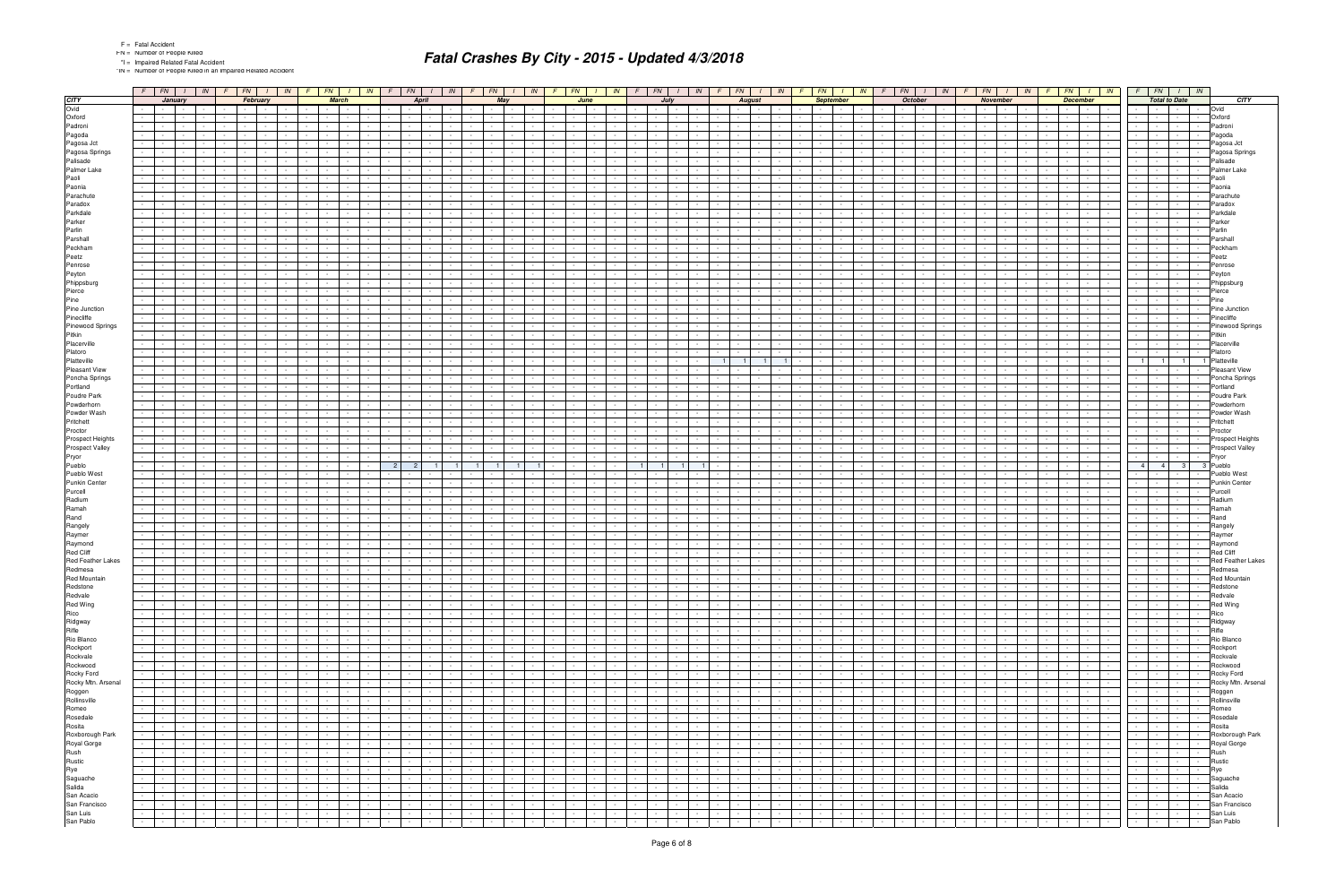F = Fatal Accident
FN = Number of People Killed
*I = Impaired Related Fatal Accident
*IN = Number of People Killed in an Impaired Related Accident

# Fatal Crashes By City - 2015 - Updated 4/3/2018

| CITY | January | | | | February | | | | March | | | | April | | | | May | | | | June | | | | July | | | | August | | | | September | | | | October | | | | November | | | | December | | | | Total to Date | | | | CITY |
|---|---|---|---|---|---|---|---|---|---|---|---|---|---|---|---|---|---|---|---|---|---|---|---|---|---|---|---|---|---|---|---|---|---|---|---|---|---|---|---|---|---|---|---|---|---|---|---|---|---|---|---|---|---|
| | F | FN | I | IN | F | FN | I | IN | F | FN | I | IN | F | FN | I | IN | F | FN | I | IN | F | FN | I | IN | F | FN | I | IN | F | FN | I | IN | F | FN | I | IN | F | FN | I | IN | F | FN | I | IN | F | FN | I | IN | F | FN | I | IN | |
| Ovid | - | - | - | - | - | - | - | - | - | - | - | - | - | - | - | - | - | - | - | - | - | - | - | - | - | - | - | - | - | - | - | - | - | - | - | - | - | - | - | - | - | - | - | - | - | - | - | - | - | - | - | - | Ovid |
| Oxford | - | - | - | - | - | - | - | - | - | - | - | - | - | - | - | - | - | - | - | - | - | - | - | - | - | - | - | - | - | - | - | - | - | - | - | - | - | - | - | - | - | - | - | - | - | - | - | - | - | - | - | - | Oxford |
| Padroni | - | - | - | - | - | - | - | - | - | - | - | - | - | - | - | - | - | - | - | - | - | - | - | - | - | - | - | - | - | - | - | - | - | - | - | - | - | - | - | - | - | - | - | - | - | - | - | - | - | - | - | - | Padroni |
| Pagoda | - | - | - | - | - | - | - | - | - | - | - | - | - | - | - | - | - | - | - | - | - | - | - | - | - | - | - | - | - | - | - | - | - | - | - | - | - | - | - | - | - | - | - | - | - | - | - | - | - | - | - | - | Pagoda |
| Pagosa Jct | - | - | - | - | - | - | - | - | - | - | - | - | - | - | - | - | - | - | - | - | - | - | - | - | - | - | - | - | - | - | - | - | - | - | - | - | - | - | - | - | - | - | - | - | - | - | - | - | - | - | - | - | Pagosa Jct |
| Pagosa Springs | - | - | - | - | - | - | - | - | - | - | - | - | - | - | - | - | - | - | - | - | - | - | - | - | - | - | - | - | - | - | - | - | - | - | - | - | - | - | - | - | - | - | - | - | - | - | - | - | - | - | - | - | Pagosa Springs |
| Palisade | - | - | - | - | - | - | - | - | - | - | - | - | - | - | - | - | - | - | - | - | - | - | - | - | - | - | - | - | - | - | - | - | - | - | - | - | - | - | - | - | - | - | - | - | - | - | - | - | - | - | - | - | Palisade |
| Palmer Lake | - | - | - | - | - | - | - | - | - | - | - | - | - | - | - | - | - | - | - | - | - | - | - | - | - | - | - | - | - | - | - | - | - | - | - | - | - | - | - | - | - | - | - | - | - | - | - | - | - | - | - | - | Palmer Lake |
| Paoli | - | - | - | - | - | - | - | - | - | - | - | - | - | - | - | - | - | - | - | - | - | - | - | - | - | - | - | - | - | - | - | - | - | - | - | - | - | - | - | - | - | - | - | - | - | - | - | - | - | - | - | - | Paoli |
| Paonia | - | - | - | - | - | - | - | - | - | - | - | - | - | - | - | - | - | - | - | - | - | - | - | - | - | - | - | - | - | - | - | - | - | - | - | - | - | - | - | - | - | - | - | - | - | - | - | - | - | - | - | - | Paonia |
| Parachute | - | - | - | - | - | - | - | - | - | - | - | - | - | - | - | - | - | - | - | - | - | - | - | - | - | - | - | - | - | - | - | - | - | - | - | - | - | - | - | - | - | - | - | - | - | - | - | - | - | - | - | - | Parachute |
| Paradox | - | - | - | - | - | - | - | - | - | - | - | - | - | - | - | - | - | - | - | - | - | - | - | - | - | - | - | - | - | - | - | - | - | - | - | - | - | - | - | - | - | - | - | - | - | - | - | - | - | - | - | - | Paradox |
| Parkdale | - | - | - | - | - | - | - | - | - | - | - | - | - | - | - | - | - | - | - | - | - | - | - | - | - | - | - | - | - | - | - | - | - | - | - | - | - | - | - | - | - | - | - | - | - | - | - | - | - | - | - | - | Parkdale |
| Parker | - | - | - | - | - | - | - | - | - | - | - | - | - | - | - | - | - | - | - | - | - | - | - | - | - | - | - | - | - | - | - | - | - | - | - | - | - | - | - | - | - | - | - | - | - | - | - | - | - | - | - | - | Parker |
| Parlin | - | - | - | - | - | - | - | - | - | - | - | - | - | - | - | - | - | - | - | - | - | - | - | - | - | - | - | - | - | - | - | - | - | - | - | - | - | - | - | - | - | - | - | - | - | - | - | - | - | - | - | - | Parlin |
| Parshall | - | - | - | - | - | - | - | - | - | - | - | - | - | - | - | - | - | - | - | - | - | - | - | - | - | - | - | - | - | - | - | - | - | - | - | - | - | - | - | - | - | - | - | - | - | - | - | - | - | - | - | - | Parshall |
| Peckham | - | - | - | - | - | - | - | - | - | - | - | - | - | - | - | - | - | - | - | - | - | - | - | - | - | - | - | - | - | - | - | - | - | - | - | - | - | - | - | - | - | - | - | - | - | - | - | - | - | - | - | - | Peckham |
| Peetz | - | - | - | - | - | - | - | - | - | - | - | - | - | - | - | - | - | - | - | - | - | - | - | - | - | - | - | - | - | - | - | - | - | - | - | - | - | - | - | - | - | - | - | - | - | - | - | - | - | - | - | - | Peetz |
| Penrose | - | - | - | - | - | - | - | - | - | - | - | - | - | - | - | - | - | - | - | - | - | - | - | - | - | - | - | - | - | - | - | - | - | - | - | - | - | - | - | - | - | - | - | - | - | - | - | - | - | - | - | - | Penrose |
| Peyton | - | - | - | - | - | - | - | - | - | - | - | - | - | - | - | - | - | - | - | - | - | - | - | - | - | - | - | - | - | - | - | - | - | - | - | - | - | - | - | - | - | - | - | - | - | - | - | - | - | - | - | - | Peyton |
| Phippsburg | - | - | - | - | - | - | - | - | - | - | - | - | - | - | - | - | - | - | - | - | - | - | - | - | - | - | - | - | - | - | - | - | - | - | - | - | - | - | - | - | - | - | - | - | - | - | - | - | - | - | - | - | Phippsburg |
| Pierce | - | - | - | - | - | - | - | - | - | - | - | - | - | - | - | - | - | - | - | - | - | - | - | - | - | - | - | - | - | - | - | - | - | - | - | - | - | - | - | - | - | - | - | - | - | - | - | - | - | - | - | - | Pierce |
| Pine | - | - | - | - | - | - | - | - | - | - | - | - | - | - | - | - | - | - | - | - | - | - | - | - | - | - | - | - | - | - | - | - | - | - | - | - | - | - | - | - | - | - | - | - | - | - | - | - | - | - | - | - | Pine |
| Pine Junction | - | - | - | - | - | - | - | - | - | - | - | - | - | - | - | - | - | - | - | - | - | - | - | - | - | - | - | - | - | - | - | - | - | - | - | - | - | - | - | - | - | - | - | - | - | - | - | - | - | - | - | - | Pine Junction |
| Pinecliffe | - | - | - | - | - | - | - | - | - | - | - | - | - | - | - | - | - | - | - | - | - | - | - | - | - | - | - | - | - | - | - | - | - | - | - | - | - | - | - | - | - | - | - | - | - | - | - | - | - | - | - | - | Pinecliffe |
| Pinewood Springs | - | - | - | - | - | - | - | - | - | - | - | - | - | - | - | - | - | - | - | - | - | - | - | - | - | - | - | - | - | - | - | - | - | - | - | - | - | - | - | - | - | - | - | - | - | - | - | - | - | - | - | - | Pinewood Springs |
| Pitkin | - | - | - | - | - | - | - | - | - | - | - | - | - | - | - | - | - | - | - | - | - | - | - | - | - | - | - | - | - | - | - | - | - | - | - | - | - | - | - | - | - | - | - | - | - | - | - | - | - | - | - | - | Pitkin |
| Placerville | - | - | - | - | - | - | - | - | - | - | - | - | - | - | - | - | - | - | - | - | - | - | - | - | - | - | - | - | - | - | - | - | - | - | - | - | - | - | - | - | - | - | - | - | - | - | - | - | - | - | - | - | Placerville |
| Platoro | - | - | - | - | - | - | - | - | - | - | - | - | - | - | - | - | - | - | - | - | - | - | - | - | - | - | - | - | - | - | - | - | - | - | - | - | - | - | - | - | - | - | - | - | - | - | - | - | - | - | - | - | Platoro |
| Platteville | - | - | - | - | - | - | - | - | - | - | - | - | - | - | - | - | - | - | - | - | - | - | - | - | - | - | - | - | 1 | 1 | 1 | 1 | - | - | - | - | - | - | - | - | - | - | - | - | - | - | - | - | 1 | 1 | 1 | 1 | Platteville |
| Pleasant View | - | - | - | - | - | - | - | - | - | - | - | - | - | - | - | - | - | - | - | - | - | - | - | - | - | - | - | - | - | - | - | - | - | - | - | - | - | - | - | - | - | - | - | - | - | - | - | - | - | - | - | - | Pleasant View |
| Poncha Springs | - | - | - | - | - | - | - | - | - | - | - | - | - | - | - | - | - | - | - | - | - | - | - | - | - | - | - | - | - | - | - | - | - | - | - | - | - | - | - | - | - | - | - | - | - | - | - | - | - | - | - | - | Poncha Springs |
| Portland | - | - | - | - | - | - | - | - | - | - | - | - | - | - | - | - | - | - | - | - | - | - | - | - | - | - | - | - | - | - | - | - | - | - | - | - | - | - | - | - | - | - | - | - | - | - | - | - | - | - | - | - | Portland |
| Poudre Park | - | - | - | - | - | - | - | - | - | - | - | - | - | - | - | - | - | - | - | - | - | - | - | - | - | - | - | - | - | - | - | - | - | - | - | - | - | - | - | - | - | - | - | - | - | - | - | - | - | - | - | - | Poudre Park |
| Powderhorn | - | - | - | - | - | - | - | - | - | - | - | - | - | - | - | - | - | - | - | - | - | - | - | - | - | - | - | - | - | - | - | - | - | - | - | - | - | - | - | - | - | - | - | - | - | - | - | - | - | - | - | - | Powderhorn |
| Powder Wash | - | - | - | - | - | - | - | - | - | - | - | - | - | - | - | - | - | - | - | - | - | - | - | - | - | - | - | - | - | - | - | - | - | - | - | - | - | - | - | - | - | - | - | - | - | - | - | - | - | - | - | - | Powder Wash |
| Pritchett | - | - | - | - | - | - | - | - | - | - | - | - | - | - | - | - | - | - | - | - | - | - | - | - | - | - | - | - | - | - | - | - | - | - | - | - | - | - | - | - | - | - | - | - | - | - | - | - | - | - | - | - | Pritchett |
| Proctor | - | - | - | - | - | - | - | - | - | - | - | - | - | - | - | - | - | - | - | - | - | - | - | - | - | - | - | - | - | - | - | - | - | - | - | - | - | - | - | - | - | - | - | - | - | - | - | - | - | - | - | - | Proctor |
| Prospect Heights | - | - | - | - | - | - | - | - | - | - | - | - | - | - | - | - | - | - | - | - | - | - | - | - | - | - | - | - | - | - | - | - | - | - | - | - | - | - | - | - | - | - | - | - | - | - | - | - | - | - | - | - | Prospect Heights |
| Prospect Valley | - | - | - | - | - | - | - | - | - | - | - | - | - | - | - | - | - | - | - | - | - | - | - | - | - | - | - | - | - | - | - | - | - | - | - | - | - | - | - | - | - | - | - | - | - | - | - | - | - | - | - | - | Prospect Valley |
| Pryor | - | - | - | - | - | - | - | - | - | - | - | - | - | - | - | - | - | - | - | - | - | - | - | - | - | - | - | - | - | - | - | - | - | - | - | - | - | - | - | - | - | - | - | - | - | - | - | - | - | - | - | - | Pryor |
| Pueblo | - | - | - | - | - | - | - | - | - | - | - | - | 2 | 2 | 1 | 1 | 1 | 1 | 1 | 1 | - | - | - | - | 1 | 1 | 1 | 1 | - | - | - | - | - | - | - | - | - | - | - | - | - | - | - | - | - | - | - | - | 4 | 4 | 3 | 3 | Pueblo |
| Pueblo West | - | - | - | - | - | - | - | - | - | - | - | - | - | - | - | - | - | - | - | - | - | - | - | - | - | - | - | - | - | - | - | - | - | - | - | - | - | - | - | - | - | - | - | - | - | - | - | - | - | - | - | - | Pueblo West |
| Punkin Center | - | - | - | - | - | - | - | - | - | - | - | - | - | - | - | - | - | - | - | - | - | - | - | - | - | - | - | - | - | - | - | - | - | - | - | - | - | - | - | - | - | - | - | - | - | - | - | - | - | - | - | - | Punkin Center |
| Purcell | - | - | - | - | - | - | - | - | - | - | - | - | - | - | - | - | - | - | - | - | - | - | - | - | - | - | - | - | - | - | - | - | - | - | - | - | - | - | - | - | - | - | - | - | - | - | - | - | - | - | - | - | Purcell |
| Radium | - | - | - | - | - | - | - | - | - | - | - | - | - | - | - | - | - | - | - | - | - | - | - | - | - | - | - | - | - | - | - | - | - | - | - | - | - | - | - | - | - | - | - | - | - | - | - | - | - | - | - | - | Radium |
| Ramah | - | - | - | - | - | - | - | - | - | - | - | - | - | - | - | - | - | - | - | - | - | - | - | - | - | - | - | - | - | - | - | - | - | - | - | - | - | - | - | - | - | - | - | - | - | - | - | - | - | - | - | - | Ramah |
| Rand | - | - | - | - | - | - | - | - | - | - | - | - | - | - | - | - | - | - | - | - | - | - | - | - | - | - | - | - | - | - | - | - | - | - | - | - | - | - | - | - | - | - | - | - | - | - | - | - | - | - | - | - | Rand |
| Rangely | - | - | - | - | - | - | - | - | - | - | - | - | - | - | - | - | - | - | - | - | - | - | - | - | - | - | - | - | - | - | - | - | - | - | - | - | - | - | - | - | - | - | - | - | - | - | - | - | - | - | - | - | Rangely |
| Raymer | - | - | - | - | - | - | - | - | - | - | - | - | - | - | - | - | - | - | - | - | - | - | - | - | - | - | - | - | - | - | - | - | - | - | - | - | - | - | - | - | - | - | - | - | - | - | - | - | - | - | - | - | Raymer |
| Raymond | - | - | - | - | - | - | - | - | - | - | - | - | - | - | - | - | - | - | - | - | - | - | - | - | - | - | - | - | - | - | - | - | - | - | - | - | - | - | - | - | - | - | - | - | - | - | - | - | - | - | - | - | Raymond |
| Red Cliff | - | - | - | - | - | - | - | - | - | - | - | - | - | - | - | - | - | - | - | - | - | - | - | - | - | - | - | - | - | - | - | - | - | - | - | - | - | - | - | - | - | - | - | - | - | - | - | - | - | - | - | - | Red Cliff |
| Red Feather Lakes | - | - | - | - | - | - | - | - | - | - | - | - | - | - | - | - | - | - | - | - | - | - | - | - | - | - | - | - | - | - | - | - | - | - | - | - | - | - | - | - | - | - | - | - | - | - | - | - | - | - | - | - | Red Feather Lakes |
| Redmesa | - | - | - | - | - | - | - | - | - | - | - | - | - | - | - | - | - | - | - | - | - | - | - | - | - | - | - | - | - | - | - | - | - | - | - | - | - | - | - | - | - | - | - | - | - | - | - | - | - | - | - | - | Redmesa |
| Red Mountain | - | - | - | - | - | - | - | - | - | - | - | - | - | - | - | - | - | - | - | - | - | - | - | - | - | - | - | - | - | - | - | - | - | - | - | - | - | - | - | - | - | - | - | - | - | - | - | - | - | - | - | - | Red Mountain |
| Redstone | - | - | - | - | - | - | - | - | - | - | - | - | - | - | - | - | - | - | - | - | - | - | - | - | - | - | - | - | - | - | - | - | - | - | - | - | - | - | - | - | - | - | - | - | - | - | - | - | - | - | - | - | Redstone |
| Redvale | - | - | - | - | - | - | - | - | - | - | - | - | - | - | - | - | - | - | - | - | - | - | - | - | - | - | - | - | - | - | - | - | - | - | - | - | - | - | - | - | - | - | - | - | - | - | - | - | - | - | - | - | Redvale |
| Red Wing | - | - | - | - | - | - | - | - | - | - | - | - | - | - | - | - | - | - | - | - | - | - | - | - | - | - | - | - | - | - | - | - | - | - | - | - | - | - | - | - | - | - | - | - | - | - | - | - | - | - | - | - | Red Wing |
| Rico | - | - | - | - | - | - | - | - | - | - | - | - | - | - | - | - | - | - | - | - | - | - | - | - | - | - | - | - | - | - | - | - | - | - | - | - | - | - | - | - | - | - | - | - | - | - | - | - | - | - | - | - | Rico |
| Ridgway | - | - | - | - | - | - | - | - | - | - | - | - | - | - | - | - | - | - | - | - | - | - | - | - | - | - | - | - | - | - | - | - | - | - | - | - | - | - | - | - | - | - | - | - | - | - | - | - | - | - | - | - | Ridgway |
| Rifle | - | - | - | - | - | - | - | - | - | - | - | - | - | - | - | - | - | - | - | - | - | - | - | - | - | - | - | - | - | - | - | - | - | - | - | - | - | - | - | - | - | - | - | - | - | - | - | - | - | - | - | - | Rifle |
| Rio Blanco | - | - | - | - | - | - | - | - | - | - | - | - | - | - | - | - | - | - | - | - | - | - | - | - | - | - | - | - | - | - | - | - | - | - | - | - | - | - | - | - | - | - | - | - | - | - | - | - | - | - | - | - | Rio Blanco |
| Rockport | - | - | - | - | - | - | - | - | - | - | - | - | - | - | - | - | - | - | - | - | - | - | - | - | - | - | - | - | - | - | - | - | - | - | - | - | - | - | - | - | - | - | - | - | - | - | - | - | - | - | - | - | Rockport |
| Rockvale | - | - | - | - | - | - | - | - | - | - | - | - | - | - | - | - | - | - | - | - | - | - | - | - | - | - | - | - | - | - | - | - | - | - | - | - | - | - | - | - | - | - | - | - | - | - | - | - | - | - | - | - | Rockvale |
| Rockwood | - | - | - | - | - | - | - | - | - | - | - | - | - | - | - | - | - | - | - | - | - | - | - | - | - | - | - | - | - | - | - | - | - | - | - | - | - | - | - | - | - | - | - | - | - | - | - | - | - | - | - | - | Rockwood |
| Rocky Ford | - | - | - | - | - | - | - | - | - | - | - | - | - | - | - | - | - | - | - | - | - | - | - | - | - | - | - | - | - | - | - | - | - | - | - | - | - | - | - | - | - | - | - | - | - | - | - | - | - | - | - | - | Rocky Ford |
| Rocky Mtn. Arsenal | - | - | - | - | - | - | - | - | - | - | - | - | - | - | - | - | - | - | - | - | - | - | - | - | - | - | - | - | - | - | - | - | - | - | - | - | - | - | - | - | - | - | - | - | - | - | - | - | - | - | - | - | Rocky Mtn. Arsenal |
| Roggen | - | - | - | - | - | - | - | - | - | - | - | - | - | - | - | - | - | - | - | - | - | - | - | - | - | - | - | - | - | - | - | - | - | - | - | - | - | - | - | - | - | - | - | - | - | - | - | - | - | - | - | - | Roggen |
| Rollinsville | - | - | - | - | - | - | - | - | - | - | - | - | - | - | - | - | - | - | - | - | - | - | - | - | - | - | - | - | - | - | - | - | - | - | - | - | - | - | - | - | - | - | - | - | - | - | - | - | - | - | - | - | Rollinsville |
| Romeo | - | - | - | - | - | - | - | - | - | - | - | - | - | - | - | - | - | - | - | - | - | - | - | - | - | - | - | - | - | - | - | - | - | - | - | - | - | - | - | - | - | - | - | - | - | - | - | - | - | - | - | - | Romeo |
| Rosedale | - | - | - | - | - | - | - | - | - | - | - | - | - | - | - | - | - | - | - | - | - | - | - | - | - | - | - | - | - | - | - | - | - | - | - | - | - | - | - | - | - | - | - | - | - | - | - | - | - | - | - | - | Rosedale |
| Rosita | - | - | - | - | - | - | - | - | - | - | - | - | - | - | - | - | - | - | - | - | - | - | - | - | - | - | - | - | - | - | - | - | - | - | - | - | - | - | - | - | - | - | - | - | - | - | - | - | - | - | - | - | Rosita |
| Roxborough Park | - | - | - | - | - | - | - | - | - | - | - | - | - | - | - | - | - | - | - | - | - | - | - | - | - | - | - | - | - | - | - | - | - | - | - | - | - | - | - | - | - | - | - | - | - | - | - | - | - | - | - | - | Roxborough Park |
| Royal Gorge | - | - | - | - | - | - | - | - | - | - | - | - | - | - | - | - | - | - | - | - | - | - | - | - | - | - | - | - | - | - | - | - | - | - | - | - | - | - | - | - | - | - | - | - | - | - | - | - | - | - | - | - | Royal Gorge |
| Rush | - | - | - | - | - | - | - | - | - | - | - | - | - | - | - | - | - | - | - | - | - | - | - | - | - | - | - | - | - | - | - | - | - | - | - | - | - | - | - | - | - | - | - | - | - | - | - | - | - | - | - | - | Rush |
| Rustic | - | - | - | - | - | - | - | - | - | - | - | - | - | - | - | - | - | - | - | - | - | - | - | - | - | - | - | - | - | - | - | - | - | - | - | - | - | - | - | - | - | - | - | - | - | - | - | - | - | - | - | - | Rustic |
| Rye | - | - | - | - | - | - | - | - | - | - | - | - | - | - | - | - | - | - | - | - | - | - | - | - | - | - | - | - | - | - | - | - | - | - | - | - | - | - | - | - | - | - | - | - | - | - | - | - | - | - | - | - | Rye |
| Saguache | - | - | - | - | - | - | - | - | - | - | - | - | - | - | - | - | - | - | - | - | - | - | - | - | - | - | - | - | - | - | - | - | - | - | - | - | - | - | - | - | - | - | - | - | - | - | - | - | - | - | - | - | Saguache |
| Salida | - | - | - | - | - | - | - | - | - | - | - | - | - | - | - | - | - | - | - | - | - | - | - | - | - | - | - | - | - | - | - | - | - | - | - | - | - | - | - | - | - | - | - | - | - | - | - | - | - | - | - | - | Salida |
| San Acacio | - | - | - | - | - | - | - | - | - | - | - | - | - | - | - | - | - | - | - | - | - | - | - | - | - | - | - | - | - | - | - | - | - | - | - | - | - | - | - | - | - | - | - | - | - | - | - | - | - | - | - | - | San Acacio |
| San Francisco | - | - | - | - | - | - | - | - | - | - | - | - | - | - | - | - | - | - | - | - | - | - | - | - | - | - | - | - | - | - | - | - | - | - | - | - | - | - | - | - | - | - | - | - | - | - | - | - | - | - | - | - | San Francisco |
| San Luis | - | - | - | - | - | - | - | - | - | - | - | - | - | - | - | - | - | - | - | - | - | - | - | - | - | - | - | - | - | - | - | - | - | - | - | - | - | - | - | - | - | - | - | - | - | - | - | - | - | - | - | - | San Luis |
| San Pablo | - | - | - | - | - | - | - | - | - | - | - | - | - | - | - | - | - | - | - | - | - | - | - | - | - | - | - | - | - | - | - | - | - | - | - | - | - | - | - | - | - | - | - | - | - | - | - | - | - | - | - | - | San Pablo |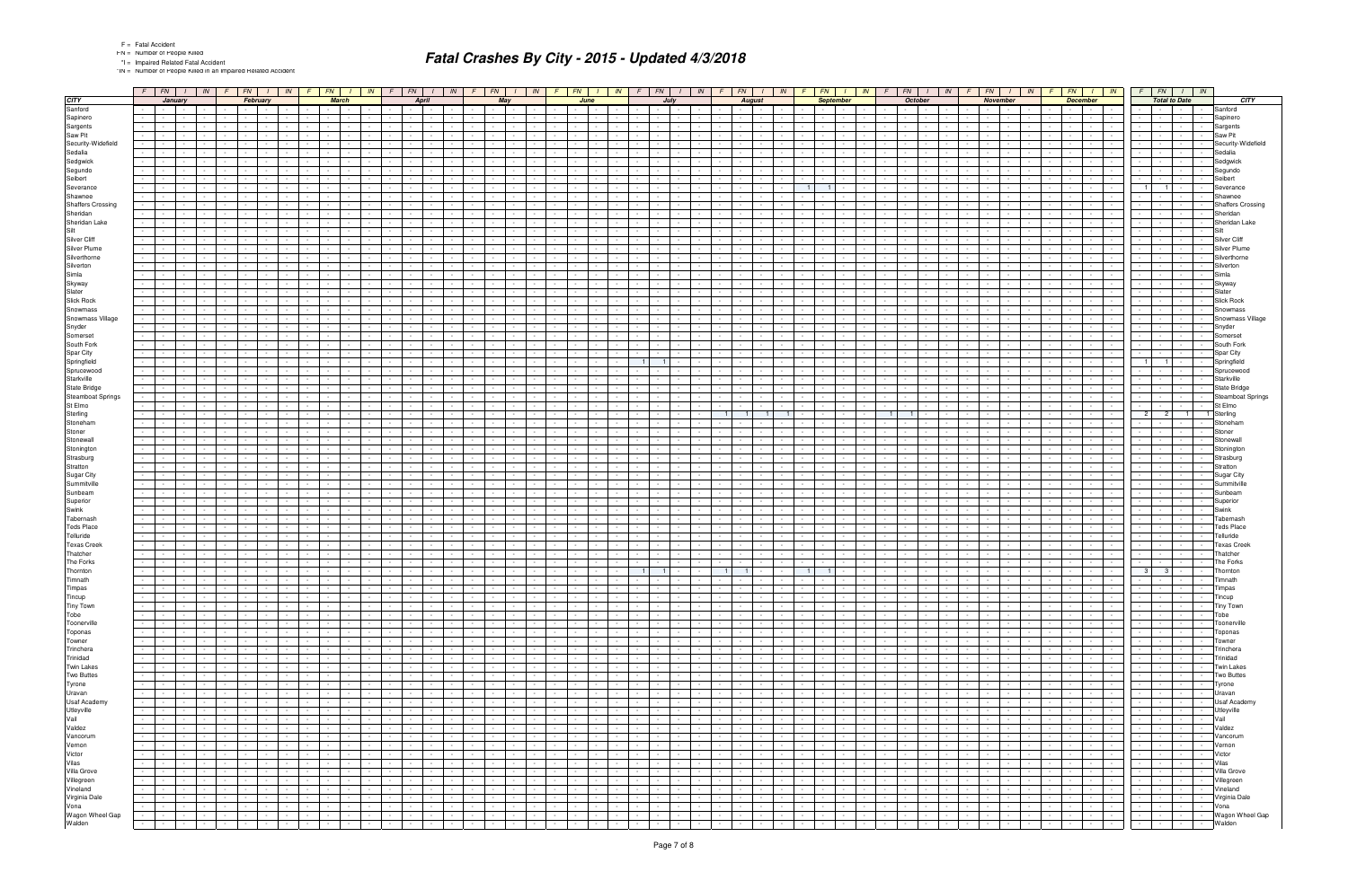F = Fatal Accident
FN = Number of People Killed
*I = Impaired Related Fatal Accident
*IN = Number of People Killed in an Impaired Related Accident

# Fatal Crashes By City - 2015 - Updated 4/3/2018

| CITY | F | FN | I | IN | F | FN | I | IN | F | FN | I | IN | F | FN | I | IN | F | FN | I | IN | F | FN | I | IN | F | FN | I | IN | F | FN | I | IN | F | FN | I | IN | F | FN | I | IN | F | FN | I | IN | F | FN | I | IN | F | FN | I | IN | CITY |
|---|---|---|---|---|---|---|---|---|---|---|---|---|---|---|---|---|---|---|---|---|---|---|---|---|---|---|---|---|---|---|---|---|---|---|---|---|---|---|---|---|---|---|---|---|---|---|---|---|---|---|---|---|---|
| | January | | | | February | | | | March | | | | April | | | | May | | | | June | | | | July | | | | August | | | | September | | | | October | | | | November | | | | December | | | | Total to Date | | | | |
| Sanford | - | - | - | - | - | - | - | - | - | - | - | - | - | - | - | - | - | - | - | - | - | - | - | - | - | - | - | - | - | - | - | - | - | - | - | - | - | - | - | - | - | - | - | - | - | - | - | - | - | - | - | - | Sanford |
| Sapinero | - | - | - | - | - | - | - | - | - | - | - | - | - | - | - | - | - | - | - | - | - | - | - | - | - | - | - | - | - | - | - | - | - | - | - | - | - | - | - | - | - | - | - | - | - | - | - | - | - | - | - | - | Sapinero |
| Sargents | - | - | - | - | - | - | - | - | - | - | - | - | - | - | - | - | - | - | - | - | - | - | - | - | - | - | - | - | - | - | - | - | - | - | - | - | - | - | - | - | - | - | - | - | - | - | - | - | - | - | - | - | Sargents |
| Saw Pit | - | - | - | - | - | - | - | - | - | - | - | - | - | - | - | - | - | - | - | - | - | - | - | - | - | - | - | - | - | - | - | - | - | - | - | - | - | - | - | - | - | - | - | - | - | - | - | - | - | - | - | - | Saw Pit |
| Security-Widefield | - | - | - | - | - | - | - | - | - | - | - | - | - | - | - | - | - | - | - | - | - | - | - | - | - | - | - | - | - | - | - | - | - | - | - | - | - | - | - | - | - | - | - | - | - | - | - | - | - | - | - | - | Security-Widefield |
| Sedalia | - | - | - | - | - | - | - | - | - | - | - | - | - | - | - | - | - | - | - | - | - | - | - | - | - | - | - | - | - | - | - | - | - | - | - | - | - | - | - | - | - | - | - | - | - | - | - | - | - | - | - | - | Sedalia |
| Sedgwick | - | - | - | - | - | - | - | - | - | - | - | - | - | - | - | - | - | - | - | - | - | - | - | - | - | - | - | - | - | - | - | - | - | - | - | - | - | - | - | - | - | - | - | - | - | - | - | - | - | - | - | - | Sedgwick |
| Segundo | - | - | - | - | - | - | - | - | - | - | - | - | - | - | - | - | - | - | - | - | - | - | - | - | - | - | - | - | - | - | - | - | - | - | - | - | - | - | - | - | - | - | - | - | - | - | - | - | - | - | - | - | Segundo |
| Seibert | - | - | - | - | - | - | - | - | - | - | - | - | - | - | - | - | - | - | - | - | - | - | - | - | - | - | - | - | - | - | - | - | - | - | - | - | - | - | - | - | - | - | - | - | - | - | - | - | - | - | - | - | Seibert |
| Severance | - | - | - | - | - | - | - | - | - | - | - | - | - | - | - | - | - | - | - | - | - | - | - | - | - | - | - | - | - | - | - | - | 1 | 1 | - | - | - | - | - | - | - | - | - | - | - | - | - | - | 1 | 1 | - | - | Severance |
| Shawnee | - | - | - | - | - | - | - | - | - | - | - | - | - | - | - | - | - | - | - | - | - | - | - | - | - | - | - | - | - | - | - | - | - | - | - | - | - | - | - | - | - | - | - | - | - | - | - | - | - | - | - | - | Shawnee |
| Shaffers Crossing | - | - | - | - | - | - | - | - | - | - | - | - | - | - | - | - | - | - | - | - | - | - | - | - | - | - | - | - | - | - | - | - | - | - | - | - | - | - | - | - | - | - | - | - | - | - | - | - | - | - | - | - | Shaffers Crossing |
| Sheridan | - | - | - | - | - | - | - | - | - | - | - | - | - | - | - | - | - | - | - | - | - | - | - | - | - | - | - | - | - | - | - | - | - | - | - | - | - | - | - | - | - | - | - | - | - | - | - | - | - | - | - | - | Sheridan |
| Sheridan Lake | - | - | - | - | - | - | - | - | - | - | - | - | - | - | - | - | - | - | - | - | - | - | - | - | - | - | - | - | - | - | - | - | - | - | - | - | - | - | - | - | - | - | - | - | - | - | - | - | - | - | - | - | Sheridan Lake |
| Silt | - | - | - | - | - | - | - | - | - | - | - | - | - | - | - | - | - | - | - | - | - | - | - | - | - | - | - | - | - | - | - | - | - | - | - | - | - | - | - | - | - | - | - | - | - | - | - | - | - | - | - | - | Silt |
| Silver Cliff | - | - | - | - | - | - | - | - | - | - | - | - | - | - | - | - | - | - | - | - | - | - | - | - | - | - | - | - | - | - | - | - | - | - | - | - | - | - | - | - | - | - | - | - | - | - | - | - | - | - | - | - | Silver Cliff |
| Silver Plume | - | - | - | - | - | - | - | - | - | - | - | - | - | - | - | - | - | - | - | - | - | - | - | - | - | - | - | - | - | - | - | - | - | - | - | - | - | - | - | - | - | - | - | - | - | - | - | - | - | - | - | - | Silver Plume |
| Silverthorne | - | - | - | - | - | - | - | - | - | - | - | - | - | - | - | - | - | - | - | - | - | - | - | - | - | - | - | - | - | - | - | - | - | - | - | - | - | - | - | - | - | - | - | - | - | - | - | - | - | - | - | - | Silverthorne |
| Silverton | - | - | - | - | - | - | - | - | - | - | - | - | - | - | - | - | - | - | - | - | - | - | - | - | - | - | - | - | - | - | - | - | - | - | - | - | - | - | - | - | - | - | - | - | - | - | - | - | - | - | - | - | Silverton |
| Simla | - | - | - | - | - | - | - | - | - | - | - | - | - | - | - | - | - | - | - | - | - | - | - | - | - | - | - | - | - | - | - | - | - | - | - | - | - | - | - | - | - | - | - | - | - | - | - | - | - | - | - | - | Simla |
| Skyway | - | - | - | - | - | - | - | - | - | - | - | - | - | - | - | - | - | - | - | - | - | - | - | - | - | - | - | - | - | - | - | - | - | - | - | - | - | - | - | - | - | - | - | - | - | - | - | - | - | - | - | - | Skyway |
| Slater | - | - | - | - | - | - | - | - | - | - | - | - | - | - | - | - | - | - | - | - | - | - | - | - | - | - | - | - | - | - | - | - | - | - | - | - | - | - | - | - | - | - | - | - | - | - | - | - | - | - | - | - | Slater |
| Slick Rock | - | - | - | - | - | - | - | - | - | - | - | - | - | - | - | - | - | - | - | - | - | - | - | - | - | - | - | - | - | - | - | - | - | - | - | - | - | - | - | - | - | - | - | - | - | - | - | - | - | - | - | - | Slick Rock |
| Snowmass | - | - | - | - | - | - | - | - | - | - | - | - | - | - | - | - | - | - | - | - | - | - | - | - | - | - | - | - | - | - | - | - | - | - | - | - | - | - | - | - | - | - | - | - | - | - | - | - | - | - | - | - | Snowmass |
| Snowmass Village | - | - | - | - | - | - | - | - | - | - | - | - | - | - | - | - | - | - | - | - | - | - | - | - | - | - | - | - | - | - | - | - | - | - | - | - | - | - | - | - | - | - | - | - | - | - | - | - | - | - | - | - | Snowmass Village |
| Snyder | - | - | - | - | - | - | - | - | - | - | - | - | - | - | - | - | - | - | - | - | - | - | - | - | - | - | - | - | - | - | - | - | - | - | - | - | - | - | - | - | - | - | - | - | - | - | - | - | - | - | - | - | Snyder |
| Somerset | - | - | - | - | - | - | - | - | - | - | - | - | - | - | - | - | - | - | - | - | - | - | - | - | - | - | - | - | - | - | - | - | - | - | - | - | - | - | - | - | - | - | - | - | - | - | - | - | - | - | - | - | Somerset |
| South Fork | - | - | - | - | - | - | - | - | - | - | - | - | - | - | - | - | - | - | - | - | - | - | - | - | - | - | - | - | - | - | - | - | - | - | - | - | - | - | - | - | - | - | - | - | - | - | - | - | - | - | - | - | South Fork |
| Spar City | - | - | - | - | - | - | - | - | - | - | - | - | - | - | - | - | - | - | - | - | - | - | - | - | - | - | - | - | - | - | - | - | - | - | - | - | - | - | - | - | - | - | - | - | - | - | - | - | - | - | - | - | Spar City |
| Springfield | - | - | - | - | - | - | - | - | - | - | - | - | - | - | - | - | - | - | - | - | - | - | - | - | 1 | 1 | - | - | - | - | - | - | - | - | - | - | - | - | - | - | - | - | - | - | - | - | - | - | 1 | 1 | - | - | Springfield |
| Sprucewood | - | - | - | - | - | - | - | - | - | - | - | - | - | - | - | - | - | - | - | - | - | - | - | - | - | - | - | - | - | - | - | - | - | - | - | - | - | - | - | - | - | - | - | - | - | - | - | - | - | - | - | - | Sprucewood |
| Starkville | - | - | - | - | - | - | - | - | - | - | - | - | - | - | - | - | - | - | - | - | - | - | - | - | - | - | - | - | - | - | - | - | - | - | - | - | - | - | - | - | - | - | - | - | - | - | - | - | - | - | - | - | Starkville |
| State Bridge | - | - | - | - | - | - | - | - | - | - | - | - | - | - | - | - | - | - | - | - | - | - | - | - | - | - | - | - | - | - | - | - | - | - | - | - | - | - | - | - | - | - | - | - | - | - | - | - | - | - | - | - | State Bridge |
| Steamboat Springs | - | - | - | - | - | - | - | - | - | - | - | - | - | - | - | - | - | - | - | - | - | - | - | - | - | - | - | - | - | - | - | - | - | - | - | - | - | - | - | - | - | - | - | - | - | - | - | - | - | - | - | - | Steamboat Springs |
| St Elmo | - | - | - | - | - | - | - | - | - | - | - | - | - | - | - | - | - | - | - | - | - | - | - | - | - | - | - | - | - | - | - | - | - | - | - | - | - | - | - | - | - | - | - | - | - | - | - | - | - | - | - | - | St Elmo |
| Sterling | - | - | - | - | - | - | - | - | - | - | - | - | - | - | - | - | - | - | - | - | - | - | - | - | - | - | - | - | 1 | 1 | 1 | 1 | - | - | - | - | 1 | 1 | - | - | - | - | - | - | - | - | - | - | 2 | 2 | 1 | 1 | Sterling |
| Stoneham | - | - | - | - | - | - | - | - | - | - | - | - | - | - | - | - | - | - | - | - | - | - | - | - | - | - | - | - | - | - | - | - | - | - | - | - | - | - | - | - | - | - | - | - | - | - | - | - | - | - | - | - | Stoneham |
| Stoner | - | - | - | - | - | - | - | - | - | - | - | - | - | - | - | - | - | - | - | - | - | - | - | - | - | - | - | - | - | - | - | - | - | - | - | - | - | - | - | - | - | - | - | - | - | - | - | - | - | - | - | - | Stoner |
| Stonewall | - | - | - | - | - | - | - | - | - | - | - | - | - | - | - | - | - | - | - | - | - | - | - | - | - | - | - | - | - | - | - | - | - | - | - | - | - | - | - | - | - | - | - | - | - | - | - | - | - | - | - | - | Stonewall |
| Stonington | - | - | - | - | - | - | - | - | - | - | - | - | - | - | - | - | - | - | - | - | - | - | - | - | - | - | - | - | - | - | - | - | - | - | - | - | - | - | - | - | - | - | - | - | - | - | - | - | - | - | - | - | Stonington |
| Strasburg | - | - | - | - | - | - | - | - | - | - | - | - | - | - | - | - | - | - | - | - | - | - | - | - | - | - | - | - | - | - | - | - | - | - | - | - | - | - | - | - | - | - | - | - | - | - | - | - | - | - | - | - | Strasburg |
| Stratton | - | - | - | - | - | - | - | - | - | - | - | - | - | - | - | - | - | - | - | - | - | - | - | - | - | - | - | - | - | - | - | - | - | - | - | - | - | - | - | - | - | - | - | - | - | - | - | - | - | - | - | - | Stratton |
| Sugar City | - | - | - | - | - | - | - | - | - | - | - | - | - | - | - | - | - | - | - | - | - | - | - | - | - | - | - | - | - | - | - | - | - | - | - | - | - | - | - | - | - | - | - | - | - | - | - | - | - | - | - | - | Sugar City |
| Summitville | - | - | - | - | - | - | - | - | - | - | - | - | - | - | - | - | - | - | - | - | - | - | - | - | - | - | - | - | - | - | - | - | - | - | - | - | - | - | - | - | - | - | - | - | - | - | - | - | - | - | - | - | Summitville |
| Sunbeam | - | - | - | - | - | - | - | - | - | - | - | - | - | - | - | - | - | - | - | - | - | - | - | - | - | - | - | - | - | - | - | - | - | - | - | - | - | - | - | - | - | - | - | - | - | - | - | - | - | - | - | - | Sunbeam |
| Superior | - | - | - | - | - | - | - | - | - | - | - | - | - | - | - | - | - | - | - | - | - | - | - | - | - | - | - | - | - | - | - | - | - | - | - | - | - | - | - | - | - | - | - | - | - | - | - | - | - | - | - | - | Superior |
| Swink | - | - | - | - | - | - | - | - | - | - | - | - | - | - | - | - | - | - | - | - | - | - | - | - | - | - | - | - | - | - | - | - | - | - | - | - | - | - | - | - | - | - | - | - | - | - | - | - | - | - | - | - | Swink |
| Tabernash | - | - | - | - | - | - | - | - | - | - | - | - | - | - | - | - | - | - | - | - | - | - | - | - | - | - | - | - | - | - | - | - | - | - | - | - | - | - | - | - | - | - | - | - | - | - | - | - | - | - | - | - | Tabernash |
| Teds Place | - | - | - | - | - | - | - | - | - | - | - | - | - | - | - | - | - | - | - | - | - | - | - | - | - | - | - | - | - | - | - | - | - | - | - | - | - | - | - | - | - | - | - | - | - | - | - | - | - | - | - | - | Teds Place |
| Telluride | - | - | - | - | - | - | - | - | - | - | - | - | - | - | - | - | - | - | - | - | - | - | - | - | - | - | - | - | - | - | - | - | - | - | - | - | - | - | - | - | - | - | - | - | - | - | - | - | - | - | - | - | Telluride |
| Texas Creek | - | - | - | - | - | - | - | - | - | - | - | - | - | - | - | - | - | - | - | - | - | - | - | - | - | - | - | - | - | - | - | - | - | - | - | - | - | - | - | - | - | - | - | - | - | - | - | - | - | - | - | - | Texas Creek |
| Thatcher | - | - | - | - | - | - | - | - | - | - | - | - | - | - | - | - | - | - | - | - | - | - | - | - | - | - | - | - | - | - | - | - | - | - | - | - | - | - | - | - | - | - | - | - | - | - | - | - | - | - | - | - | Thatcher |
| The Forks | - | - | - | - | - | - | - | - | - | - | - | - | - | - | - | - | - | - | - | - | - | - | - | - | - | - | - | - | - | - | - | - | - | - | - | - | - | - | - | - | - | - | - | - | - | - | - | - | - | - | - | - | The Forks |
| Thornton | - | - | - | - | - | - | - | - | - | - | - | - | - | - | - | - | - | - | - | - | - | - | - | - | 1 | 1 | - | - | 1 | 1 | - | - | 1 | 1 | - | - | - | - | - | - | - | - | - | - | - | - | - | - | 3 | 3 | - | - | Thornton |
| Timnath | - | - | - | - | - | - | - | - | - | - | - | - | - | - | - | - | - | - | - | - | - | - | - | - | - | - | - | - | - | - | - | - | - | - | - | - | - | - | - | - | - | - | - | - | - | - | - | - | - | - | - | - | Timnath |
| Timpas | - | - | - | - | - | - | - | - | - | - | - | - | - | - | - | - | - | - | - | - | - | - | - | - | - | - | - | - | - | - | - | - | - | - | - | - | - | - | - | - | - | - | - | - | - | - | - | - | - | - | - | - | Timpas |
| Tincup | - | - | - | - | - | - | - | - | - | - | - | - | - | - | - | - | - | - | - | - | - | - | - | - | - | - | - | - | - | - | - | - | - | - | - | - | - | - | - | - | - | - | - | - | - | - | - | - | - | - | - | - | Tincup |
| Tiny Town | - | - | - | - | - | - | - | - | - | - | - | - | - | - | - | - | - | - | - | - | - | - | - | - | - | - | - | - | - | - | - | - | - | - | - | - | - | - | - | - | - | - | - | - | - | - | - | - | - | - | - | - | Tiny Town |
| Tobe | - | - | - | - | - | - | - | - | - | - | - | - | - | - | - | - | - | - | - | - | - | - | - | - | - | - | - | - | - | - | - | - | - | - | - | - | - | - | - | - | - | - | - | - | - | - | - | - | - | - | - | - | Tobe |
| Toonerville | - | - | - | - | - | - | - | - | - | - | - | - | - | - | - | - | - | - | - | - | - | - | - | - | - | - | - | - | - | - | - | - | - | - | - | - | - | - | - | - | - | - | - | - | - | - | - | - | - | - | - | - | Toonerville |
| Toponas | - | - | - | - | - | - | - | - | - | - | - | - | - | - | - | - | - | - | - | - | - | - | - | - | - | - | - | - | - | - | - | - | - | - | - | - | - | - | - | - | - | - | - | - | - | - | - | - | - | - | - | - | Toponas |
| Towner | - | - | - | - | - | - | - | - | - | - | - | - | - | - | - | - | - | - | - | - | - | - | - | - | - | - | - | - | - | - | - | - | - | - | - | - | - | - | - | - | - | - | - | - | - | - | - | - | - | - | - | - | Towner |
| Trinchera | - | - | - | - | - | - | - | - | - | - | - | - | - | - | - | - | - | - | - | - | - | - | - | - | - | - | - | - | - | - | - | - | - | - | - | - | - | - | - | - | - | - | - | - | - | - | - | - | - | - | - | - | Trinchera |
| Trinidad | - | - | - | - | - | - | - | - | - | - | - | - | - | - | - | - | - | - | - | - | - | - | - | - | - | - | - | - | - | - | - | - | - | - | - | - | - | - | - | - | - | - | - | - | - | - | - | - | - | - | - | - | Trinidad |
| Twin Lakes | - | - | - | - | - | - | - | - | - | - | - | - | - | - | - | - | - | - | - | - | - | - | - | - | - | - | - | - | - | - | - | - | - | - | - | - | - | - | - | - | - | - | - | - | - | - | - | - | - | - | - | - | Twin Lakes |
| Two Buttes | - | - | - | - | - | - | - | - | - | - | - | - | - | - | - | - | - | - | - | - | - | - | - | - | - | - | - | - | - | - | - | - | - | - | - | - | - | - | - | - | - | - | - | - | - | - | - | - | - | - | - | - | Two Buttes |
| Tyrone | - | - | - | - | - | - | - | - | - | - | - | - | - | - | - | - | - | - | - | - | - | - | - | - | - | - | - | - | - | - | - | - | - | - | - | - | - | - | - | - | - | - | - | - | - | - | - | - | - | - | - | - | Tyrone |
| Uravan | - | - | - | - | - | - | - | - | - | - | - | - | - | - | - | - | - | - | - | - | - | - | - | - | - | - | - | - | - | - | - | - | - | - | - | - | - | - | - | - | - | - | - | - | - | - | - | - | - | - | - | - | Uravan |
| Usaf Academy | - | - | - | - | - | - | - | - | - | - | - | - | - | - | - | - | - | - | - | - | - | - | - | - | - | - | - | - | - | - | - | - | - | - | - | - | - | - | - | - | - | - | - | - | - | - | - | - | - | - | - | - | Usaf Academy |
| Utleyville | - | - | - | - | - | - | - | - | - | - | - | - | - | - | - | - | - | - | - | - | - | - | - | - | - | - | - | - | - | - | - | - | - | - | - | - | - | - | - | - | - | - | - | - | - | - | - | - | - | - | - | - | Utleyville |
| Vail | - | - | - | - | - | - | - | - | - | - | - | - | - | - | - | - | - | - | - | - | - | - | - | - | - | - | - | - | - | - | - | - | - | - | - | - | - | - | - | - | - | - | - | - | - | - | - | - | - | - | - | - | Vail |
| Valdez | - | - | - | - | - | - | - | - | - | - | - | - | - | - | - | - | - | - | - | - | - | - | - | - | - | - | - | - | - | - | - | - | - | - | - | - | - | - | - | - | - | - | - | - | - | - | - | - | - | - | - | - | Valdez |
| Vancorum | - | - | - | - | - | - | - | - | - | - | - | - | - | - | - | - | - | - | - | - | - | - | - | - | - | - | - | - | - | - | - | - | - | - | - | - | - | - | - | - | - | - | - | - | - | - | - | - | - | - | - | - | Vancorum |
| Vernon | - | - | - | - | - | - | - | - | - | - | - | - | - | - | - | - | - | - | - | - | - | - | - | - | - | - | - | - | - | - | - | - | - | - | - | - | - | - | - | - | - | - | - | - | - | - | - | - | - | - | - | - | Vernon |
| Victor | - | - | - | - | - | - | - | - | - | - | - | - | - | - | - | - | - | - | - | - | - | - | - | - | - | - | - | - | - | - | - | - | - | - | - | - | - | - | - | - | - | - | - | - | - | - | - | - | - | - | - | - | Victor |
| Vilas | - | - | - | - | - | - | - | - | - | - | - | - | - | - | - | - | - | - | - | - | - | - | - | - | - | - | - | - | - | - | - | - | - | - | - | - | - | - | - | - | - | - | - | - | - | - | - | - | - | - | - | - | Vilas |
| Villa Grove | - | - | - | - | - | - | - | - | - | - | - | - | - | - | - | - | - | - | - | - | - | - | - | - | - | - | - | - | - | - | - | - | - | - | - | - | - | - | - | - | - | - | - | - | - | - | - | - | - | - | - | - | Villa Grove |
| Villegreen | - | - | - | - | - | - | - | - | - | - | - | - | - | - | - | - | - | - | - | - | - | - | - | - | - | - | - | - | - | - | - | - | - | - | - | - | - | - | - | - | - | - | - | - | - | - | - | - | - | - | - | - | Villegreen |
| Vineland | - | - | - | - | - | - | - | - | - | - | - | - | - | - | - | - | - | - | - | - | - | - | - | - | - | - | - | - | - | - | - | - | - | - | - | - | - | - | - | - | - | - | - | - | - | - | - | - | - | - | - | - | Vineland |
| Virginia Dale | - | - | - | - | - | - | - | - | - | - | - | - | - | - | - | - | - | - | - | - | - | - | - | - | - | - | - | - | - | - | - | - | - | - | - | - | - | - | - | - | - | - | - | - | - | - | - | - | - | - | - | - | Virginia Dale |
| Vona | - | - | - | - | - | - | - | - | - | - | - | - | - | - | - | - | - | - | - | - | - | - | - | - | - | - | - | - | - | - | - | - | - | - | - | - | - | - | - | - | - | - | - | - | - | - | - | - | - | - | - | - | Vona |
| Wagon Wheel Gap | - | - | - | - | - | - | - | - | - | - | - | - | - | - | - | - | - | - | - | - | - | - | - | - | - | - | - | - | - | - | - | - | - | - | - | - | - | - | - | - | - | - | - | - | - | - | - | - | - | - | - | - | Wagon Wheel Gap |
| Walden | - | - | - | - | - | - | - | - | - | - | - | - | - | - | - | - | - | - | - | - | - | - | - | - | - | - | - | - | - | - | - | - | - | - | - | - | - | - | - | - | - | - | - | - | - | - | - | - | - | - | - | - | Walden |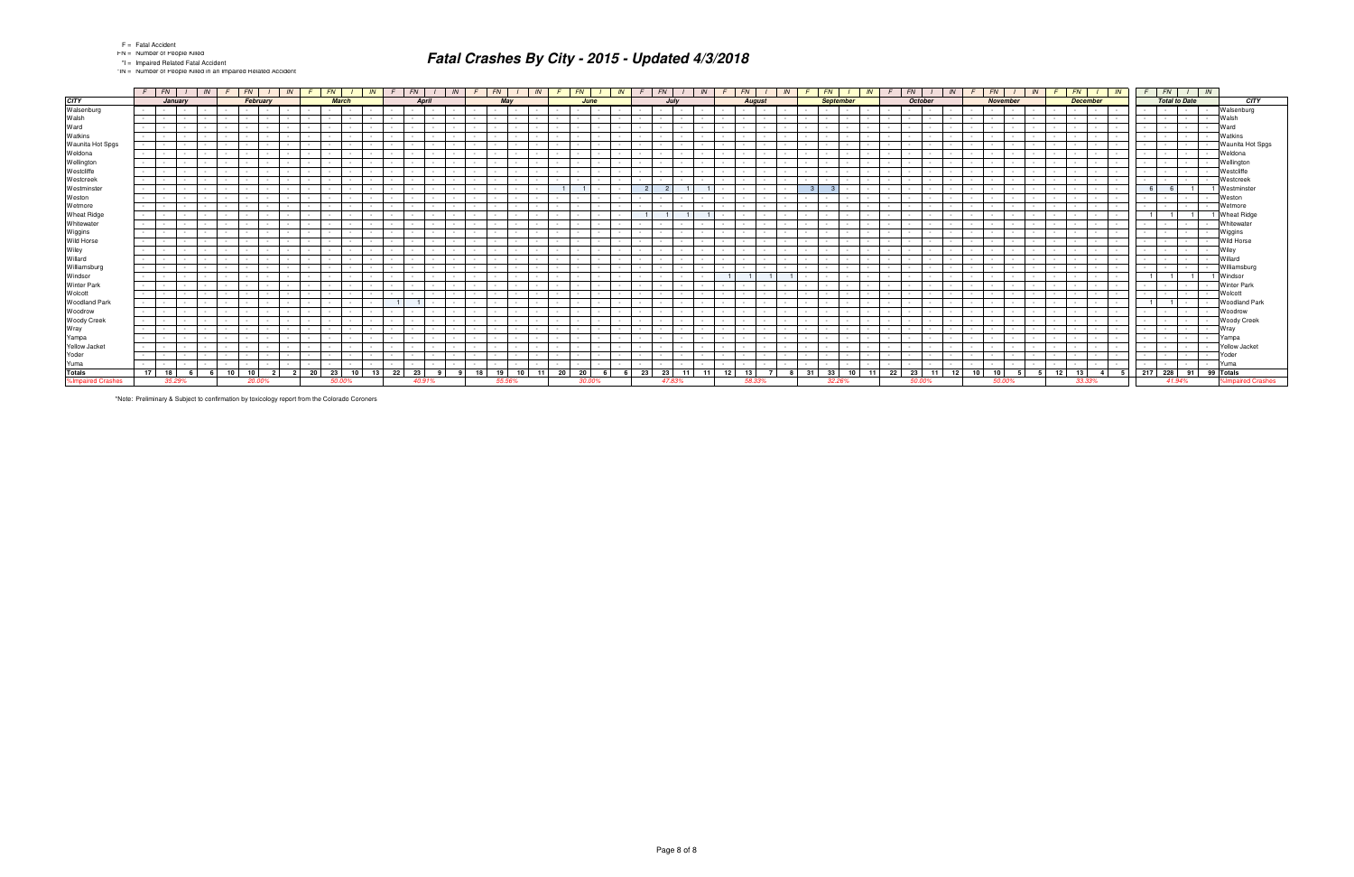F = Fatal Accident
FN = Number of People Killed
*I = Impaired Related Fatal Accident
*IN = Number of People Killed in an Impaired Related Accident

# Fatal Crashes By City - 2015 - Updated 4/3/2018

| | F | FN | I | IN | F | FN | I | IN | F | FN | I | IN | F | FN | I | IN | F | FN | I | IN | F | FN | I | IN | F | FN | I | IN | F | FN | I | IN | F | FN | I | IN | F | FN | I | IN | F | FN | I | IN | F | FN | I | IN | F | FN | I | IN | |
|---|---|---|---|---|---|---|---|---|---|---|---|---|---|---|---|---|---|---|---|---|---|---|---|---|---|---|---|---|---|---|---|---|---|---|---|---|---|---|---|---|---|---|---|---|---|---|---|---|---|---|---|---|---|
| CITY | January | | | | February | | | | March | | | | April | | | | May | | | | June | | | | July | | | | August | | | | September | | | | October | | | | November | | | | December | | | | Total to Date | | | | CITY |
| Walsenburg | - | - | - | - | - | - | - | - | - | - | - | - | - | - | - | - | - | - | - | - | - | - | - | - | - | - | - | - | - | - | - | - | - | - | - | - | - | - | - | - | - | - | - | - | - | - | - | - | - | - | - | - | Walsenburg |
| Walsh | - | - | - | - | - | - | - | - | - | - | - | - | - | - | - | - | - | - | - | - | - | - | - | - | - | - | - | - | - | - | - | - | - | - | - | - | - | - | - | - | - | - | - | - | - | - | - | - | - | - | - | - | Walsh |
| Ward | - | - | - | - | - | - | - | - | - | - | - | - | - | - | - | - | - | - | - | - | - | - | - | - | - | - | - | - | - | - | - | - | - | - | - | - | - | - | - | - | - | - | - | - | - | - | - | - | - | - | - | - | Ward |
| Watkins | - | - | - | - | - | - | - | - | - | - | - | - | - | - | - | - | - | - | - | - | - | - | - | - | - | - | - | - | - | - | - | - | - | - | - | - | - | - | - | - | - | - | - | - | - | - | - | - | - | - | - | - | Watkins |
| Waunita Hot Spgs | - | - | - | - | - | - | - | - | - | - | - | - | - | - | - | - | - | - | - | - | - | - | - | - | - | - | - | - | - | - | - | - | - | - | - | - | - | - | - | - | - | - | - | - | - | - | - | - | - | - | - | - | Waunita Hot Spgs |
| Weldona | - | - | - | - | - | - | - | - | - | - | - | - | - | - | - | - | - | - | - | - | - | - | - | - | - | - | - | - | - | - | - | - | - | - | - | - | - | - | - | - | - | - | - | - | - | - | - | - | - | - | - | - | Weldona |
| Wellington | - | - | - | - | - | - | - | - | - | - | - | - | - | - | - | - | - | - | - | - | - | - | - | - | - | - | - | - | - | - | - | - | - | - | - | - | - | - | - | - | - | - | - | - | - | - | - | - | - | - | - | - | Wellington |
| Westcliffe | - | - | - | - | - | - | - | - | - | - | - | - | - | - | - | - | - | - | - | - | - | - | - | - | - | - | - | - | - | - | - | - | - | - | - | - | - | - | - | - | - | - | - | - | - | - | - | - | - | - | - | - | Westcliffe |
| Westcreek | - | - | - | - | - | - | - | - | - | - | - | - | - | - | - | - | - | - | - | - | - | - | - | - | - | - | - | - | - | - | - | - | - | - | - | - | - | - | - | - | - | - | - | - | - | - | - | - | - | - | - | - | Westcreek |
| Westminster | - | - | - | - | - | - | - | - | - | - | - | - | - | - | - | - | - | - | - | - | 1 | 1 | - | - | 2 | 2 | 1 | 1 | - | - | - | - | 3 | 3 | - | - | - | - | - | - | - | - | - | - | - | - | - | - | 6 | 6 | 1 | 1 | Westminster |
| Weston | - | - | - | - | - | - | - | - | - | - | - | - | - | - | - | - | - | - | - | - | - | - | - | - | - | - | - | - | - | - | - | - | - | - | - | - | - | - | - | - | - | - | - | - | - | - | - | - | - | - | - | - | Weston |
| Wetmore | - | - | - | - | - | - | - | - | - | - | - | - | - | - | - | - | - | - | - | - | - | - | - | - | - | - | - | - | - | - | - | - | - | - | - | - | - | - | - | - | - | - | - | - | - | - | - | - | - | - | - | - | Wetmore |
| Wheat Ridge | - | - | - | - | - | - | - | - | - | - | - | - | - | - | - | - | - | - | - | - | - | - | - | - | 1 | 1 | 1 | 1 | - | - | - | - | - | - | - | - | - | - | - | - | - | - | - | - | - | - | - | - | 1 | 1 | 1 | 1 | Wheat Ridge |
| Whitewater | - | - | - | - | - | - | - | - | - | - | - | - | - | - | - | - | - | - | - | - | - | - | - | - | - | - | - | - | - | - | - | - | - | - | - | - | - | - | - | - | - | - | - | - | - | - | - | - | - | - | - | - | Whitewater |
| Wiggins | - | - | - | - | - | - | - | - | - | - | - | - | - | - | - | - | - | - | - | - | - | - | - | - | - | - | - | - | - | - | - | - | - | - | - | - | - | - | - | - | - | - | - | - | - | - | - | - | - | - | - | - | Wiggins |
| Wild Horse | - | - | - | - | - | - | - | - | - | - | - | - | - | - | - | - | - | - | - | - | - | - | - | - | - | - | - | - | - | - | - | - | - | - | - | - | - | - | - | - | - | - | - | - | - | - | - | - | - | - | - | - | Wild Horse |
| Wiley | - | - | - | - | - | - | - | - | - | - | - | - | - | - | - | - | - | - | - | - | - | - | - | - | - | - | - | - | - | - | - | - | - | - | - | - | - | - | - | - | - | - | - | - | - | - | - | - | - | - | - | - | Wiley |
| Willard | - | - | - | - | - | - | - | - | - | - | - | - | - | - | - | - | - | - | - | - | - | - | - | - | - | - | - | - | - | - | - | - | - | - | - | - | - | - | - | - | - | - | - | - | - | - | - | - | - | - | - | - | Willard |
| Williamsburg | - | - | - | - | - | - | - | - | - | - | - | - | - | - | - | - | - | - | - | - | - | - | - | - | - | - | - | - | - | - | - | - | - | - | - | - | - | - | - | - | - | - | - | - | - | - | - | - | - | - | - | - | Williamsburg |
| Windsor | - | - | - | - | - | - | - | - | - | - | - | - | - | - | - | - | - | - | - | - | - | - | - | - | - | - | - | - | 1 | 1 | 1 | 1 | - | - | - | - | - | - | - | - | - | - | - | - | - | - | - | - | 1 | 1 | 1 | 1 | Windsor |
| Winter Park | - | - | - | - | - | - | - | - | - | - | - | - | - | - | - | - | - | - | - | - | - | - | - | - | - | - | - | - | - | - | - | - | - | - | - | - | - | - | - | - | - | - | - | - | - | - | - | - | - | - | - | - | Winter Park |
| Wolcott | - | - | - | - | - | - | - | - | - | - | - | - | - | - | - | - | - | - | - | - | - | - | - | - | - | - | - | - | - | - | - | - | - | - | - | - | - | - | - | - | - | - | - | - | - | - | - | - | - | - | - | - | Wolcott |
| Woodland Park | - | - | - | - | - | - | - | - | - | - | - | - | 1 | 1 | - | - | - | - | - | - | - | - | - | - | - | - | - | - | - | - | - | - | - | - | - | - | - | - | - | - | - | - | - | - | - | - | - | - | 1 | 1 | - | - | Woodland Park |
| Woodrow | - | - | - | - | - | - | - | - | - | - | - | - | - | - | - | - | - | - | - | - | - | - | - | - | - | - | - | - | - | - | - | - | - | - | - | - | - | - | - | - | - | - | - | - | - | - | - | - | - | - | - | - | Woodrow |
| Woody Creek | - | - | - | - | - | - | - | - | - | - | - | - | - | - | - | - | - | - | - | - | - | - | - | - | - | - | - | - | - | - | - | - | - | - | - | - | - | - | - | - | - | - | - | - | - | - | - | - | - | - | - | - | Woody Creek |
| Wray | - | - | - | - | - | - | - | - | - | - | - | - | - | - | - | - | - | - | - | - | - | - | - | - | - | - | - | - | - | - | - | - | - | - | - | - | - | - | - | - | - | - | - | - | - | - | - | - | - | - | - | - | Wray |
| Yampa | - | - | - | - | - | - | - | - | - | - | - | - | - | - | - | - | - | - | - | - | - | - | - | - | - | - | - | - | - | - | - | - | - | - | - | - | - | - | - | - | - | - | - | - | - | - | - | - | - | - | - | - | Yampa |
| Yellow Jacket | - | - | - | - | - | - | - | - | - | - | - | - | - | - | - | - | - | - | - | - | - | - | - | - | - | - | - | - | - | - | - | - | - | - | - | - | - | - | - | - | - | - | - | - | - | - | - | - | - | - | - | - | Yellow Jacket |
| Yoder | - | - | - | - | - | - | - | - | - | - | - | - | - | - | - | - | - | - | - | - | - | - | - | - | - | - | - | - | - | - | - | - | - | - | - | - | - | - | - | - | - | - | - | - | - | - | - | - | - | - | - | - | Yoder |
| Yuma | - | - | - | - | - | - | - | - | - | - | - | - | - | - | - | - | - | - | - | - | - | - | - | - | - | - | - | - | - | - | - | - | - | - | - | - | - | - | - | - | - | - | - | - | - | - | - | - | - | - | - | - | Yuma |
| **Totals** | **17** | **18** | **6** | **6** | **10** | **10** | **2** | **2** | **20** | **23** | **10** | **13** | **22** | **23** | **9** | **9** | **18** | **19** | **10** | **11** | **20** | **20** | **6** | **6** | **23** | **23** | **11** | **11** | **12** | **13** | **7** | **8** | **31** | **33** | **10** | **11** | **22** | **23** | **11** | **12** | **10** | **10** | **5** | **5** | **12** | **13** | **4** | **5** | **217** | **228** | **91** | **99** | **Totals** |
| %Impaired Crashes | 35.29% | | | | 20.00% | | | | 50.00% | | | | 40.91% | | | | 55.56% | | | | 30.00% | | | | 47.83% | | | | 58.33% | | | | 32.26% | | | | 50.00% | | | | 50.00% | | | | 33.33% | | | | 41.94% | | | | %Impaired Crashes |

*Note: Preliminary & Subject to confirmation by toxicology report from the Colorado Coroners